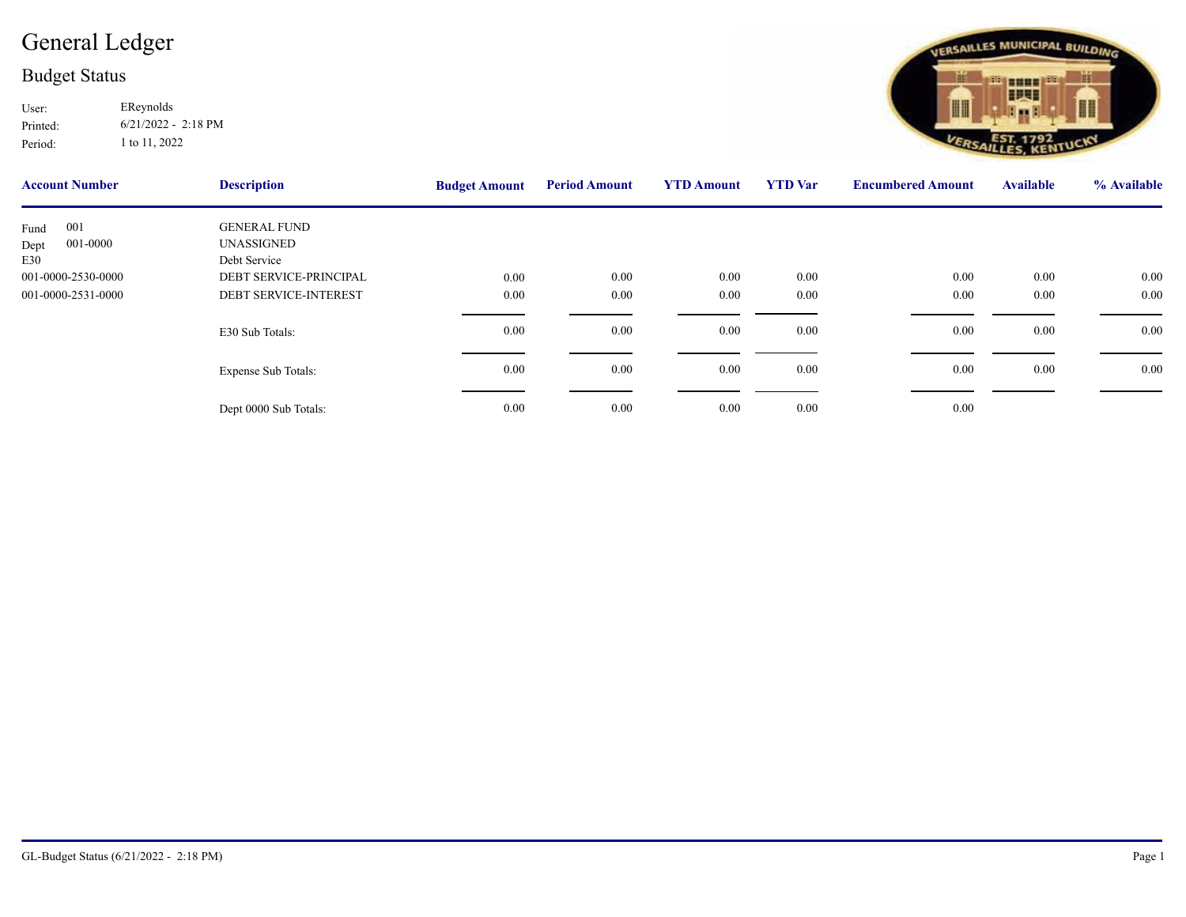# General Ledger

## Budget Status

User: EReynolds
Printed: 6/21/2022 - 2:18 PM
Period: 1 to 11, 2022

| Account Number | Description | Budget Amount | Period Amount | YTD Amount | YTD Var | Encumbered Amount | Available | % Available |
|---|---|---|---|---|---|---|---|---|
| Fund 001 | GENERAL FUND | | | | | | | |
| Dept 001-0000 | UNASSIGNED | | | | | | | |
| E30 | Debt Service | | | | | | | |
| 001-0000-2530-0000 | DEBT SERVICE-PRINCIPAL | 0.00 | 0.00 | 0.00 | 0.00 | 0.00 | 0.00 | 0.00 |
| 001-0000-2531-0000 | DEBT SERVICE-INTEREST | 0.00 | 0.00 | 0.00 | 0.00 | 0.00 | 0.00 | 0.00 |
| | E30 Sub Totals: | 0.00 | 0.00 | 0.00 | 0.00 | 0.00 | 0.00 | 0.00 |
| | Expense Sub Totals: | 0.00 | 0.00 | 0.00 | 0.00 | 0.00 | 0.00 | 0.00 |
| | Dept 0000 Sub Totals: | 0.00 | 0.00 | 0.00 | 0.00 | 0.00 | | |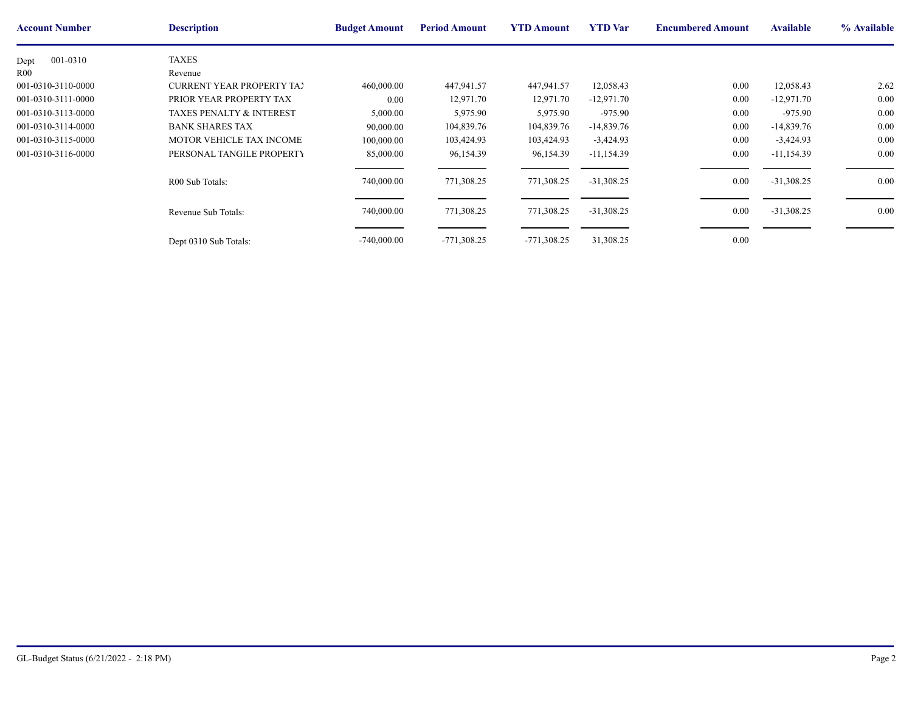| Account Number | Description | Budget Amount | Period Amount | YTD Amount | YTD Var | Encumbered Amount | Available | % Available |
|---|---|---|---|---|---|---|---|---|
| Dept 001-0310 | TAXES | | | | | | | |
| R00 | Revenue | | | | | | | |
| 001-0310-3110-0000 | CURRENT YEAR PROPERTY TAX | 460,000.00 | 447,941.57 | 447,941.57 | 12,058.43 | 0.00 | 12,058.43 | 2.62 |
| 001-0310-3111-0000 | PRIOR YEAR PROPERTY TAX | 0.00 | 12,971.70 | 12,971.70 | -12,971.70 | 0.00 | -12,971.70 | 0.00 |
| 001-0310-3113-0000 | TAXES PENALTY & INTEREST | 5,000.00 | 5,975.90 | 5,975.90 | -975.90 | 0.00 | -975.90 | 0.00 |
| 001-0310-3114-0000 | BANK SHARES TAX | 90,000.00 | 104,839.76 | 104,839.76 | -14,839.76 | 0.00 | -14,839.76 | 0.00 |
| 001-0310-3115-0000 | MOTOR VEHICLE TAX INCOME | 100,000.00 | 103,424.93 | 103,424.93 | -3,424.93 | 0.00 | -3,424.93 | 0.00 |
| 001-0310-3116-0000 | PERSONAL TANGILE PROPERTY | 85,000.00 | 96,154.39 | 96,154.39 | -11,154.39 | 0.00 | -11,154.39 | 0.00 |
| | R00 Sub Totals: | 740,000.00 | 771,308.25 | 771,308.25 | -31,308.25 | 0.00 | -31,308.25 | 0.00 |
| | Revenue Sub Totals: | 740,000.00 | 771,308.25 | 771,308.25 | -31,308.25 | 0.00 | -31,308.25 | 0.00 |
| | Dept 0310 Sub Totals: | -740,000.00 | -771,308.25 | -771,308.25 | 31,308.25 | 0.00 | | |

GL-Budget Status (6/21/2022 - 2:18 PM)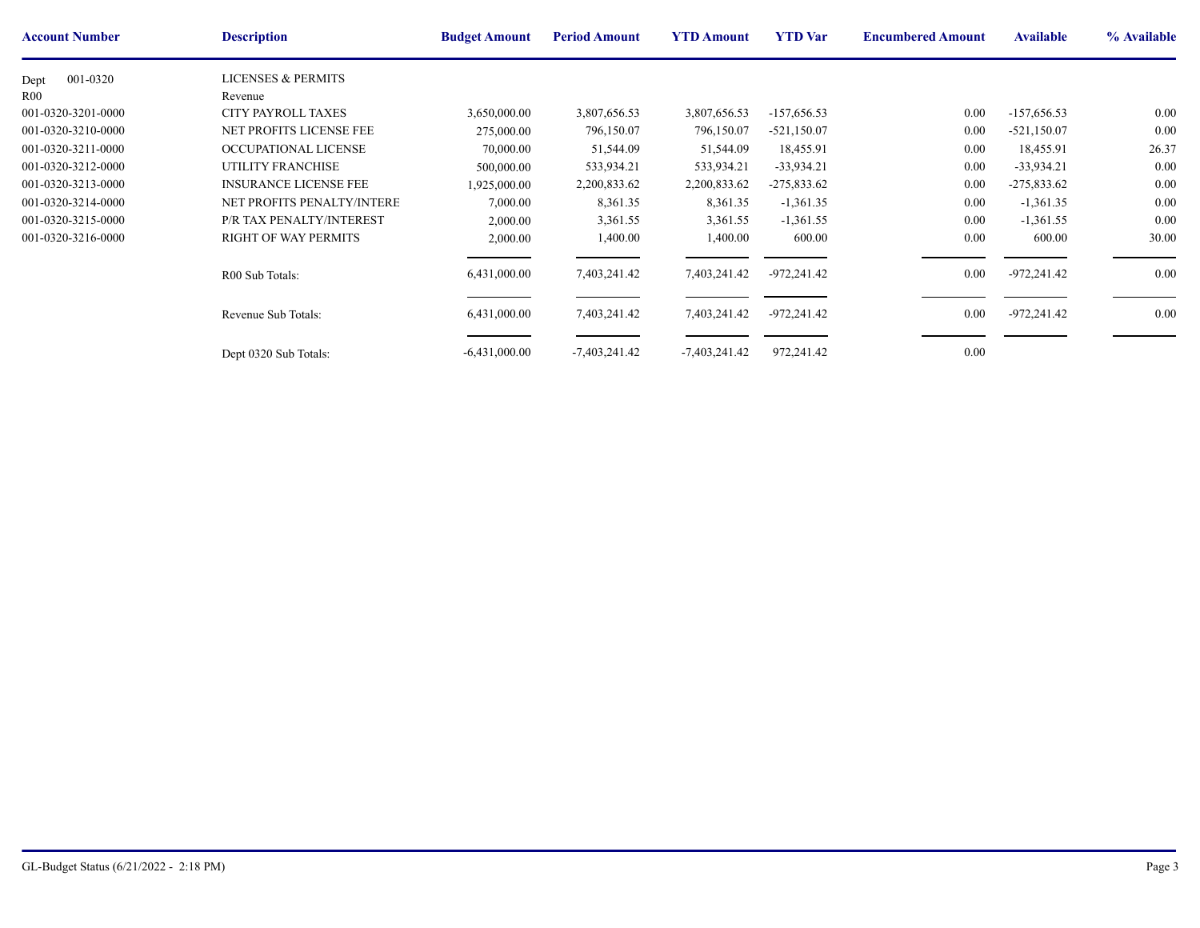| Account Number | Description | Budget Amount | Period Amount | YTD Amount | YTD Var | Encumbered Amount | Available | % Available |
|---|---|---|---|---|---|---|---|---|
| Dept 001-0320 | LICENSES & PERMITS | | | | | | | |
| R00 | Revenue | | | | | | | |
| 001-0320-3201-0000 | CITY PAYROLL TAXES | 3,650,000.00 | 3,807,656.53 | 3,807,656.53 | -157,656.53 | 0.00 | -157,656.53 | 0.00 |
| 001-0320-3210-0000 | NET PROFITS LICENSE FEE | 275,000.00 | 796,150.07 | 796,150.07 | -521,150.07 | 0.00 | -521,150.07 | 0.00 |
| 001-0320-3211-0000 | OCCUPATIONAL LICENSE | 70,000.00 | 51,544.09 | 51,544.09 | 18,455.91 | 0.00 | 18,455.91 | 26.37 |
| 001-0320-3212-0000 | UTILITY FRANCHISE | 500,000.00 | 533,934.21 | 533,934.21 | -33,934.21 | 0.00 | -33,934.21 | 0.00 |
| 001-0320-3213-0000 | INSURANCE LICENSE FEE | 1,925,000.00 | 2,200,833.62 | 2,200,833.62 | -275,833.62 | 0.00 | -275,833.62 | 0.00 |
| 001-0320-3214-0000 | NET PROFITS PENALTY/INTERE | 7,000.00 | 8,361.35 | 8,361.35 | -1,361.35 | 0.00 | -1,361.35 | 0.00 |
| 001-0320-3215-0000 | P/R TAX PENALTY/INTEREST | 2,000.00 | 3,361.55 | 3,361.55 | -1,361.55 | 0.00 | -1,361.55 | 0.00 |
| 001-0320-3216-0000 | RIGHT OF WAY PERMITS | 2,000.00 | 1,400.00 | 1,400.00 | 600.00 | 0.00 | 600.00 | 30.00 |
| | R00 Sub Totals: | 6,431,000.00 | 7,403,241.42 | 7,403,241.42 | -972,241.42 | 0.00 | -972,241.42 | 0.00 |
| | Revenue Sub Totals: | 6,431,000.00 | 7,403,241.42 | 7,403,241.42 | -972,241.42 | 0.00 | -972,241.42 | 0.00 |
| | Dept 0320 Sub Totals: | -6,431,000.00 | -7,403,241.42 | -7,403,241.42 | 972,241.42 | 0.00 | | |

GL-Budget Status (6/21/2022 - 2:18 PM)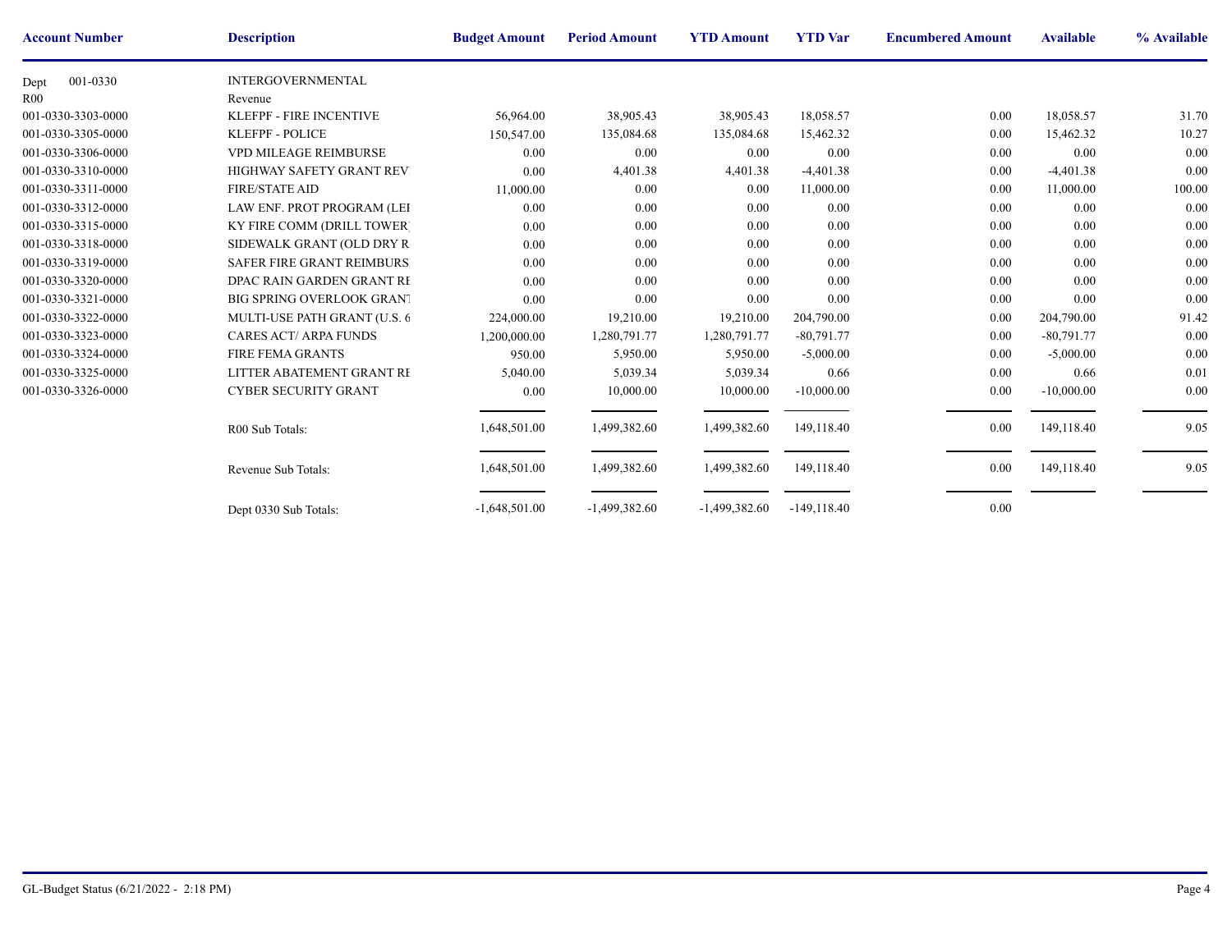| Account Number | Description | Budget Amount | Period Amount | YTD Amount | YTD Var | Encumbered Amount | Available | % Available |
|---|---|---|---|---|---|---|---|---|
| Dept 001-0330 | INTERGOVERNMENTAL | | | | | | | |
| R00 | Revenue | | | | | | | |
| 001-0330-3303-0000 | KLEFPF - FIRE INCENTIVE | 56,964.00 | 38,905.43 | 38,905.43 | 18,058.57 | 0.00 | 18,058.57 | 31.70 |
| 001-0330-3305-0000 | KLEFPF - POLICE | 150,547.00 | 135,084.68 | 135,084.68 | 15,462.32 | 0.00 | 15,462.32 | 10.27 |
| 001-0330-3306-0000 | VPD MILEAGE REIMBURSE | 0.00 | 0.00 | 0.00 | 0.00 | 0.00 | 0.00 | 0.00 |
| 001-0330-3310-0000 | HIGHWAY SAFETY GRANT REV | 0.00 | 4,401.38 | 4,401.38 | -4,401.38 | 0.00 | -4,401.38 | 0.00 |
| 001-0330-3311-0000 | FIRE/STATE AID | 11,000.00 | 0.00 | 0.00 | 11,000.00 | 0.00 | 11,000.00 | 100.00 |
| 001-0330-3312-0000 | LAW ENF. PROT PROGRAM (LEI | 0.00 | 0.00 | 0.00 | 0.00 | 0.00 | 0.00 | 0.00 |
| 001-0330-3315-0000 | KY FIRE COMM (DRILL TOWER) | 0.00 | 0.00 | 0.00 | 0.00 | 0.00 | 0.00 | 0.00 |
| 001-0330-3318-0000 | SIDEWALK GRANT (OLD DRY R | 0.00 | 0.00 | 0.00 | 0.00 | 0.00 | 0.00 | 0.00 |
| 001-0330-3319-0000 | SAFER FIRE GRANT REIMBURS | 0.00 | 0.00 | 0.00 | 0.00 | 0.00 | 0.00 | 0.00 |
| 001-0330-3320-0000 | DPAC RAIN GARDEN GRANT RI | 0.00 | 0.00 | 0.00 | 0.00 | 0.00 | 0.00 | 0.00 |
| 001-0330-3321-0000 | BIG SPRING OVERLOOK GRANT | 0.00 | 0.00 | 0.00 | 0.00 | 0.00 | 0.00 | 0.00 |
| 001-0330-3322-0000 | MULTI-USE PATH GRANT (U.S. 6 | 224,000.00 | 19,210.00 | 19,210.00 | 204,790.00 | 0.00 | 204,790.00 | 91.42 |
| 001-0330-3323-0000 | CARES ACT/ ARPA FUNDS | 1,200,000.00 | 1,280,791.77 | 1,280,791.77 | -80,791.77 | 0.00 | -80,791.77 | 0.00 |
| 001-0330-3324-0000 | FIRE FEMA GRANTS | 950.00 | 5,950.00 | 5,950.00 | -5,000.00 | 0.00 | -5,000.00 | 0.00 |
| 001-0330-3325-0000 | LITTER ABATEMENT GRANT RI | 5,040.00 | 5,039.34 | 5,039.34 | 0.66 | 0.00 | 0.66 | 0.01 |
| 001-0330-3326-0000 | CYBER SECURITY GRANT | 0.00 | 10,000.00 | 10,000.00 | -10,000.00 | 0.00 | -10,000.00 | 0.00 |
| | R00 Sub Totals: | 1,648,501.00 | 1,499,382.60 | 1,499,382.60 | 149,118.40 | 0.00 | 149,118.40 | 9.05 |
| | Revenue Sub Totals: | 1,648,501.00 | 1,499,382.60 | 1,499,382.60 | 149,118.40 | 0.00 | 149,118.40 | 9.05 |
| | Dept 0330 Sub Totals: | -1,648,501.00 | -1,499,382.60 | -1,499,382.60 | -149,118.40 | 0.00 | | |

GL-Budget Status (6/21/2022 - 2:18 PM)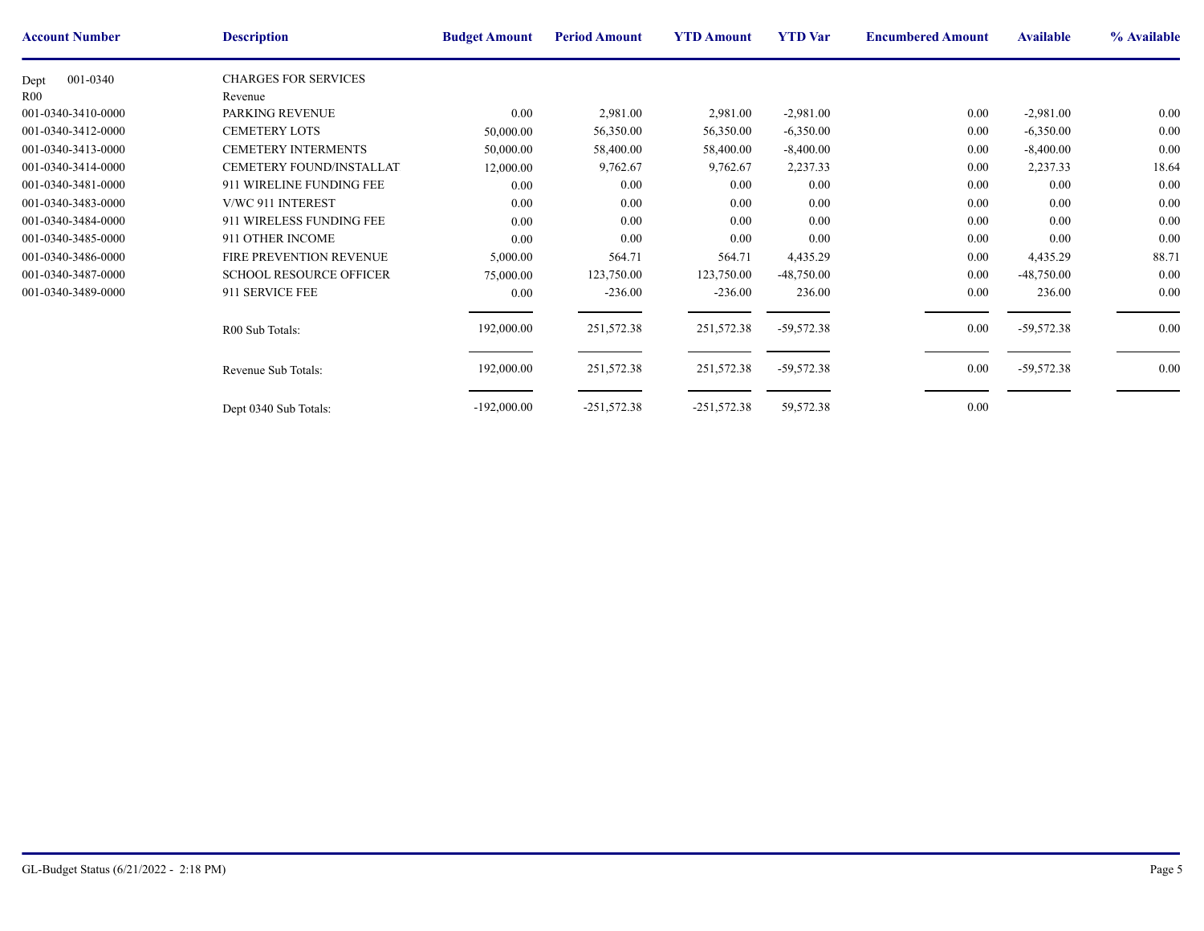| Account Number | Description | Budget Amount | Period Amount | YTD Amount | YTD Var | Encumbered Amount | Available | % Available |
|---|---|---|---|---|---|---|---|---|
| Dept 001-0340 | CHARGES FOR SERVICES | | | | | | | |
| R00 | Revenue | | | | | | | |
| 001-0340-3410-0000 | PARKING REVENUE | 0.00 | 2,981.00 | 2,981.00 | -2,981.00 | 0.00 | -2,981.00 | 0.00 |
| 001-0340-3412-0000 | CEMETERY LOTS | 50,000.00 | 56,350.00 | 56,350.00 | -6,350.00 | 0.00 | -6,350.00 | 0.00 |
| 001-0340-3413-0000 | CEMETERY INTERMENTS | 50,000.00 | 58,400.00 | 58,400.00 | -8,400.00 | 0.00 | -8,400.00 | 0.00 |
| 001-0340-3414-0000 | CEMETERY FOUND/INSTALLAT | 12,000.00 | 9,762.67 | 9,762.67 | 2,237.33 | 0.00 | 2,237.33 | 18.64 |
| 001-0340-3481-0000 | 911 WIRELINE FUNDING FEE | 0.00 | 0.00 | 0.00 | 0.00 | 0.00 | 0.00 | 0.00 |
| 001-0340-3483-0000 | V/WC 911 INTEREST | 0.00 | 0.00 | 0.00 | 0.00 | 0.00 | 0.00 | 0.00 |
| 001-0340-3484-0000 | 911 WIRELESS FUNDING FEE | 0.00 | 0.00 | 0.00 | 0.00 | 0.00 | 0.00 | 0.00 |
| 001-0340-3485-0000 | 911 OTHER INCOME | 0.00 | 0.00 | 0.00 | 0.00 | 0.00 | 0.00 | 0.00 |
| 001-0340-3486-0000 | FIRE PREVENTION REVENUE | 5,000.00 | 564.71 | 564.71 | 4,435.29 | 0.00 | 4,435.29 | 88.71 |
| 001-0340-3487-0000 | SCHOOL RESOURCE OFFICER | 75,000.00 | 123,750.00 | 123,750.00 | -48,750.00 | 0.00 | -48,750.00 | 0.00 |
| 001-0340-3489-0000 | 911 SERVICE FEE | 0.00 | -236.00 | -236.00 | 236.00 | 0.00 | 236.00 | 0.00 |
| | R00 Sub Totals: | 192,000.00 | 251,572.38 | 251,572.38 | -59,572.38 | 0.00 | -59,572.38 | 0.00 |
| | Revenue Sub Totals: | 192,000.00 | 251,572.38 | 251,572.38 | -59,572.38 | 0.00 | -59,572.38 | 0.00 |
| | Dept 0340 Sub Totals: | -192,000.00 | -251,572.38 | -251,572.38 | 59,572.38 | 0.00 | | |

GL-Budget Status (6/21/2022 - 2:18 PM)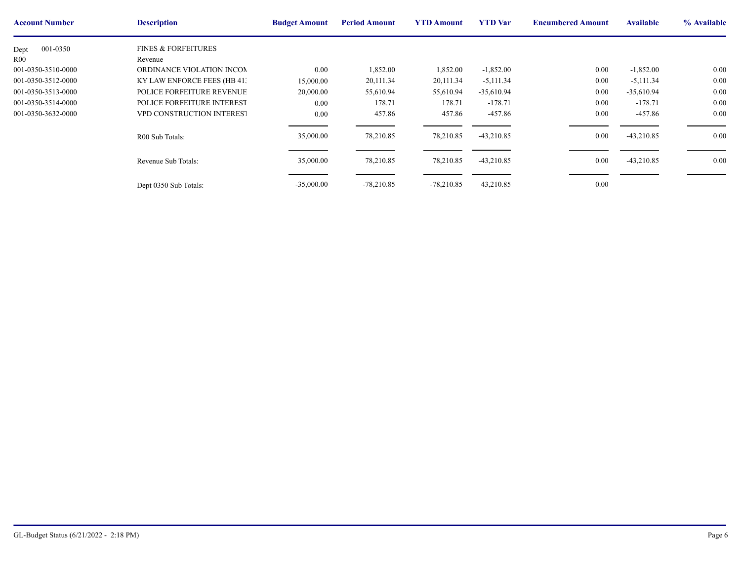| Account Number | Description | Budget Amount | Period Amount | YTD Amount | YTD Var | Encumbered Amount | Available | % Available |
|---|---|---|---|---|---|---|---|---|
| Dept 001-0350 | FINES & FORFEITURES | | | | | | | |
| R00 | Revenue | | | | | | | |
| 001-0350-3510-0000 | ORDINANCE VIOLATION INCON | 0.00 | 1,852.00 | 1,852.00 | -1,852.00 | 0.00 | -1,852.00 | 0.00 |
| 001-0350-3512-0000 | KY LAW ENFORCE FEES (HB 41 | 15,000.00 | 20,111.34 | 20,111.34 | -5,111.34 | 0.00 | -5,111.34 | 0.00 |
| 001-0350-3513-0000 | POLICE FORFEITURE REVENUE | 20,000.00 | 55,610.94 | 55,610.94 | -35,610.94 | 0.00 | -35,610.94 | 0.00 |
| 001-0350-3514-0000 | POLICE FORFEITURE INTEREST | 0.00 | 178.71 | 178.71 | -178.71 | 0.00 | -178.71 | 0.00 |
| 001-0350-3632-0000 | VPD CONSTRUCTION INTEREST | 0.00 | 457.86 | 457.86 | -457.86 | 0.00 | -457.86 | 0.00 |
| | R00 Sub Totals: | 35,000.00 | 78,210.85 | 78,210.85 | -43,210.85 | 0.00 | -43,210.85 | 0.00 |
| | Revenue Sub Totals: | 35,000.00 | 78,210.85 | 78,210.85 | -43,210.85 | 0.00 | -43,210.85 | 0.00 |
| | Dept 0350 Sub Totals: | -35,000.00 | -78,210.85 | -78,210.85 | 43,210.85 | 0.00 | | |

GL-Budget Status (6/21/2022 - 2:18 PM)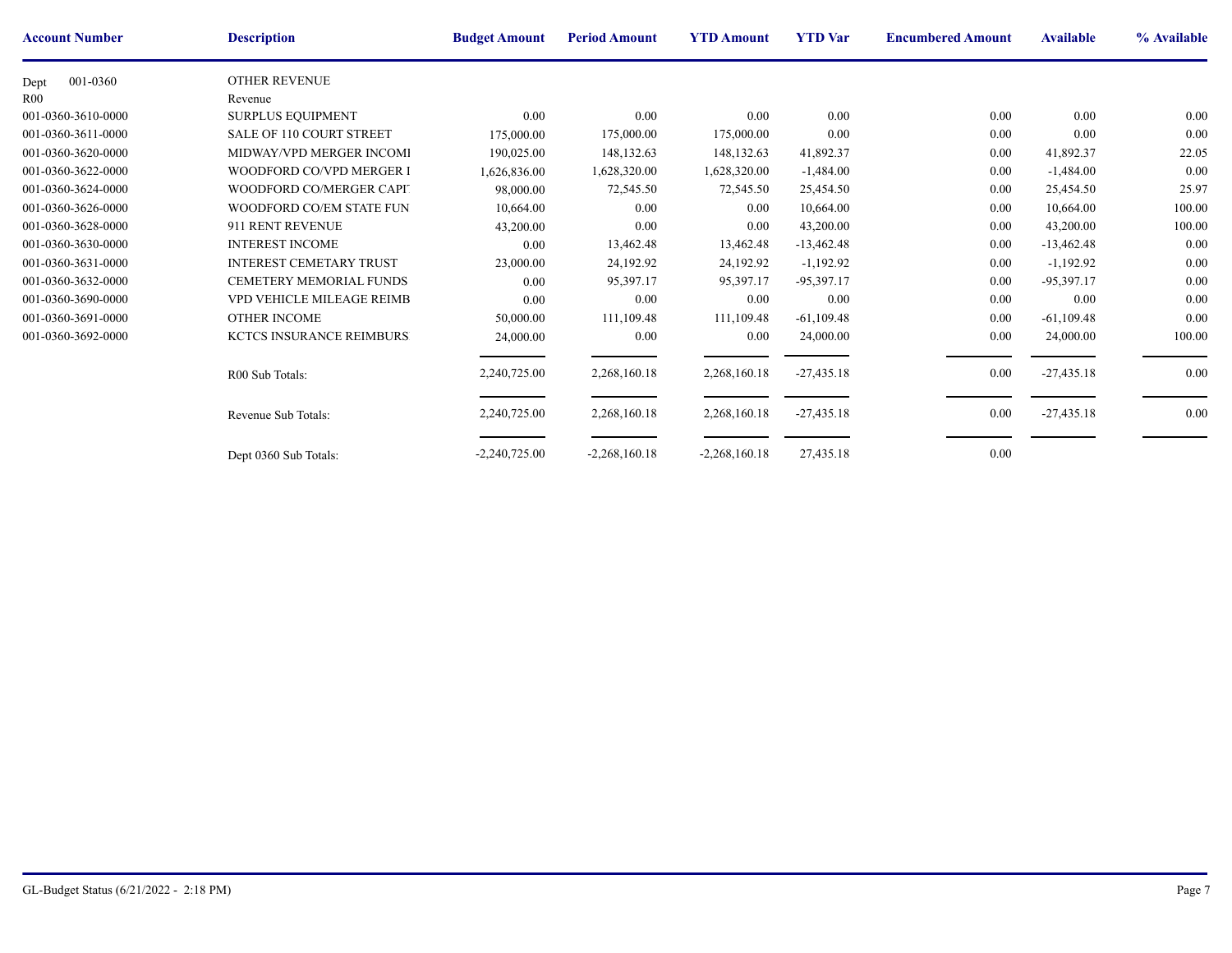| Account Number | Description | Budget Amount | Period Amount | YTD Amount | YTD Var | Encumbered Amount | Available | % Available |
|---|---|---|---|---|---|---|---|---|
| Dept 001-0360 | OTHER REVENUE | | | | | | | |
| R00 | Revenue | | | | | | | |
| 001-0360-3610-0000 | SURPLUS EQUIPMENT | 0.00 | 0.00 | 0.00 | 0.00 | 0.00 | 0.00 | 0.00 |
| 001-0360-3611-0000 | SALE OF 110 COURT STREET | 175,000.00 | 175,000.00 | 175,000.00 | 0.00 | 0.00 | 0.00 | 0.00 |
| 001-0360-3620-0000 | MIDWAY/VPD MERGER INCOMI | 190,025.00 | 148,132.63 | 148,132.63 | 41,892.37 | 0.00 | 41,892.37 | 22.05 |
| 001-0360-3622-0000 | WOODFORD CO/VPD MERGER I | 1,626,836.00 | 1,628,320.00 | 1,628,320.00 | -1,484.00 | 0.00 | -1,484.00 | 0.00 |
| 001-0360-3624-0000 | WOODFORD CO/MERGER CAPI | 98,000.00 | 72,545.50 | 72,545.50 | 25,454.50 | 0.00 | 25,454.50 | 25.97 |
| 001-0360-3626-0000 | WOODFORD CO/EM STATE FUN | 10,664.00 | 0.00 | 0.00 | 10,664.00 | 0.00 | 10,664.00 | 100.00 |
| 001-0360-3628-0000 | 911 RENT REVENUE | 43,200.00 | 0.00 | 0.00 | 43,200.00 | 0.00 | 43,200.00 | 100.00 |
| 001-0360-3630-0000 | INTEREST INCOME | 0.00 | 13,462.48 | 13,462.48 | -13,462.48 | 0.00 | -13,462.48 | 0.00 |
| 001-0360-3631-0000 | INTEREST CEMETARY TRUST | 23,000.00 | 24,192.92 | 24,192.92 | -1,192.92 | 0.00 | -1,192.92 | 0.00 |
| 001-0360-3632-0000 | CEMETERY MEMORIAL FUNDS | 0.00 | 95,397.17 | 95,397.17 | -95,397.17 | 0.00 | -95,397.17 | 0.00 |
| 001-0360-3690-0000 | VPD VEHICLE MILEAGE REIMB | 0.00 | 0.00 | 0.00 | 0.00 | 0.00 | 0.00 | 0.00 |
| 001-0360-3691-0000 | OTHER INCOME | 50,000.00 | 111,109.48 | 111,109.48 | -61,109.48 | 0.00 | -61,109.48 | 0.00 |
| 001-0360-3692-0000 | KCTCS INSURANCE REIMBURS | 24,000.00 | 0.00 | 0.00 | 24,000.00 | 0.00 | 24,000.00 | 100.00 |
| | R00 Sub Totals: | 2,240,725.00 | 2,268,160.18 | 2,268,160.18 | -27,435.18 | 0.00 | -27,435.18 | 0.00 |
| | Revenue Sub Totals: | 2,240,725.00 | 2,268,160.18 | 2,268,160.18 | -27,435.18 | 0.00 | -27,435.18 | 0.00 |
| | Dept 0360 Sub Totals: | -2,240,725.00 | -2,268,160.18 | -2,268,160.18 | 27,435.18 | 0.00 | | |

GL-Budget Status (6/21/2022 - 2:18 PM)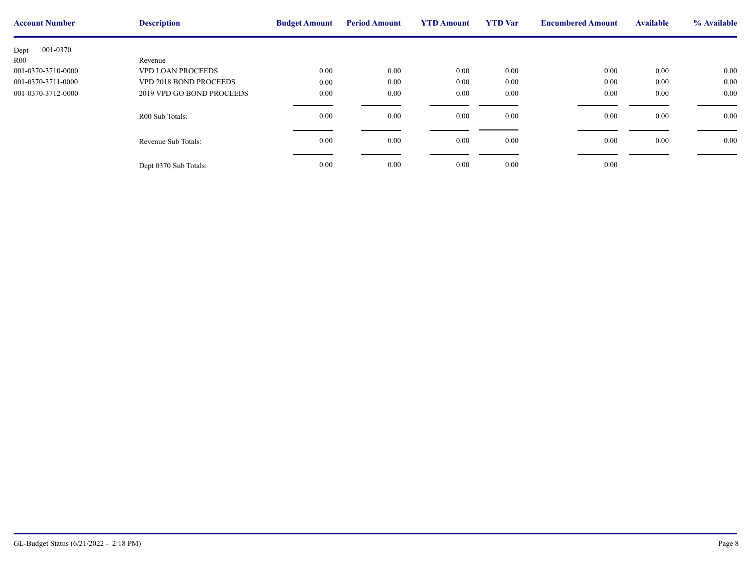| Account Number | Description | Budget Amount | Period Amount | YTD Amount | YTD Var | Encumbered Amount | Available | % Available |
|---|---|---|---|---|---|---|---|---|
| Dept 001-0370 | | | | | | | | |
| R00 | Revenue | | | | | | | |
| 001-0370-3710-0000 | VPD LOAN PROCEEDS | 0.00 | 0.00 | 0.00 | 0.00 | 0.00 | 0.00 | 0.00 |
| 001-0370-3711-0000 | VPD 2018 BOND PROCEEDS | 0.00 | 0.00 | 0.00 | 0.00 | 0.00 | 0.00 | 0.00 |
| 001-0370-3712-0000 | 2019 VPD GO BOND PROCEEDS | 0.00 | 0.00 | 0.00 | 0.00 | 0.00 | 0.00 | 0.00 |
| | R00 Sub Totals: | 0.00 | 0.00 | 0.00 | 0.00 | 0.00 | 0.00 | 0.00 |
| | Revenue Sub Totals: | 0.00 | 0.00 | 0.00 | 0.00 | 0.00 | 0.00 | 0.00 |
| | Dept 0370 Sub Totals: | 0.00 | 0.00 | 0.00 | 0.00 | 0.00 | | |

GL-Budget Status (6/21/2022 - 2:18 PM)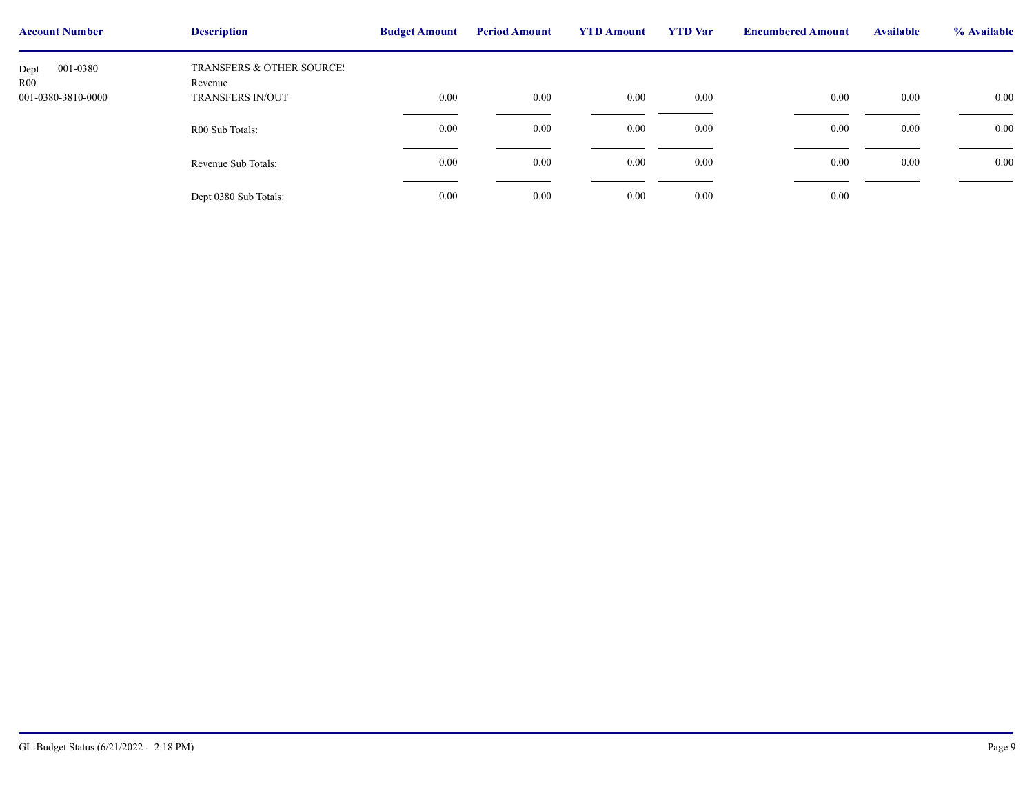| Account Number | Description | Budget Amount | Period Amount | YTD Amount | YTD Var | Encumbered Amount | Available | % Available |
|---|---|---|---|---|---|---|---|---|
| Dept 001-0380 | TRANSFERS & OTHER SOURCES | | | | | | | |
| R00 | Revenue | | | | | | | |
| 001-0380-3810-0000 | TRANSFERS IN/OUT | 0.00 | 0.00 | 0.00 | 0.00 | 0.00 | 0.00 | 0.00 |
| | R00 Sub Totals: | 0.00 | 0.00 | 0.00 | 0.00 | 0.00 | 0.00 | 0.00 |
| | Revenue Sub Totals: | 0.00 | 0.00 | 0.00 | 0.00 | 0.00 | 0.00 | 0.00 |
| | Dept 0380 Sub Totals: | 0.00 | 0.00 | 0.00 | 0.00 | 0.00 | | |

GL-Budget Status (6/21/2022 - 2:18 PM)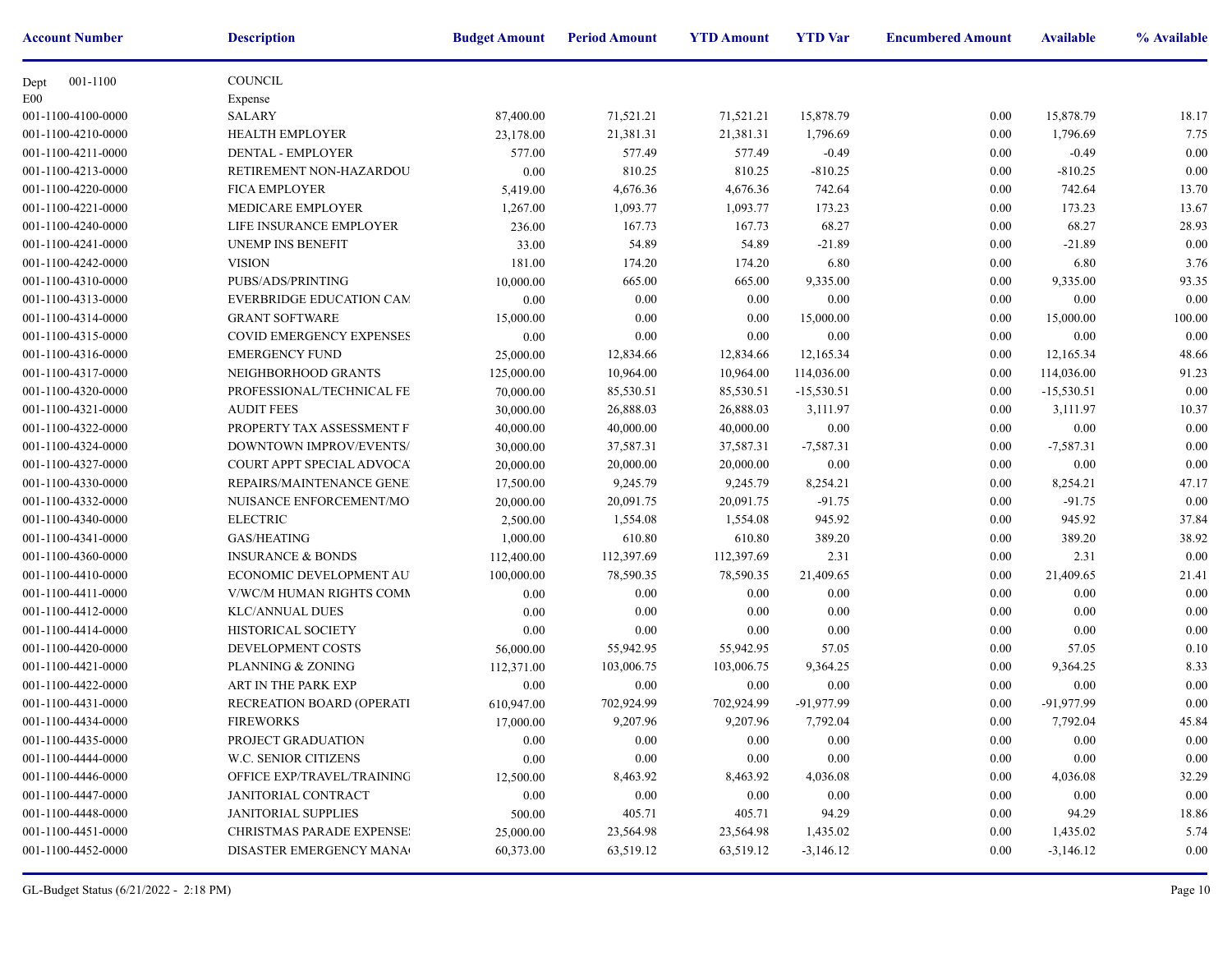| Account Number | Description | Budget Amount | Period Amount | YTD Amount | YTD Var | Encumbered Amount | Available | % Available |
|---|---|---|---|---|---|---|---|---|
| Dept 001-1100 | COUNCIL | | | | | | | |
| E00 | Expense | | | | | | | |
| 001-1100-4100-0000 | SALARY | 87,400.00 | 71,521.21 | 71,521.21 | 15,878.79 | 0.00 | 15,878.79 | 18.17 |
| 001-1100-4210-0000 | HEALTH EMPLOYER | 23,178.00 | 21,381.31 | 21,381.31 | 1,796.69 | 0.00 | 1,796.69 | 7.75 |
| 001-1100-4211-0000 | DENTAL - EMPLOYER | 577.00 | 577.49 | 577.49 | -0.49 | 0.00 | -0.49 | 0.00 |
| 001-1100-4213-0000 | RETIREMENT NON-HAZARDOU | 0.00 | 810.25 | 810.25 | -810.25 | 0.00 | -810.25 | 0.00 |
| 001-1100-4220-0000 | FICA EMPLOYER | 5,419.00 | 4,676.36 | 4,676.36 | 742.64 | 0.00 | 742.64 | 13.70 |
| 001-1100-4221-0000 | MEDICARE EMPLOYER | 1,267.00 | 1,093.77 | 1,093.77 | 173.23 | 0.00 | 173.23 | 13.67 |
| 001-1100-4240-0000 | LIFE INSURANCE EMPLOYER | 236.00 | 167.73 | 167.73 | 68.27 | 0.00 | 68.27 | 28.93 |
| 001-1100-4241-0000 | UNEMP INS BENEFIT | 33.00 | 54.89 | 54.89 | -21.89 | 0.00 | -21.89 | 0.00 |
| 001-1100-4242-0000 | VISION | 181.00 | 174.20 | 174.20 | 6.80 | 0.00 | 6.80 | 3.76 |
| 001-1100-4310-0000 | PUBS/ADS/PRINTING | 10,000.00 | 665.00 | 665.00 | 9,335.00 | 0.00 | 9,335.00 | 93.35 |
| 001-1100-4313-0000 | EVERBRIDGE EDUCATION CAM | 0.00 | 0.00 | 0.00 | 0.00 | 0.00 | 0.00 | 0.00 |
| 001-1100-4314-0000 | GRANT SOFTWARE | 15,000.00 | 0.00 | 0.00 | 15,000.00 | 0.00 | 15,000.00 | 100.00 |
| 001-1100-4315-0000 | COVID EMERGENCY EXPENSES | 0.00 | 0.00 | 0.00 | 0.00 | 0.00 | 0.00 | 0.00 |
| 001-1100-4316-0000 | EMERGENCY FUND | 25,000.00 | 12,834.66 | 12,834.66 | 12,165.34 | 0.00 | 12,165.34 | 48.66 |
| 001-1100-4317-0000 | NEIGHBORHOOD GRANTS | 125,000.00 | 10,964.00 | 10,964.00 | 114,036.00 | 0.00 | 114,036.00 | 91.23 |
| 001-1100-4320-0000 | PROFESSIONAL/TECHNICAL FE | 70,000.00 | 85,530.51 | 85,530.51 | -15,530.51 | 0.00 | -15,530.51 | 0.00 |
| 001-1100-4321-0000 | AUDIT FEES | 30,000.00 | 26,888.03 | 26,888.03 | 3,111.97 | 0.00 | 3,111.97 | 10.37 |
| 001-1100-4322-0000 | PROPERTY TAX ASSESSMENT F | 40,000.00 | 40,000.00 | 40,000.00 | 0.00 | 0.00 | 0.00 | 0.00 |
| 001-1100-4324-0000 | DOWNTOWN IMPROV/EVENTS/ | 30,000.00 | 37,587.31 | 37,587.31 | -7,587.31 | 0.00 | -7,587.31 | 0.00 |
| 001-1100-4327-0000 | COURT APPT SPECIAL ADVOCA | 20,000.00 | 20,000.00 | 20,000.00 | 0.00 | 0.00 | 0.00 | 0.00 |
| 001-1100-4330-0000 | REPAIRS/MAINTENANCE GENE | 17,500.00 | 9,245.79 | 9,245.79 | 8,254.21 | 0.00 | 8,254.21 | 47.17 |
| 001-1100-4332-0000 | NUISANCE ENFORCEMENT/MO | 20,000.00 | 20,091.75 | 20,091.75 | -91.75 | 0.00 | -91.75 | 0.00 |
| 001-1100-4340-0000 | ELECTRIC | 2,500.00 | 1,554.08 | 1,554.08 | 945.92 | 0.00 | 945.92 | 37.84 |
| 001-1100-4341-0000 | GAS/HEATING | 1,000.00 | 610.80 | 610.80 | 389.20 | 0.00 | 389.20 | 38.92 |
| 001-1100-4360-0000 | INSURANCE & BONDS | 112,400.00 | 112,397.69 | 112,397.69 | 2.31 | 0.00 | 2.31 | 0.00 |
| 001-1100-4410-0000 | ECONOMIC DEVELOPMENT AU | 100,000.00 | 78,590.35 | 78,590.35 | 21,409.65 | 0.00 | 21,409.65 | 21.41 |
| 001-1100-4411-0000 | V/WC/M HUMAN RIGHTS COMM | 0.00 | 0.00 | 0.00 | 0.00 | 0.00 | 0.00 | 0.00 |
| 001-1100-4412-0000 | KLC/ANNUAL DUES | 0.00 | 0.00 | 0.00 | 0.00 | 0.00 | 0.00 | 0.00 |
| 001-1100-4414-0000 | HISTORICAL SOCIETY | 0.00 | 0.00 | 0.00 | 0.00 | 0.00 | 0.00 | 0.00 |
| 001-1100-4420-0000 | DEVELOPMENT COSTS | 56,000.00 | 55,942.95 | 55,942.95 | 57.05 | 0.00 | 57.05 | 0.10 |
| 001-1100-4421-0000 | PLANNING & ZONING | 112,371.00 | 103,006.75 | 103,006.75 | 9,364.25 | 0.00 | 9,364.25 | 8.33 |
| 001-1100-4422-0000 | ART IN THE PARK EXP | 0.00 | 0.00 | 0.00 | 0.00 | 0.00 | 0.00 | 0.00 |
| 001-1100-4431-0000 | RECREATION BOARD (OPERATI | 610,947.00 | 702,924.99 | 702,924.99 | -91,977.99 | 0.00 | -91,977.99 | 0.00 |
| 001-1100-4434-0000 | FIREWORKS | 17,000.00 | 9,207.96 | 9,207.96 | 7,792.04 | 0.00 | 7,792.04 | 45.84 |
| 001-1100-4435-0000 | PROJECT GRADUATION | 0.00 | 0.00 | 0.00 | 0.00 | 0.00 | 0.00 | 0.00 |
| 001-1100-4444-0000 | W.C. SENIOR CITIZENS | 0.00 | 0.00 | 0.00 | 0.00 | 0.00 | 0.00 | 0.00 |
| 001-1100-4446-0000 | OFFICE EXP/TRAVEL/TRAINING | 12,500.00 | 8,463.92 | 8,463.92 | 4,036.08 | 0.00 | 4,036.08 | 32.29 |
| 001-1100-4447-0000 | JANITORIAL CONTRACT | 0.00 | 0.00 | 0.00 | 0.00 | 0.00 | 0.00 | 0.00 |
| 001-1100-4448-0000 | JANITORIAL SUPPLIES | 500.00 | 405.71 | 405.71 | 94.29 | 0.00 | 94.29 | 18.86 |
| 001-1100-4451-0000 | CHRISTMAS PARADE EXPENSE | 25,000.00 | 23,564.98 | 23,564.98 | 1,435.02 | 0.00 | 1,435.02 | 5.74 |
| 001-1100-4452-0000 | DISASTER EMERGENCY MANA | 60,373.00 | 63,519.12 | 63,519.12 | -3,146.12 | 0.00 | -3,146.12 | 0.00 |

GL-Budget Status (6/21/2022 - 2:18 PM)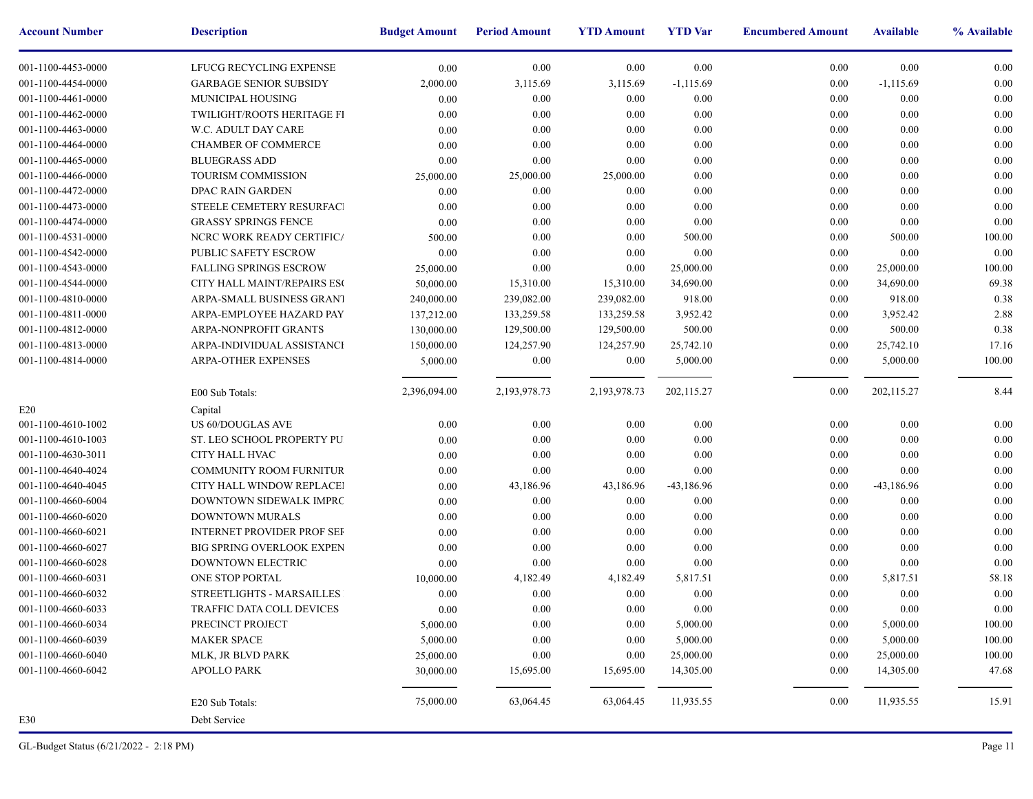| Account Number | Description | Budget Amount | Period Amount | YTD Amount | YTD Var | Encumbered Amount | Available | % Available |
|---|---|---|---|---|---|---|---|---|
| 001-1100-4453-0000 | LFUCG RECYCLING EXPENSE | 0.00 | 0.00 | 0.00 | 0.00 | 0.00 | 0.00 | 0.00 |
| 001-1100-4454-0000 | GARBAGE SENIOR SUBSIDY | 2,000.00 | 3,115.69 | 3,115.69 | -1,115.69 | 0.00 | -1,115.69 | 0.00 |
| 001-1100-4461-0000 | MUNICIPAL HOUSING | 0.00 | 0.00 | 0.00 | 0.00 | 0.00 | 0.00 | 0.00 |
| 001-1100-4462-0000 | TWILIGHT/ROOTS HERITAGE FI | 0.00 | 0.00 | 0.00 | 0.00 | 0.00 | 0.00 | 0.00 |
| 001-1100-4463-0000 | W.C. ADULT DAY CARE | 0.00 | 0.00 | 0.00 | 0.00 | 0.00 | 0.00 | 0.00 |
| 001-1100-4464-0000 | CHAMBER OF COMMERCE | 0.00 | 0.00 | 0.00 | 0.00 | 0.00 | 0.00 | 0.00 |
| 001-1100-4465-0000 | BLUEGRASS ADD | 0.00 | 0.00 | 0.00 | 0.00 | 0.00 | 0.00 | 0.00 |
| 001-1100-4466-0000 | TOURISM COMMISSION | 25,000.00 | 25,000.00 | 25,000.00 | 0.00 | 0.00 | 0.00 | 0.00 |
| 001-1100-4472-0000 | DPAC RAIN GARDEN | 0.00 | 0.00 | 0.00 | 0.00 | 0.00 | 0.00 | 0.00 |
| 001-1100-4473-0000 | STEELE CEMETERY RESURFACI | 0.00 | 0.00 | 0.00 | 0.00 | 0.00 | 0.00 | 0.00 |
| 001-1100-4474-0000 | GRASSY SPRINGS FENCE | 0.00 | 0.00 | 0.00 | 0.00 | 0.00 | 0.00 | 0.00 |
| 001-1100-4531-0000 | NCRC WORK READY CERTIFICA | 500.00 | 0.00 | 0.00 | 500.00 | 0.00 | 500.00 | 100.00 |
| 001-1100-4542-0000 | PUBLIC SAFETY ESCROW | 0.00 | 0.00 | 0.00 | 0.00 | 0.00 | 0.00 | 0.00 |
| 001-1100-4543-0000 | FALLING SPRINGS ESCROW | 25,000.00 | 0.00 | 0.00 | 25,000.00 | 0.00 | 25,000.00 | 100.00 |
| 001-1100-4544-0000 | CITY HALL MAINT/REPAIRS ES( | 50,000.00 | 15,310.00 | 15,310.00 | 34,690.00 | 0.00 | 34,690.00 | 69.38 |
| 001-1100-4810-0000 | ARPA-SMALL BUSINESS GRANT | 240,000.00 | 239,082.00 | 239,082.00 | 918.00 | 0.00 | 918.00 | 0.38 |
| 001-1100-4811-0000 | ARPA-EMPLOYEE HAZARD PAY | 137,212.00 | 133,259.58 | 133,259.58 | 3,952.42 | 0.00 | 3,952.42 | 2.88 |
| 001-1100-4812-0000 | ARPA-NONPROFIT GRANTS | 130,000.00 | 129,500.00 | 129,500.00 | 500.00 | 0.00 | 500.00 | 0.38 |
| 001-1100-4813-0000 | ARPA-INDIVIDUAL ASSISTANCI | 150,000.00 | 124,257.90 | 124,257.90 | 25,742.10 | 0.00 | 25,742.10 | 17.16 |
| 001-1100-4814-0000 | ARPA-OTHER EXPENSES | 5,000.00 | 0.00 | 0.00 | 5,000.00 | 0.00 | 5,000.00 | 100.00 |
| | E00 Sub Totals: | 2,396,094.00 | 2,193,978.73 | 2,193,978.73 | 202,115.27 | 0.00 | 202,115.27 | 8.44 |
| E20 | Capital | | | | | | | |
| 001-1100-4610-1002 | US 60/DOUGLAS AVE | 0.00 | 0.00 | 0.00 | 0.00 | 0.00 | 0.00 | 0.00 |
| 001-1100-4610-1003 | ST. LEO SCHOOL PROPERTY PU | 0.00 | 0.00 | 0.00 | 0.00 | 0.00 | 0.00 | 0.00 |
| 001-1100-4630-3011 | CITY HALL HVAC | 0.00 | 0.00 | 0.00 | 0.00 | 0.00 | 0.00 | 0.00 |
| 001-1100-4640-4024 | COMMUNITY ROOM FURNITUR | 0.00 | 0.00 | 0.00 | 0.00 | 0.00 | 0.00 | 0.00 |
| 001-1100-4640-4045 | CITY HALL WINDOW REPLACEI | 0.00 | 43,186.96 | 43,186.96 | -43,186.96 | 0.00 | -43,186.96 | 0.00 |
| 001-1100-4660-6004 | DOWNTOWN SIDEWALK IMPRC | 0.00 | 0.00 | 0.00 | 0.00 | 0.00 | 0.00 | 0.00 |
| 001-1100-4660-6020 | DOWNTOWN MURALS | 0.00 | 0.00 | 0.00 | 0.00 | 0.00 | 0.00 | 0.00 |
| 001-1100-4660-6021 | INTERNET PROVIDER PROF SEI | 0.00 | 0.00 | 0.00 | 0.00 | 0.00 | 0.00 | 0.00 |
| 001-1100-4660-6027 | BIG SPRING OVERLOOK EXPEN | 0.00 | 0.00 | 0.00 | 0.00 | 0.00 | 0.00 | 0.00 |
| 001-1100-4660-6028 | DOWNTOWN ELECTRIC | 0.00 | 0.00 | 0.00 | 0.00 | 0.00 | 0.00 | 0.00 |
| 001-1100-4660-6031 | ONE STOP PORTAL | 10,000.00 | 4,182.49 | 4,182.49 | 5,817.51 | 0.00 | 5,817.51 | 58.18 |
| 001-1100-4660-6032 | STREETLIGHTS - MARSAILLES | 0.00 | 0.00 | 0.00 | 0.00 | 0.00 | 0.00 | 0.00 |
| 001-1100-4660-6033 | TRAFFIC DATA COLL DEVICES | 0.00 | 0.00 | 0.00 | 0.00 | 0.00 | 0.00 | 0.00 |
| 001-1100-4660-6034 | PRECINCT PROJECT | 5,000.00 | 0.00 | 0.00 | 5,000.00 | 0.00 | 5,000.00 | 100.00 |
| 001-1100-4660-6039 | MAKER SPACE | 5,000.00 | 0.00 | 0.00 | 5,000.00 | 0.00 | 5,000.00 | 100.00 |
| 001-1100-4660-6040 | MLK, JR BLVD PARK | 25,000.00 | 0.00 | 0.00 | 25,000.00 | 0.00 | 25,000.00 | 100.00 |
| 001-1100-4660-6042 | APOLLO PARK | 30,000.00 | 15,695.00 | 15,695.00 | 14,305.00 | 0.00 | 14,305.00 | 47.68 |
| | E20 Sub Totals: | 75,000.00 | 63,064.45 | 63,064.45 | 11,935.55 | 0.00 | 11,935.55 | 15.91 |
| E30 | Debt Service | | | | | | | |

GL-Budget Status (6/21/2022 - 2:18 PM)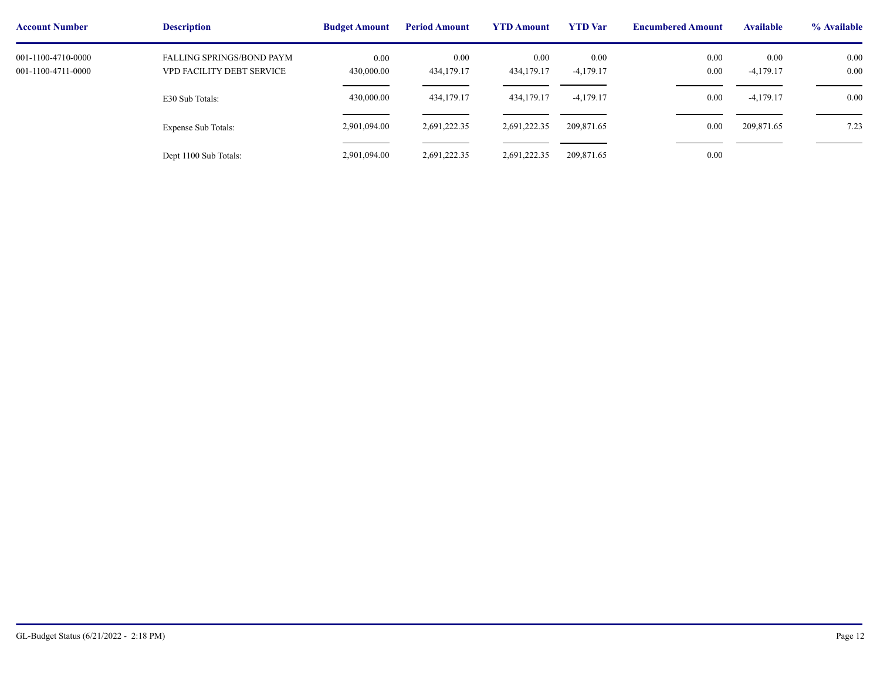| Account Number | Description | Budget Amount | Period Amount | YTD Amount | YTD Var | Encumbered Amount | Available | % Available |
|---|---|---|---|---|---|---|---|---|
| 001-1100-4710-0000 | FALLING SPRINGS/BOND PAYM | 0.00 | 0.00 | 0.00 | 0.00 | 0.00 | 0.00 | 0.00 |
| 001-1100-4711-0000 | VPD FACILITY DEBT SERVICE | 430,000.00 | 434,179.17 | 434,179.17 | -4,179.17 | 0.00 | -4,179.17 | 0.00 |
| | E30 Sub Totals: | 430,000.00 | 434,179.17 | 434,179.17 | -4,179.17 | 0.00 | -4,179.17 | 0.00 |
| | Expense Sub Totals: | 2,901,094.00 | 2,691,222.35 | 2,691,222.35 | 209,871.65 | 0.00 | 209,871.65 | 7.23 |
| | Dept 1100 Sub Totals: | 2,901,094.00 | 2,691,222.35 | 2,691,222.35 | 209,871.65 | 0.00 | | |

GL-Budget Status (6/21/2022 - 2:18 PM)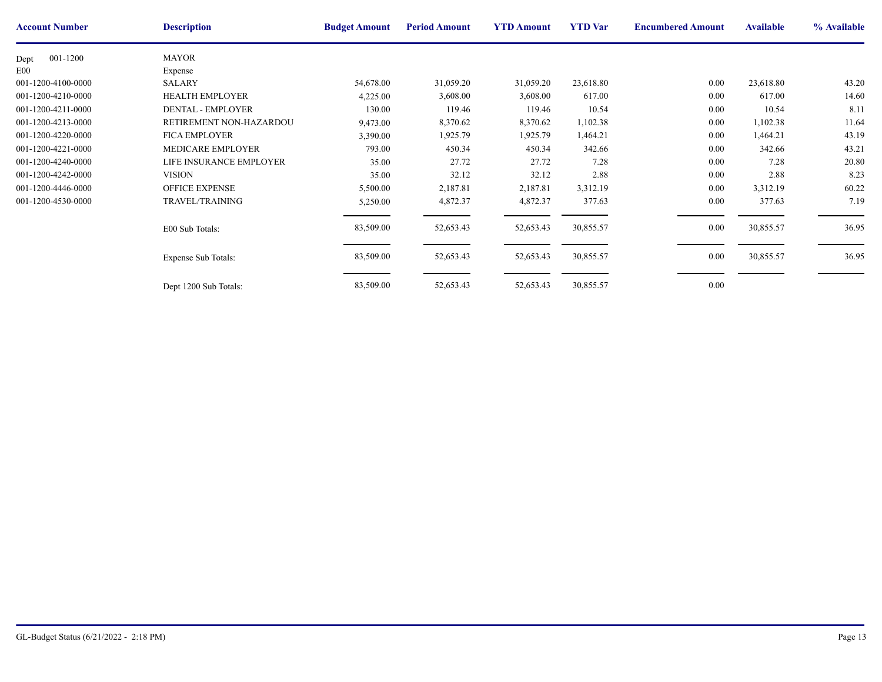| Account Number | Description | Budget Amount | Period Amount | YTD Amount | YTD Var | Encumbered Amount | Available | % Available |
|---|---|---|---|---|---|---|---|---|
| Dept 001-1200 | MAYOR | | | | | | | |
| E00 | Expense | | | | | | | |
| 001-1200-4100-0000 | SALARY | 54,678.00 | 31,059.20 | 31,059.20 | 23,618.80 | 0.00 | 23,618.80 | 43.20 |
| 001-1200-4210-0000 | HEALTH EMPLOYER | 4,225.00 | 3,608.00 | 3,608.00 | 617.00 | 0.00 | 617.00 | 14.60 |
| 001-1200-4211-0000 | DENTAL - EMPLOYER | 130.00 | 119.46 | 119.46 | 10.54 | 0.00 | 10.54 | 8.11 |
| 001-1200-4213-0000 | RETIREMENT NON-HAZARDOU | 9,473.00 | 8,370.62 | 8,370.62 | 1,102.38 | 0.00 | 1,102.38 | 11.64 |
| 001-1200-4220-0000 | FICA EMPLOYER | 3,390.00 | 1,925.79 | 1,925.79 | 1,464.21 | 0.00 | 1,464.21 | 43.19 |
| 001-1200-4221-0000 | MEDICARE EMPLOYER | 793.00 | 450.34 | 450.34 | 342.66 | 0.00 | 342.66 | 43.21 |
| 001-1200-4240-0000 | LIFE INSURANCE EMPLOYER | 35.00 | 27.72 | 27.72 | 7.28 | 0.00 | 7.28 | 20.80 |
| 001-1200-4242-0000 | VISION | 35.00 | 32.12 | 32.12 | 2.88 | 0.00 | 2.88 | 8.23 |
| 001-1200-4446-0000 | OFFICE EXPENSE | 5,500.00 | 2,187.81 | 2,187.81 | 3,312.19 | 0.00 | 3,312.19 | 60.22 |
| 001-1200-4530-0000 | TRAVEL/TRAINING | 5,250.00 | 4,872.37 | 4,872.37 | 377.63 | 0.00 | 377.63 | 7.19 |
| | E00 Sub Totals: | 83,509.00 | 52,653.43 | 52,653.43 | 30,855.57 | 0.00 | 30,855.57 | 36.95 |
| | Expense Sub Totals: | 83,509.00 | 52,653.43 | 52,653.43 | 30,855.57 | 0.00 | 30,855.57 | 36.95 |
| | Dept 1200 Sub Totals: | 83,509.00 | 52,653.43 | 52,653.43 | 30,855.57 | 0.00 | | |

GL-Budget Status (6/21/2022 - 2:18 PM)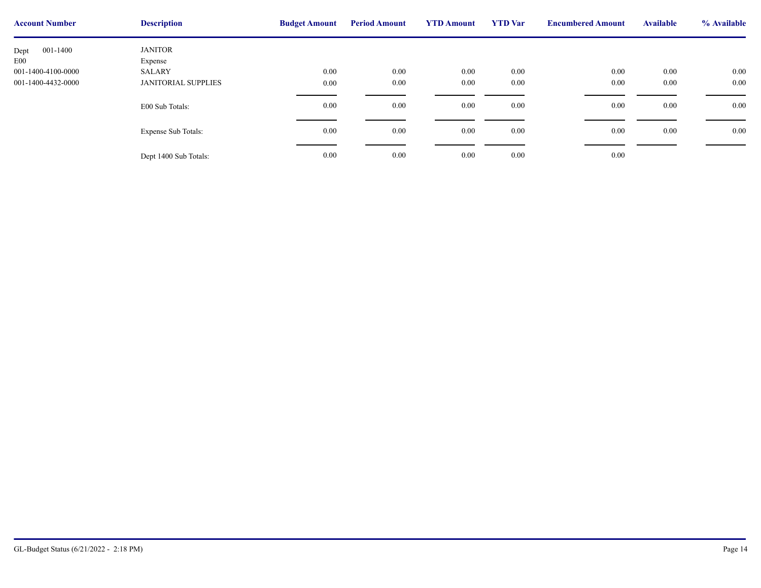| Account Number | Description | Budget Amount | Period Amount | YTD Amount | YTD Var | Encumbered Amount | Available | % Available |
|---|---|---|---|---|---|---|---|---|
| Dept 001-1400 | JANITOR | | | | | | | |
| E00 | Expense | | | | | | | |
| 001-1400-4100-0000 | SALARY | 0.00 | 0.00 | 0.00 | 0.00 | 0.00 | 0.00 | 0.00 |
| 001-1400-4432-0000 | JANITORIAL SUPPLIES | 0.00 | 0.00 | 0.00 | 0.00 | 0.00 | 0.00 | 0.00 |
| | E00 Sub Totals: | 0.00 | 0.00 | 0.00 | 0.00 | 0.00 | 0.00 | 0.00 |
| | Expense Sub Totals: | 0.00 | 0.00 | 0.00 | 0.00 | 0.00 | 0.00 | 0.00 |
| | Dept 1400 Sub Totals: | 0.00 | 0.00 | 0.00 | 0.00 | 0.00 | | |

GL-Budget Status (6/21/2022 - 2:18 PM)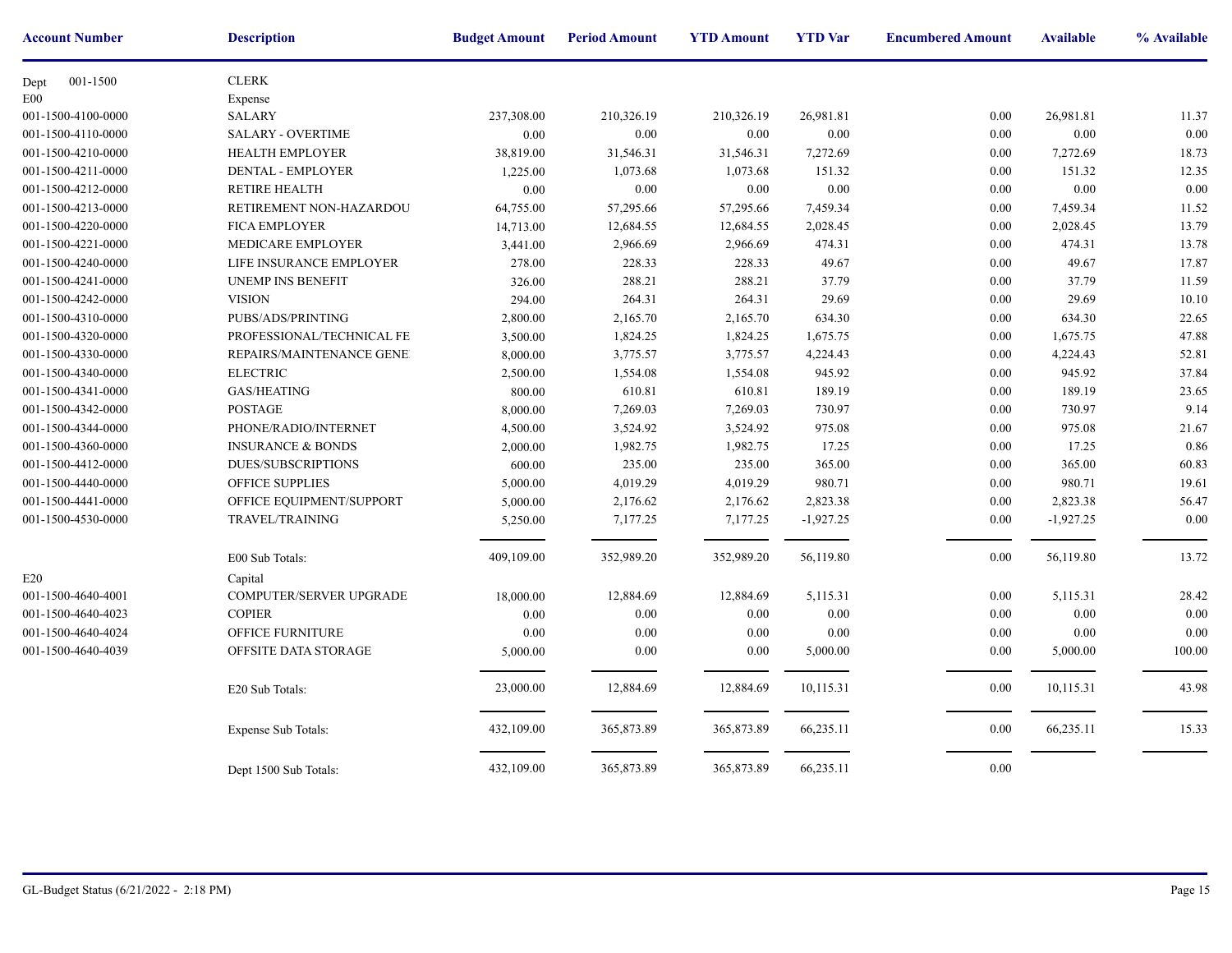| Account Number | Description | Budget Amount | Period Amount | YTD Amount | YTD Var | Encumbered Amount | Available | % Available |
|---|---|---|---|---|---|---|---|---|
| Dept 001-1500 | CLERK | | | | | | | |
| E00 | Expense | | | | | | | |
| 001-1500-4100-0000 | SALARY | 237,308.00 | 210,326.19 | 210,326.19 | 26,981.81 | 0.00 | 26,981.81 | 11.37 |
| 001-1500-4110-0000 | SALARY - OVERTIME | 0.00 | 0.00 | 0.00 | 0.00 | 0.00 | 0.00 | 0.00 |
| 001-1500-4210-0000 | HEALTH EMPLOYER | 38,819.00 | 31,546.31 | 31,546.31 | 7,272.69 | 0.00 | 7,272.69 | 18.73 |
| 001-1500-4211-0000 | DENTAL - EMPLOYER | 1,225.00 | 1,073.68 | 1,073.68 | 151.32 | 0.00 | 151.32 | 12.35 |
| 001-1500-4212-0000 | RETIRE HEALTH | 0.00 | 0.00 | 0.00 | 0.00 | 0.00 | 0.00 | 0.00 |
| 001-1500-4213-0000 | RETIREMENT NON-HAZARDOU | 64,755.00 | 57,295.66 | 57,295.66 | 7,459.34 | 0.00 | 7,459.34 | 11.52 |
| 001-1500-4220-0000 | FICA EMPLOYER | 14,713.00 | 12,684.55 | 12,684.55 | 2,028.45 | 0.00 | 2,028.45 | 13.79 |
| 001-1500-4221-0000 | MEDICARE EMPLOYER | 3,441.00 | 2,966.69 | 2,966.69 | 474.31 | 0.00 | 474.31 | 13.78 |
| 001-1500-4240-0000 | LIFE INSURANCE EMPLOYER | 278.00 | 228.33 | 228.33 | 49.67 | 0.00 | 49.67 | 17.87 |
| 001-1500-4241-0000 | UNEMP INS BENEFIT | 326.00 | 288.21 | 288.21 | 37.79 | 0.00 | 37.79 | 11.59 |
| 001-1500-4242-0000 | VISION | 294.00 | 264.31 | 264.31 | 29.69 | 0.00 | 29.69 | 10.10 |
| 001-1500-4310-0000 | PUBS/ADS/PRINTING | 2,800.00 | 2,165.70 | 2,165.70 | 634.30 | 0.00 | 634.30 | 22.65 |
| 001-1500-4320-0000 | PROFESSIONAL/TECHNICAL FE | 3,500.00 | 1,824.25 | 1,824.25 | 1,675.75 | 0.00 | 1,675.75 | 47.88 |
| 001-1500-4330-0000 | REPAIRS/MAINTENANCE GENE | 8,000.00 | 3,775.57 | 3,775.57 | 4,224.43 | 0.00 | 4,224.43 | 52.81 |
| 001-1500-4340-0000 | ELECTRIC | 2,500.00 | 1,554.08 | 1,554.08 | 945.92 | 0.00 | 945.92 | 37.84 |
| 001-1500-4341-0000 | GAS/HEATING | 800.00 | 610.81 | 610.81 | 189.19 | 0.00 | 189.19 | 23.65 |
| 001-1500-4342-0000 | POSTAGE | 8,000.00 | 7,269.03 | 7,269.03 | 730.97 | 0.00 | 730.97 | 9.14 |
| 001-1500-4344-0000 | PHONE/RADIO/INTERNET | 4,500.00 | 3,524.92 | 3,524.92 | 975.08 | 0.00 | 975.08 | 21.67 |
| 001-1500-4360-0000 | INSURANCE & BONDS | 2,000.00 | 1,982.75 | 1,982.75 | 17.25 | 0.00 | 17.25 | 0.86 |
| 001-1500-4412-0000 | DUES/SUBSCRIPTIONS | 600.00 | 235.00 | 235.00 | 365.00 | 0.00 | 365.00 | 60.83 |
| 001-1500-4440-0000 | OFFICE SUPPLIES | 5,000.00 | 4,019.29 | 4,019.29 | 980.71 | 0.00 | 980.71 | 19.61 |
| 001-1500-4441-0000 | OFFICE EQUIPMENT/SUPPORT | 5,000.00 | 2,176.62 | 2,176.62 | 2,823.38 | 0.00 | 2,823.38 | 56.47 |
| 001-1500-4530-0000 | TRAVEL/TRAINING | 5,250.00 | 7,177.25 | 7,177.25 | -1,927.25 | 0.00 | -1,927.25 | 0.00 |
| | E00 Sub Totals: | 409,109.00 | 352,989.20 | 352,989.20 | 56,119.80 | 0.00 | 56,119.80 | 13.72 |
| E20 | Capital | | | | | | | |
| 001-1500-4640-4001 | COMPUTER/SERVER UPGRADE | 18,000.00 | 12,884.69 | 12,884.69 | 5,115.31 | 0.00 | 5,115.31 | 28.42 |
| 001-1500-4640-4023 | COPIER | 0.00 | 0.00 | 0.00 | 0.00 | 0.00 | 0.00 | 0.00 |
| 001-1500-4640-4024 | OFFICE FURNITURE | 0.00 | 0.00 | 0.00 | 0.00 | 0.00 | 0.00 | 0.00 |
| 001-1500-4640-4039 | OFFSITE DATA STORAGE | 5,000.00 | 0.00 | 0.00 | 5,000.00 | 0.00 | 5,000.00 | 100.00 |
| | E20 Sub Totals: | 23,000.00 | 12,884.69 | 12,884.69 | 10,115.31 | 0.00 | 10,115.31 | 43.98 |
| | Expense Sub Totals: | 432,109.00 | 365,873.89 | 365,873.89 | 66,235.11 | 0.00 | 66,235.11 | 15.33 |
| | Dept 1500 Sub Totals: | 432,109.00 | 365,873.89 | 365,873.89 | 66,235.11 | 0.00 | | |

GL-Budget Status (6/21/2022 - 2:18 PM)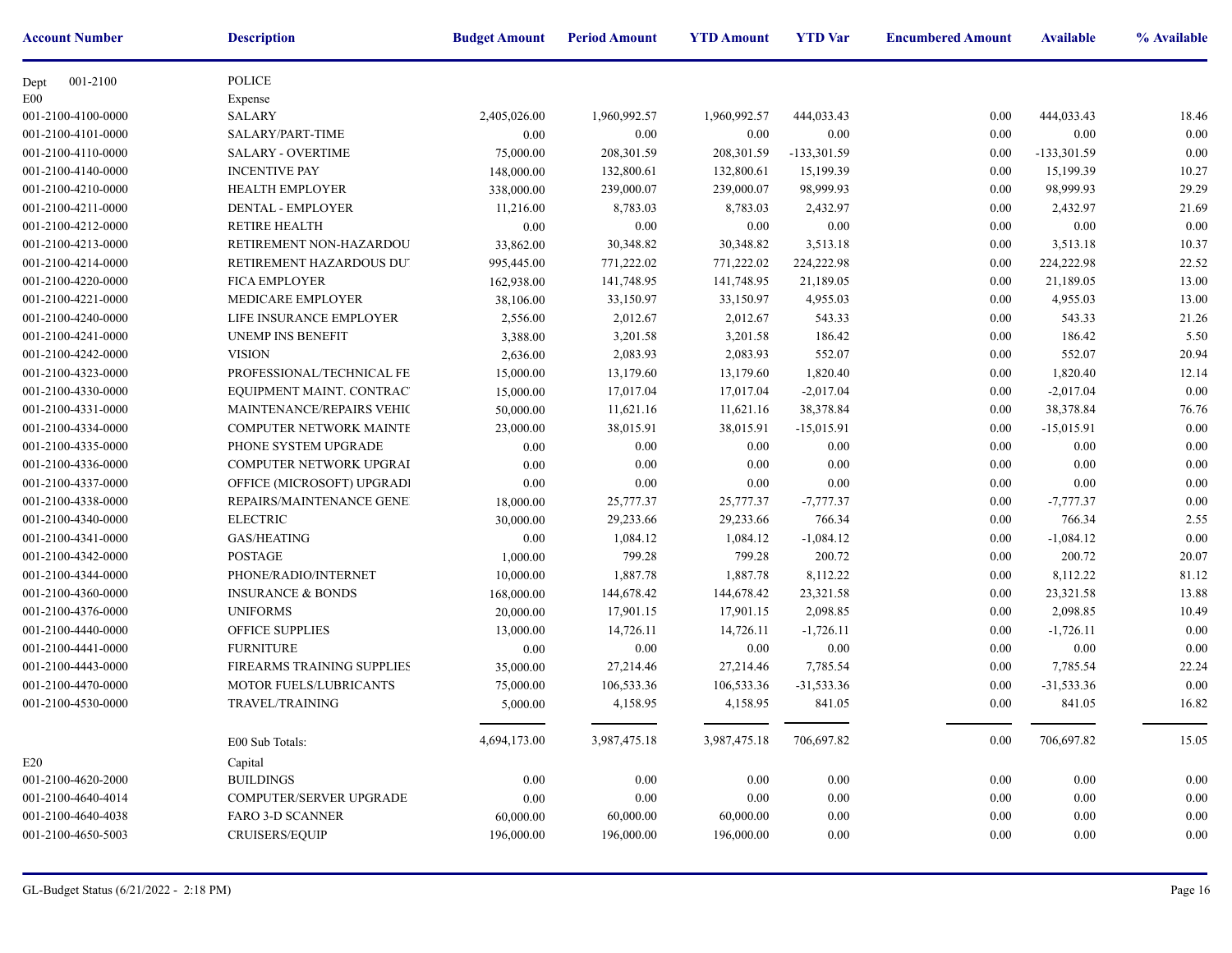| Account Number | Description | Budget Amount | Period Amount | YTD Amount | YTD Var | Encumbered Amount | Available | % Available |
|---|---|---|---|---|---|---|---|---|
| Dept 001-2100 | POLICE | | | | | | | |
| E00 | Expense | | | | | | | |
| 001-2100-4100-0000 | SALARY | 2,405,026.00 | 1,960,992.57 | 1,960,992.57 | 444,033.43 | 0.00 | 444,033.43 | 18.46 |
| 001-2100-4101-0000 | SALARY/PART-TIME | 0.00 | 0.00 | 0.00 | 0.00 | 0.00 | 0.00 | 0.00 |
| 001-2100-4110-0000 | SALARY - OVERTIME | 75,000.00 | 208,301.59 | 208,301.59 | -133,301.59 | 0.00 | -133,301.59 | 0.00 |
| 001-2100-4140-0000 | INCENTIVE PAY | 148,000.00 | 132,800.61 | 132,800.61 | 15,199.39 | 0.00 | 15,199.39 | 10.27 |
| 001-2100-4210-0000 | HEALTH EMPLOYER | 338,000.00 | 239,000.07 | 239,000.07 | 98,999.93 | 0.00 | 98,999.93 | 29.29 |
| 001-2100-4211-0000 | DENTAL - EMPLOYER | 11,216.00 | 8,783.03 | 8,783.03 | 2,432.97 | 0.00 | 2,432.97 | 21.69 |
| 001-2100-4212-0000 | RETIRE HEALTH | 0.00 | 0.00 | 0.00 | 0.00 | 0.00 | 0.00 | 0.00 |
| 001-2100-4213-0000 | RETIREMENT NON-HAZARDOU | 33,862.00 | 30,348.82 | 30,348.82 | 3,513.18 | 0.00 | 3,513.18 | 10.37 |
| 001-2100-4214-0000 | RETIREMENT HAZARDOUS DU | 995,445.00 | 771,222.02 | 771,222.02 | 224,222.98 | 0.00 | 224,222.98 | 22.52 |
| 001-2100-4220-0000 | FICA EMPLOYER | 162,938.00 | 141,748.95 | 141,748.95 | 21,189.05 | 0.00 | 21,189.05 | 13.00 |
| 001-2100-4221-0000 | MEDICARE EMPLOYER | 38,106.00 | 33,150.97 | 33,150.97 | 4,955.03 | 0.00 | 4,955.03 | 13.00 |
| 001-2100-4240-0000 | LIFE INSURANCE EMPLOYER | 2,556.00 | 2,012.67 | 2,012.67 | 543.33 | 0.00 | 543.33 | 21.26 |
| 001-2100-4241-0000 | UNEMP INS BENEFIT | 3,388.00 | 3,201.58 | 3,201.58 | 186.42 | 0.00 | 186.42 | 5.50 |
| 001-2100-4242-0000 | VISION | 2,636.00 | 2,083.93 | 2,083.93 | 552.07 | 0.00 | 552.07 | 20.94 |
| 001-2100-4323-0000 | PROFESSIONAL/TECHNICAL FE | 15,000.00 | 13,179.60 | 13,179.60 | 1,820.40 | 0.00 | 1,820.40 | 12.14 |
| 001-2100-4330-0000 | EQUIPMENT MAINT. CONTRAC | 15,000.00 | 17,017.04 | 17,017.04 | -2,017.04 | 0.00 | -2,017.04 | 0.00 |
| 001-2100-4331-0000 | MAINTENANCE/REPAIRS VEHIC | 50,000.00 | 11,621.16 | 11,621.16 | 38,378.84 | 0.00 | 38,378.84 | 76.76 |
| 001-2100-4334-0000 | COMPUTER NETWORK MAINTE | 23,000.00 | 38,015.91 | 38,015.91 | -15,015.91 | 0.00 | -15,015.91 | 0.00 |
| 001-2100-4335-0000 | PHONE SYSTEM UPGRADE | 0.00 | 0.00 | 0.00 | 0.00 | 0.00 | 0.00 | 0.00 |
| 001-2100-4336-0000 | COMPUTER NETWORK UPGRAI | 0.00 | 0.00 | 0.00 | 0.00 | 0.00 | 0.00 | 0.00 |
| 001-2100-4337-0000 | OFFICE (MICROSOFT) UPGRADI | 0.00 | 0.00 | 0.00 | 0.00 | 0.00 | 0.00 | 0.00 |
| 001-2100-4338-0000 | REPAIRS/MAINTENANCE GENE | 18,000.00 | 25,777.37 | 25,777.37 | -7,777.37 | 0.00 | -7,777.37 | 0.00 |
| 001-2100-4340-0000 | ELECTRIC | 30,000.00 | 29,233.66 | 29,233.66 | 766.34 | 0.00 | 766.34 | 2.55 |
| 001-2100-4341-0000 | GAS/HEATING | 0.00 | 1,084.12 | 1,084.12 | -1,084.12 | 0.00 | -1,084.12 | 0.00 |
| 001-2100-4342-0000 | POSTAGE | 1,000.00 | 799.28 | 799.28 | 200.72 | 0.00 | 200.72 | 20.07 |
| 001-2100-4344-0000 | PHONE/RADIO/INTERNET | 10,000.00 | 1,887.78 | 1,887.78 | 8,112.22 | 0.00 | 8,112.22 | 81.12 |
| 001-2100-4360-0000 | INSURANCE & BONDS | 168,000.00 | 144,678.42 | 144,678.42 | 23,321.58 | 0.00 | 23,321.58 | 13.88 |
| 001-2100-4376-0000 | UNIFORMS | 20,000.00 | 17,901.15 | 17,901.15 | 2,098.85 | 0.00 | 2,098.85 | 10.49 |
| 001-2100-4440-0000 | OFFICE SUPPLIES | 13,000.00 | 14,726.11 | 14,726.11 | -1,726.11 | 0.00 | -1,726.11 | 0.00 |
| 001-2100-4441-0000 | FURNITURE | 0.00 | 0.00 | 0.00 | 0.00 | 0.00 | 0.00 | 0.00 |
| 001-2100-4443-0000 | FIREARMS TRAINING SUPPLIES | 35,000.00 | 27,214.46 | 27,214.46 | 7,785.54 | 0.00 | 7,785.54 | 22.24 |
| 001-2100-4470-0000 | MOTOR FUELS/LUBRICANTS | 75,000.00 | 106,533.36 | 106,533.36 | -31,533.36 | 0.00 | -31,533.36 | 0.00 |
| 001-2100-4530-0000 | TRAVEL/TRAINING | 5,000.00 | 4,158.95 | 4,158.95 | 841.05 | 0.00 | 841.05 | 16.82 |
| | E00 Sub Totals: | 4,694,173.00 | 3,987,475.18 | 3,987,475.18 | 706,697.82 | 0.00 | 706,697.82 | 15.05 |
| E20 | Capital | | | | | | | |
| 001-2100-4620-2000 | BUILDINGS | 0.00 | 0.00 | 0.00 | 0.00 | 0.00 | 0.00 | 0.00 |
| 001-2100-4640-4014 | COMPUTER/SERVER UPGRADE | 0.00 | 0.00 | 0.00 | 0.00 | 0.00 | 0.00 | 0.00 |
| 001-2100-4640-4038 | FARO 3-D SCANNER | 60,000.00 | 60,000.00 | 60,000.00 | 0.00 | 0.00 | 0.00 | 0.00 |
| 001-2100-4650-5003 | CRUISERS/EQUIP | 196,000.00 | 196,000.00 | 196,000.00 | 0.00 | 0.00 | 0.00 | 0.00 |

GL-Budget Status (6/21/2022 - 2:18 PM)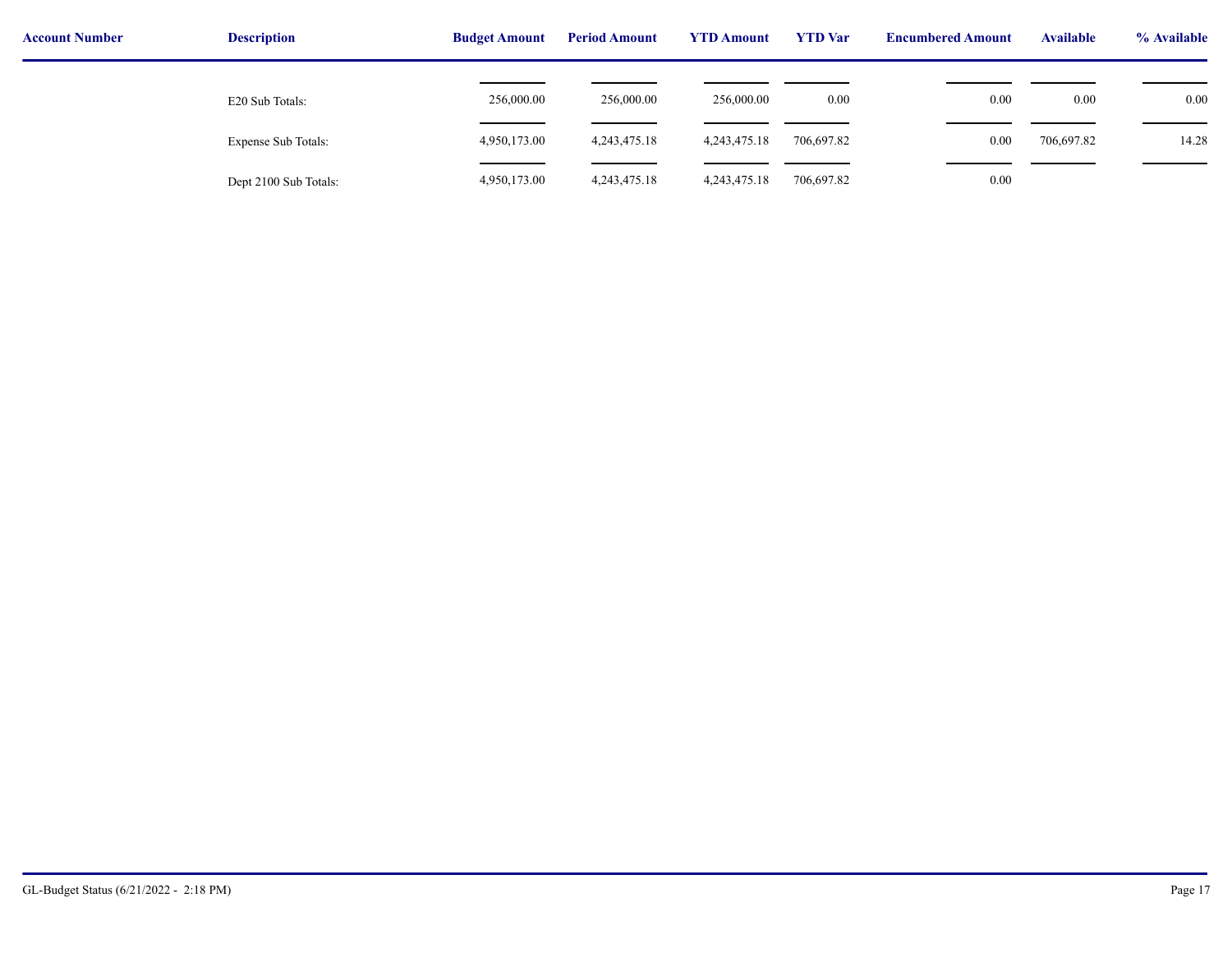| Account Number | Description | Budget Amount | Period Amount | YTD Amount | YTD Var | Encumbered Amount | Available | % Available |
|---|---|---|---|---|---|---|---|---|
| | E20 Sub Totals: | 256,000.00 | 256,000.00 | 256,000.00 | 0.00 | 0.00 | 0.00 | 0.00 |
| | Expense Sub Totals: | 4,950,173.00 | 4,243,475.18 | 4,243,475.18 | 706,697.82 | 0.00 | 706,697.82 | 14.28 |
| | Dept 2100 Sub Totals: | 4,950,173.00 | 4,243,475.18 | 4,243,475.18 | 706,697.82 | 0.00 | | |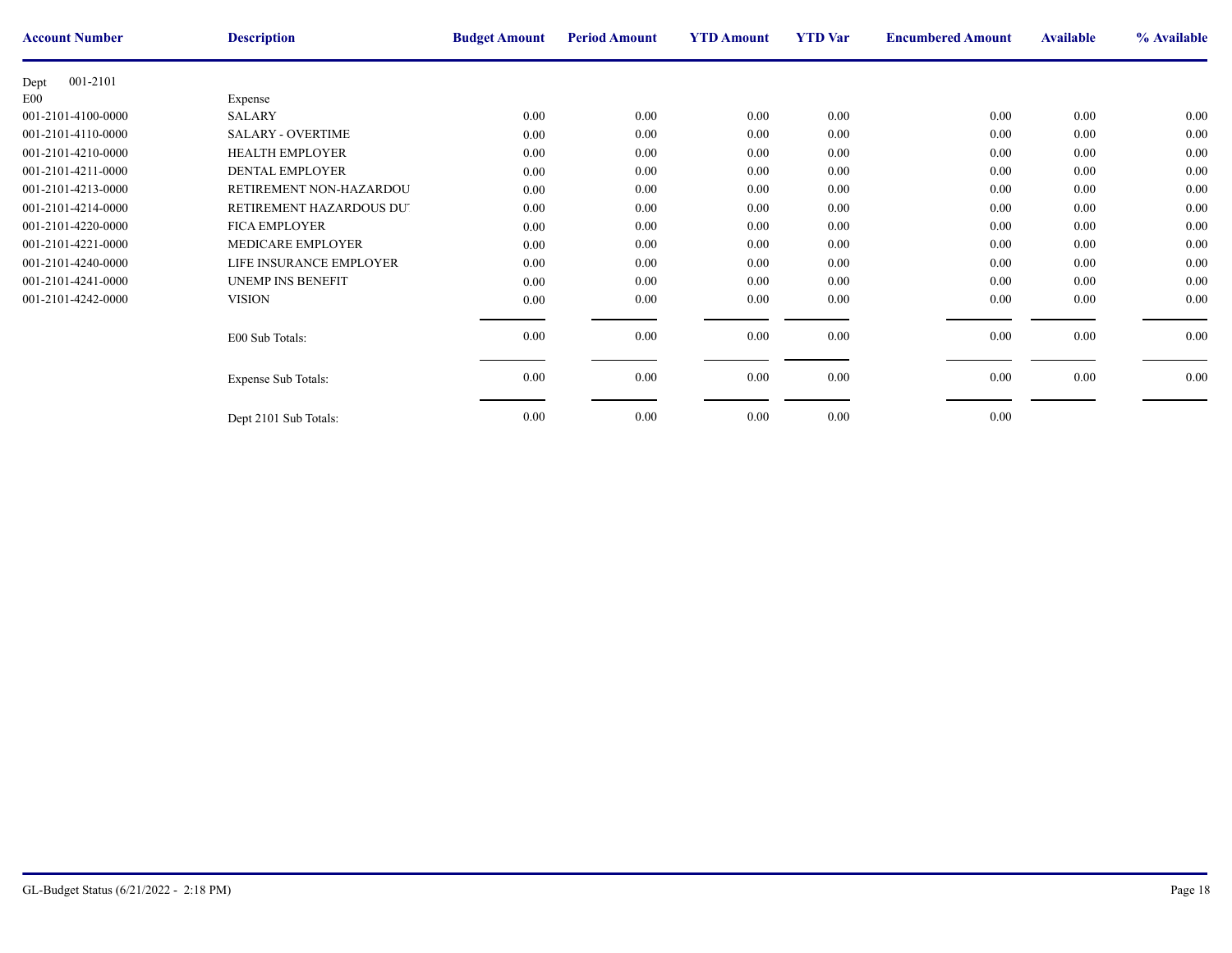| Account Number | Description | Budget Amount | Period Amount | YTD Amount | YTD Var | Encumbered Amount | Available | % Available |
|---|---|---|---|---|---|---|---|---|
| Dept 001-2101 | | | | | | | | |
| E00 | Expense | | | | | | | |
| 001-2101-4100-0000 | SALARY | 0.00 | 0.00 | 0.00 | 0.00 | 0.00 | 0.00 | 0.00 |
| 001-2101-4110-0000 | SALARY - OVERTIME | 0.00 | 0.00 | 0.00 | 0.00 | 0.00 | 0.00 | 0.00 |
| 001-2101-4210-0000 | HEALTH EMPLOYER | 0.00 | 0.00 | 0.00 | 0.00 | 0.00 | 0.00 | 0.00 |
| 001-2101-4211-0000 | DENTAL EMPLOYER | 0.00 | 0.00 | 0.00 | 0.00 | 0.00 | 0.00 | 0.00 |
| 001-2101-4213-0000 | RETIREMENT NON-HAZARDOU | 0.00 | 0.00 | 0.00 | 0.00 | 0.00 | 0.00 | 0.00 |
| 001-2101-4214-0000 | RETIREMENT HAZARDOUS DU | 0.00 | 0.00 | 0.00 | 0.00 | 0.00 | 0.00 | 0.00 |
| 001-2101-4220-0000 | FICA EMPLOYER | 0.00 | 0.00 | 0.00 | 0.00 | 0.00 | 0.00 | 0.00 |
| 001-2101-4221-0000 | MEDICARE EMPLOYER | 0.00 | 0.00 | 0.00 | 0.00 | 0.00 | 0.00 | 0.00 |
| 001-2101-4240-0000 | LIFE INSURANCE EMPLOYER | 0.00 | 0.00 | 0.00 | 0.00 | 0.00 | 0.00 | 0.00 |
| 001-2101-4241-0000 | UNEMP INS BENEFIT | 0.00 | 0.00 | 0.00 | 0.00 | 0.00 | 0.00 | 0.00 |
| 001-2101-4242-0000 | VISION | 0.00 | 0.00 | 0.00 | 0.00 | 0.00 | 0.00 | 0.00 |
| | E00 Sub Totals: | 0.00 | 0.00 | 0.00 | 0.00 | 0.00 | 0.00 | 0.00 |
| | Expense Sub Totals: | 0.00 | 0.00 | 0.00 | 0.00 | 0.00 | 0.00 | 0.00 |
| | Dept 2101 Sub Totals: | 0.00 | 0.00 | 0.00 | 0.00 | 0.00 | | |

GL-Budget Status (6/21/2022 - 2:18 PM)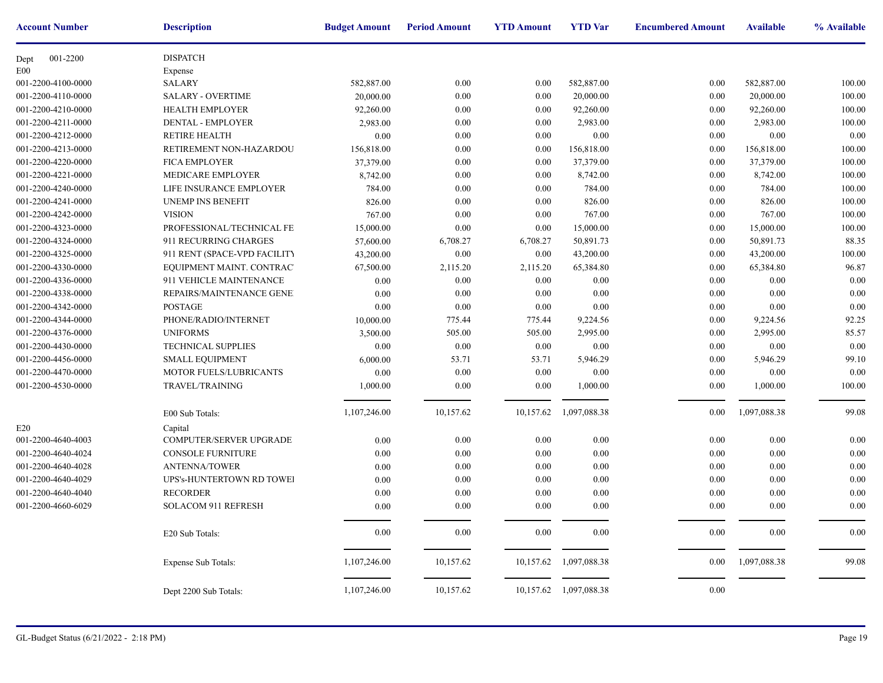| Account Number | Description | Budget Amount | Period Amount | YTD Amount | YTD Var | Encumbered Amount | Available | % Available |
|---|---|---|---|---|---|---|---|---|
| Dept 001-2200 | DISPATCH | | | | | | | |
| E00 | Expense | | | | | | | |
| 001-2200-4100-0000 | SALARY | 582,887.00 | 0.00 | 0.00 | 582,887.00 | 0.00 | 582,887.00 | 100.00 |
| 001-2200-4110-0000 | SALARY - OVERTIME | 20,000.00 | 0.00 | 0.00 | 20,000.00 | 0.00 | 20,000.00 | 100.00 |
| 001-2200-4210-0000 | HEALTH EMPLOYER | 92,260.00 | 0.00 | 0.00 | 92,260.00 | 0.00 | 92,260.00 | 100.00 |
| 001-2200-4211-0000 | DENTAL - EMPLOYER | 2,983.00 | 0.00 | 0.00 | 2,983.00 | 0.00 | 2,983.00 | 100.00 |
| 001-2200-4212-0000 | RETIRE HEALTH | 0.00 | 0.00 | 0.00 | 0.00 | 0.00 | 0.00 | 0.00 |
| 001-2200-4213-0000 | RETIREMENT NON-HAZARDOU | 156,818.00 | 0.00 | 0.00 | 156,818.00 | 0.00 | 156,818.00 | 100.00 |
| 001-2200-4220-0000 | FICA EMPLOYER | 37,379.00 | 0.00 | 0.00 | 37,379.00 | 0.00 | 37,379.00 | 100.00 |
| 001-2200-4221-0000 | MEDICARE EMPLOYER | 8,742.00 | 0.00 | 0.00 | 8,742.00 | 0.00 | 8,742.00 | 100.00 |
| 001-2200-4240-0000 | LIFE INSURANCE EMPLOYER | 784.00 | 0.00 | 0.00 | 784.00 | 0.00 | 784.00 | 100.00 |
| 001-2200-4241-0000 | UNEMP INS BENEFIT | 826.00 | 0.00 | 0.00 | 826.00 | 0.00 | 826.00 | 100.00 |
| 001-2200-4242-0000 | VISION | 767.00 | 0.00 | 0.00 | 767.00 | 0.00 | 767.00 | 100.00 |
| 001-2200-4323-0000 | PROFESSIONAL/TECHNICAL FE | 15,000.00 | 0.00 | 0.00 | 15,000.00 | 0.00 | 15,000.00 | 100.00 |
| 001-2200-4324-0000 | 911 RECURRING CHARGES | 57,600.00 | 6,708.27 | 6,708.27 | 50,891.73 | 0.00 | 50,891.73 | 88.35 |
| 001-2200-4325-0000 | 911 RENT (SPACE-VPD FACILITY | 43,200.00 | 0.00 | 0.00 | 43,200.00 | 0.00 | 43,200.00 | 100.00 |
| 001-2200-4330-0000 | EQUIPMENT MAINT. CONTRAC | 67,500.00 | 2,115.20 | 2,115.20 | 65,384.80 | 0.00 | 65,384.80 | 96.87 |
| 001-2200-4336-0000 | 911 VEHICLE MAINTENANCE | 0.00 | 0.00 | 0.00 | 0.00 | 0.00 | 0.00 | 0.00 |
| 001-2200-4338-0000 | REPAIRS/MAINTENANCE GENE | 0.00 | 0.00 | 0.00 | 0.00 | 0.00 | 0.00 | 0.00 |
| 001-2200-4342-0000 | POSTAGE | 0.00 | 0.00 | 0.00 | 0.00 | 0.00 | 0.00 | 0.00 |
| 001-2200-4344-0000 | PHONE/RADIO/INTERNET | 10,000.00 | 775.44 | 775.44 | 9,224.56 | 0.00 | 9,224.56 | 92.25 |
| 001-2200-4376-0000 | UNIFORMS | 3,500.00 | 505.00 | 505.00 | 2,995.00 | 0.00 | 2,995.00 | 85.57 |
| 001-2200-4430-0000 | TECHNICAL SUPPLIES | 0.00 | 0.00 | 0.00 | 0.00 | 0.00 | 0.00 | 0.00 |
| 001-2200-4456-0000 | SMALL EQUIPMENT | 6,000.00 | 53.71 | 53.71 | 5,946.29 | 0.00 | 5,946.29 | 99.10 |
| 001-2200-4470-0000 | MOTOR FUELS/LUBRICANTS | 0.00 | 0.00 | 0.00 | 0.00 | 0.00 | 0.00 | 0.00 |
| 001-2200-4530-0000 | TRAVEL/TRAINING | 1,000.00 | 0.00 | 0.00 | 1,000.00 | 0.00 | 1,000.00 | 100.00 |
| | E00 Sub Totals: | 1,107,246.00 | 10,157.62 | 10,157.62 | 1,097,088.38 | 0.00 | 1,097,088.38 | 99.08 |
| E20 | Capital | | | | | | | |
| 001-2200-4640-4003 | COMPUTER/SERVER UPGRADE | 0.00 | 0.00 | 0.00 | 0.00 | 0.00 | 0.00 | 0.00 |
| 001-2200-4640-4024 | CONSOLE FURNITURE | 0.00 | 0.00 | 0.00 | 0.00 | 0.00 | 0.00 | 0.00 |
| 001-2200-4640-4028 | ANTENNA/TOWER | 0.00 | 0.00 | 0.00 | 0.00 | 0.00 | 0.00 | 0.00 |
| 001-2200-4640-4029 | UPS's-HUNTERTOWN RD TOWEI | 0.00 | 0.00 | 0.00 | 0.00 | 0.00 | 0.00 | 0.00 |
| 001-2200-4640-4040 | RECORDER | 0.00 | 0.00 | 0.00 | 0.00 | 0.00 | 0.00 | 0.00 |
| 001-2200-4660-6029 | SOLACOM 911 REFRESH | 0.00 | 0.00 | 0.00 | 0.00 | 0.00 | 0.00 | 0.00 |
| | E20 Sub Totals: | 0.00 | 0.00 | 0.00 | 0.00 | 0.00 | 0.00 | 0.00 |
| | Expense Sub Totals: | 1,107,246.00 | 10,157.62 | 10,157.62 | 1,097,088.38 | 0.00 | 1,097,088.38 | 99.08 |
| | Dept 2200 Sub Totals: | 1,107,246.00 | 10,157.62 | 10,157.62 | 1,097,088.38 | 0.00 | | |

GL-Budget Status (6/21/2022 - 2:18 PM)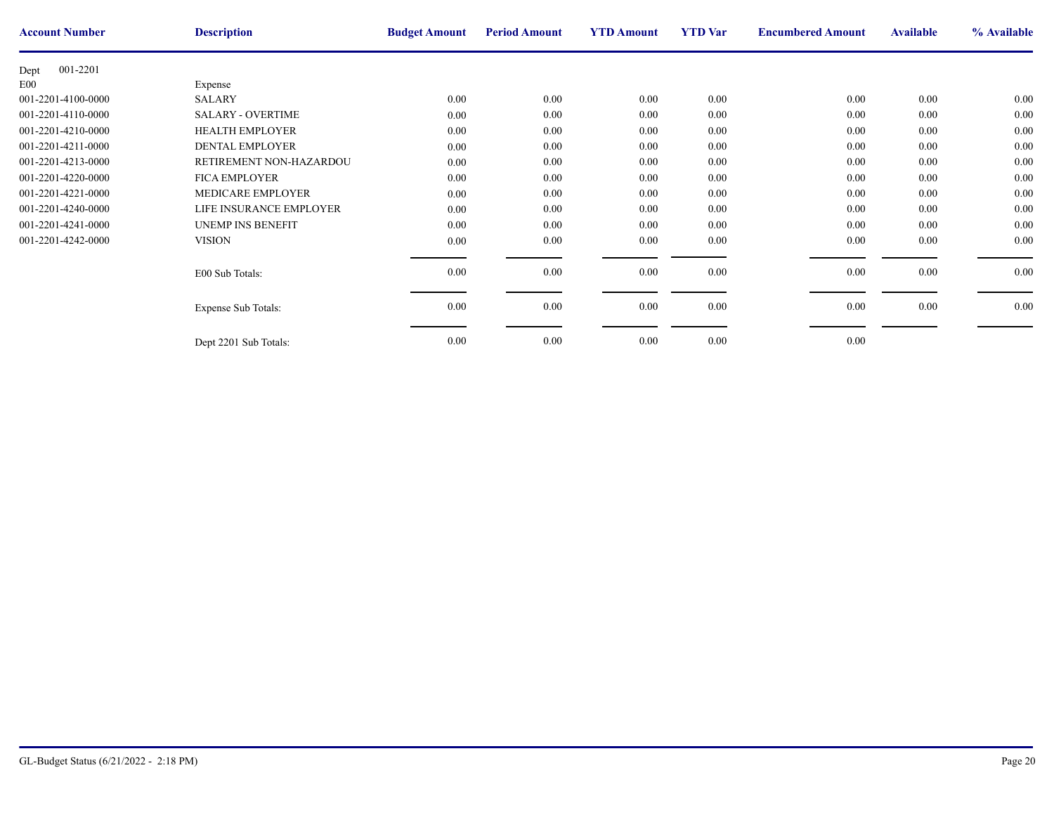| Account Number | Description | Budget Amount | Period Amount | YTD Amount | YTD Var | Encumbered Amount | Available | % Available |
|---|---|---|---|---|---|---|---|---|
| Dept 001-2201 | | | | | | | | |
| E00 | Expense | | | | | | | |
| 001-2201-4100-0000 | SALARY | 0.00 | 0.00 | 0.00 | 0.00 | 0.00 | 0.00 | 0.00 |
| 001-2201-4110-0000 | SALARY - OVERTIME | 0.00 | 0.00 | 0.00 | 0.00 | 0.00 | 0.00 | 0.00 |
| 001-2201-4210-0000 | HEALTH EMPLOYER | 0.00 | 0.00 | 0.00 | 0.00 | 0.00 | 0.00 | 0.00 |
| 001-2201-4211-0000 | DENTAL EMPLOYER | 0.00 | 0.00 | 0.00 | 0.00 | 0.00 | 0.00 | 0.00 |
| 001-2201-4213-0000 | RETIREMENT NON-HAZARDOU | 0.00 | 0.00 | 0.00 | 0.00 | 0.00 | 0.00 | 0.00 |
| 001-2201-4220-0000 | FICA EMPLOYER | 0.00 | 0.00 | 0.00 | 0.00 | 0.00 | 0.00 | 0.00 |
| 001-2201-4221-0000 | MEDICARE EMPLOYER | 0.00 | 0.00 | 0.00 | 0.00 | 0.00 | 0.00 | 0.00 |
| 001-2201-4240-0000 | LIFE INSURANCE EMPLOYER | 0.00 | 0.00 | 0.00 | 0.00 | 0.00 | 0.00 | 0.00 |
| 001-2201-4241-0000 | UNEMP INS BENEFIT | 0.00 | 0.00 | 0.00 | 0.00 | 0.00 | 0.00 | 0.00 |
| 001-2201-4242-0000 | VISION | 0.00 | 0.00 | 0.00 | 0.00 | 0.00 | 0.00 | 0.00 |
| | E00 Sub Totals: | 0.00 | 0.00 | 0.00 | 0.00 | 0.00 | 0.00 | 0.00 |
| | Expense Sub Totals: | 0.00 | 0.00 | 0.00 | 0.00 | 0.00 | 0.00 | 0.00 |
| | Dept 2201 Sub Totals: | 0.00 | 0.00 | 0.00 | 0.00 | 0.00 | | |

GL-Budget Status (6/21/2022 - 2:18 PM)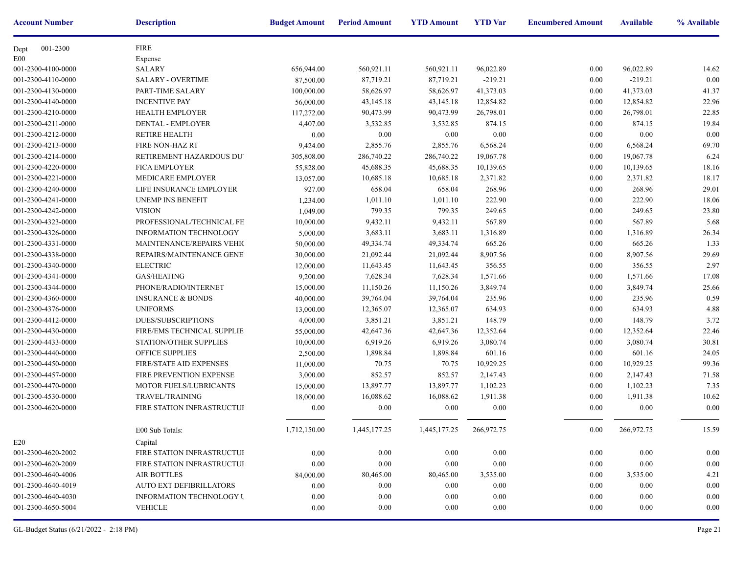| Account Number | Description | Budget Amount | Period Amount | YTD Amount | YTD Var | Encumbered Amount | Available | % Available |
|---|---|---|---|---|---|---|---|---|
| Dept 001-2300 | FIRE | | | | | | | |
| E00 | Expense | | | | | | | |
| 001-2300-4100-0000 | SALARY | 656,944.00 | 560,921.11 | 560,921.11 | 96,022.89 | 0.00 | 96,022.89 | 14.62 |
| 001-2300-4110-0000 | SALARY - OVERTIME | 87,500.00 | 87,719.21 | 87,719.21 | -219.21 | 0.00 | -219.21 | 0.00 |
| 001-2300-4130-0000 | PART-TIME SALARY | 100,000.00 | 58,626.97 | 58,626.97 | 41,373.03 | 0.00 | 41,373.03 | 41.37 |
| 001-2300-4140-0000 | INCENTIVE PAY | 56,000.00 | 43,145.18 | 43,145.18 | 12,854.82 | 0.00 | 12,854.82 | 22.96 |
| 001-2300-4210-0000 | HEALTH EMPLOYER | 117,272.00 | 90,473.99 | 90,473.99 | 26,798.01 | 0.00 | 26,798.01 | 22.85 |
| 001-2300-4211-0000 | DENTAL - EMPLOYER | 4,407.00 | 3,532.85 | 3,532.85 | 874.15 | 0.00 | 874.15 | 19.84 |
| 001-2300-4212-0000 | RETIRE HEALTH | 0.00 | 0.00 | 0.00 | 0.00 | 0.00 | 0.00 | 0.00 |
| 001-2300-4213-0000 | FIRE NON-HAZ RT | 9,424.00 | 2,855.76 | 2,855.76 | 6,568.24 | 0.00 | 6,568.24 | 69.70 |
| 001-2300-4214-0000 | RETIREMENT HAZARDOUS DU' | 305,808.00 | 286,740.22 | 286,740.22 | 19,067.78 | 0.00 | 19,067.78 | 6.24 |
| 001-2300-4220-0000 | FICA EMPLOYER | 55,828.00 | 45,688.35 | 45,688.35 | 10,139.65 | 0.00 | 10,139.65 | 18.16 |
| 001-2300-4221-0000 | MEDICARE EMPLOYER | 13,057.00 | 10,685.18 | 10,685.18 | 2,371.82 | 0.00 | 2,371.82 | 18.17 |
| 001-2300-4240-0000 | LIFE INSURANCE EMPLOYER | 927.00 | 658.04 | 658.04 | 268.96 | 0.00 | 268.96 | 29.01 |
| 001-2300-4241-0000 | UNEMP INS BENEFIT | 1,234.00 | 1,011.10 | 1,011.10 | 222.90 | 0.00 | 222.90 | 18.06 |
| 001-2300-4242-0000 | VISION | 1,049.00 | 799.35 | 799.35 | 249.65 | 0.00 | 249.65 | 23.80 |
| 001-2300-4323-0000 | PROFESSIONAL/TECHNICAL FE | 10,000.00 | 9,432.11 | 9,432.11 | 567.89 | 0.00 | 567.89 | 5.68 |
| 001-2300-4326-0000 | INFORMATION TECHNOLOGY | 5,000.00 | 3,683.11 | 3,683.11 | 1,316.89 | 0.00 | 1,316.89 | 26.34 |
| 001-2300-4331-0000 | MAINTENANCE/REPAIRS VEHIC | 50,000.00 | 49,334.74 | 49,334.74 | 665.26 | 0.00 | 665.26 | 1.33 |
| 001-2300-4338-0000 | REPAIRS/MAINTENANCE GENE | 30,000.00 | 21,092.44 | 21,092.44 | 8,907.56 | 0.00 | 8,907.56 | 29.69 |
| 001-2300-4340-0000 | ELECTRIC | 12,000.00 | 11,643.45 | 11,643.45 | 356.55 | 0.00 | 356.55 | 2.97 |
| 001-2300-4341-0000 | GAS/HEATING | 9,200.00 | 7,628.34 | 7,628.34 | 1,571.66 | 0.00 | 1,571.66 | 17.08 |
| 001-2300-4344-0000 | PHONE/RADIO/INTERNET | 15,000.00 | 11,150.26 | 11,150.26 | 3,849.74 | 0.00 | 3,849.74 | 25.66 |
| 001-2300-4360-0000 | INSURANCE & BONDS | 40,000.00 | 39,764.04 | 39,764.04 | 235.96 | 0.00 | 235.96 | 0.59 |
| 001-2300-4376-0000 | UNIFORMS | 13,000.00 | 12,365.07 | 12,365.07 | 634.93 | 0.00 | 634.93 | 4.88 |
| 001-2300-4412-0000 | DUES/SUBSCRIPTIONS | 4,000.00 | 3,851.21 | 3,851.21 | 148.79 | 0.00 | 148.79 | 3.72 |
| 001-2300-4430-0000 | FIRE/EMS TECHNICAL SUPPLIE | 55,000.00 | 42,647.36 | 42,647.36 | 12,352.64 | 0.00 | 12,352.64 | 22.46 |
| 001-2300-4433-0000 | STATION/OTHER SUPPLIES | 10,000.00 | 6,919.26 | 6,919.26 | 3,080.74 | 0.00 | 3,080.74 | 30.81 |
| 001-2300-4440-0000 | OFFICE SUPPLIES | 2,500.00 | 1,898.84 | 1,898.84 | 601.16 | 0.00 | 601.16 | 24.05 |
| 001-2300-4450-0000 | FIRE/STATE AID EXPENSES | 11,000.00 | 70.75 | 70.75 | 10,929.25 | 0.00 | 10,929.25 | 99.36 |
| 001-2300-4457-0000 | FIRE PREVENTION EXPENSE | 3,000.00 | 852.57 | 852.57 | 2,147.43 | 0.00 | 2,147.43 | 71.58 |
| 001-2300-4470-0000 | MOTOR FUELS/LUBRICANTS | 15,000.00 | 13,897.77 | 13,897.77 | 1,102.23 | 0.00 | 1,102.23 | 7.35 |
| 001-2300-4530-0000 | TRAVEL/TRAINING | 18,000.00 | 16,088.62 | 16,088.62 | 1,911.38 | 0.00 | 1,911.38 | 10.62 |
| 001-2300-4620-0000 | FIRE STATION INFRASTRUCTUI | 0.00 | 0.00 | 0.00 | 0.00 | 0.00 | 0.00 | 0.00 |
| | E00 Sub Totals: | 1,712,150.00 | 1,445,177.25 | 1,445,177.25 | 266,972.75 | 0.00 | 266,972.75 | 15.59 |
| E20 | Capital | | | | | | | |
| 001-2300-4620-2002 | FIRE STATION INFRASTRUCTUI | 0.00 | 0.00 | 0.00 | 0.00 | 0.00 | 0.00 | 0.00 |
| 001-2300-4620-2009 | FIRE STATION INFRASTRUCTUI | 0.00 | 0.00 | 0.00 | 0.00 | 0.00 | 0.00 | 0.00 |
| 001-2300-4640-4006 | AIR BOTTLES | 84,000.00 | 80,465.00 | 80,465.00 | 3,535.00 | 0.00 | 3,535.00 | 4.21 |
| 001-2300-4640-4019 | AUTO EXT DEFIBRILLATORS | 0.00 | 0.00 | 0.00 | 0.00 | 0.00 | 0.00 | 0.00 |
| 001-2300-4640-4030 | INFORMATION TECHNOLOGY U | 0.00 | 0.00 | 0.00 | 0.00 | 0.00 | 0.00 | 0.00 |
| 001-2300-4650-5004 | VEHICLE | 0.00 | 0.00 | 0.00 | 0.00 | 0.00 | 0.00 | 0.00 |

GL-Budget Status (6/21/2022 - 2:18 PM)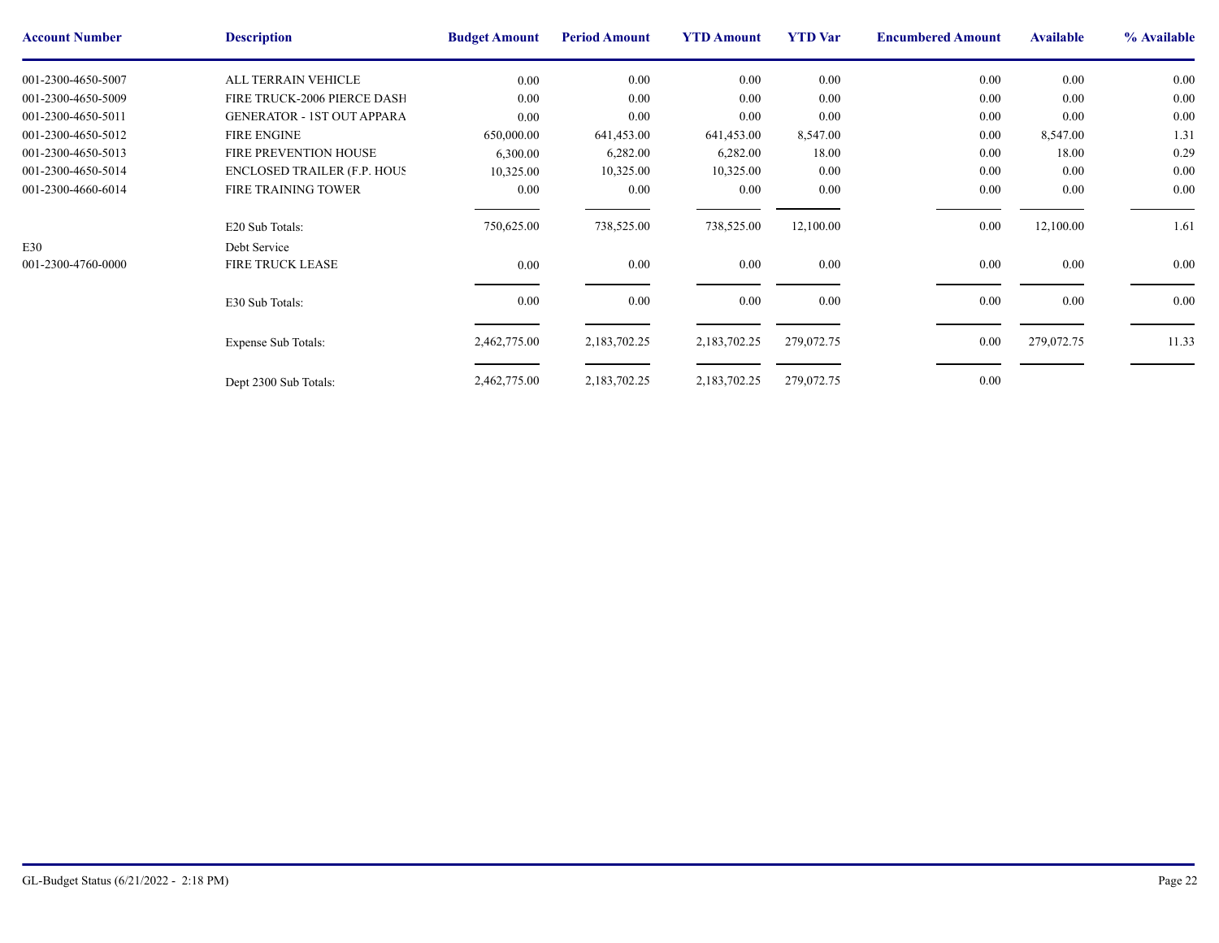| Account Number | Description | Budget Amount | Period Amount | YTD Amount | YTD Var | Encumbered Amount | Available | % Available |
|---|---|---|---|---|---|---|---|---|
| 001-2300-4650-5007 | ALL TERRAIN VEHICLE | 0.00 | 0.00 | 0.00 | 0.00 | 0.00 | 0.00 | 0.00 |
| 001-2300-4650-5009 | FIRE TRUCK-2006 PIERCE DASH | 0.00 | 0.00 | 0.00 | 0.00 | 0.00 | 0.00 | 0.00 |
| 001-2300-4650-5011 | GENERATOR - 1ST OUT APPARA | 0.00 | 0.00 | 0.00 | 0.00 | 0.00 | 0.00 | 0.00 |
| 001-2300-4650-5012 | FIRE ENGINE | 650,000.00 | 641,453.00 | 641,453.00 | 8,547.00 | 0.00 | 8,547.00 | 1.31 |
| 001-2300-4650-5013 | FIRE PREVENTION HOUSE | 6,300.00 | 6,282.00 | 6,282.00 | 18.00 | 0.00 | 18.00 | 0.29 |
| 001-2300-4650-5014 | ENCLOSED TRAILER (F.P. HOUS | 10,325.00 | 10,325.00 | 10,325.00 | 0.00 | 0.00 | 0.00 | 0.00 |
| 001-2300-4660-6014 | FIRE TRAINING TOWER | 0.00 | 0.00 | 0.00 | 0.00 | 0.00 | 0.00 | 0.00 |
| | E20 Sub Totals: | 750,625.00 | 738,525.00 | 738,525.00 | 12,100.00 | 0.00 | 12,100.00 | 1.61 |
| E30 | Debt Service | | | | | | | |
| 001-2300-4760-0000 | FIRE TRUCK LEASE | 0.00 | 0.00 | 0.00 | 0.00 | 0.00 | 0.00 | 0.00 |
| | E30 Sub Totals: | 0.00 | 0.00 | 0.00 | 0.00 | 0.00 | 0.00 | 0.00 |
| | Expense Sub Totals: | 2,462,775.00 | 2,183,702.25 | 2,183,702.25 | 279,072.75 | 0.00 | 279,072.75 | 11.33 |
| | Dept 2300 Sub Totals: | 2,462,775.00 | 2,183,702.25 | 2,183,702.25 | 279,072.75 | 0.00 | | |

GL-Budget Status (6/21/2022 - 2:18 PM)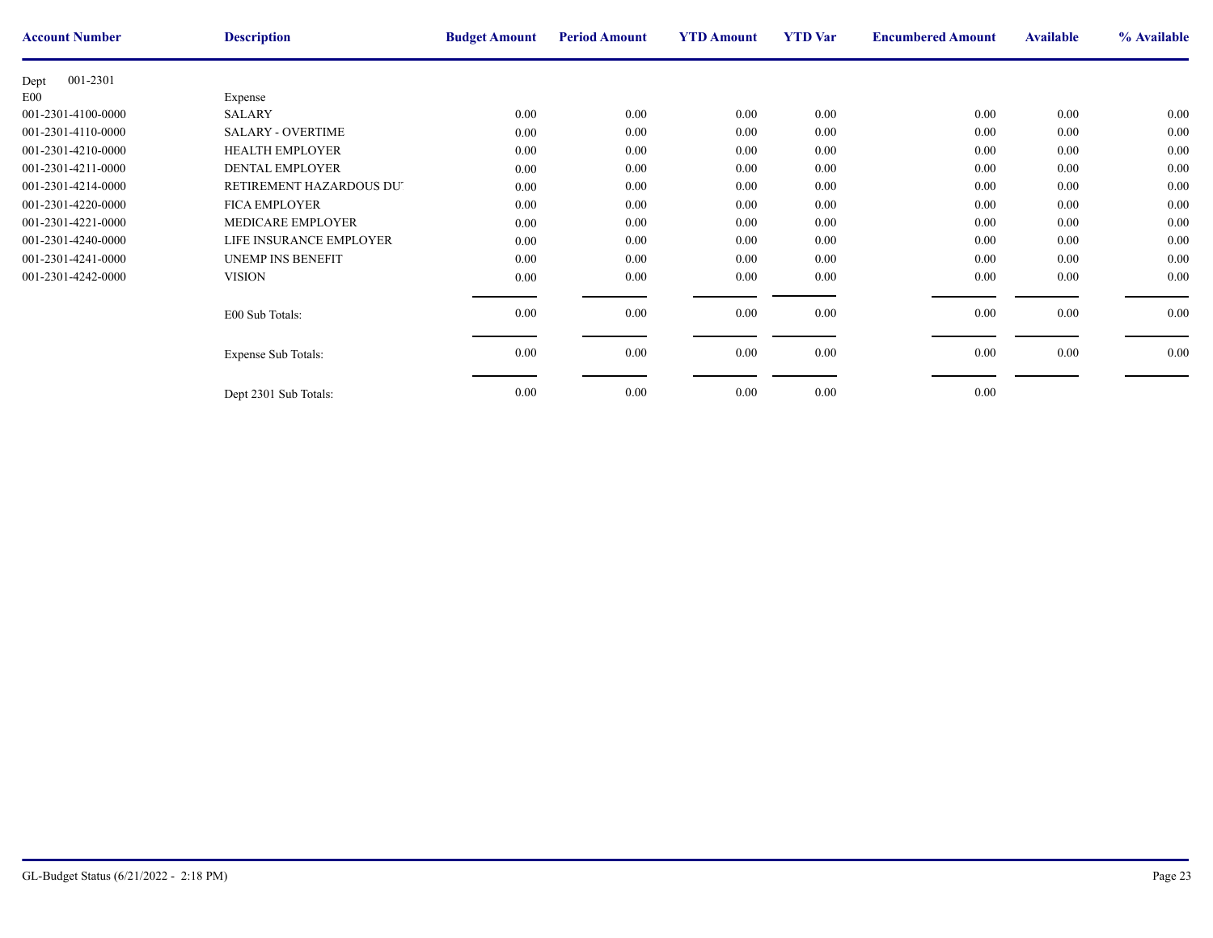| Account Number | Description | Budget Amount | Period Amount | YTD Amount | YTD Var | Encumbered Amount | Available | % Available |
|---|---|---|---|---|---|---|---|---|
| Dept 001-2301 | | | | | | | | |
| E00 | Expense | | | | | | | |
| 001-2301-4100-0000 | SALARY | 0.00 | 0.00 | 0.00 | 0.00 | 0.00 | 0.00 | 0.00 |
| 001-2301-4110-0000 | SALARY - OVERTIME | 0.00 | 0.00 | 0.00 | 0.00 | 0.00 | 0.00 | 0.00 |
| 001-2301-4210-0000 | HEALTH EMPLOYER | 0.00 | 0.00 | 0.00 | 0.00 | 0.00 | 0.00 | 0.00 |
| 001-2301-4211-0000 | DENTAL EMPLOYER | 0.00 | 0.00 | 0.00 | 0.00 | 0.00 | 0.00 | 0.00 |
| 001-2301-4214-0000 | RETIREMENT HAZARDOUS DU' | 0.00 | 0.00 | 0.00 | 0.00 | 0.00 | 0.00 | 0.00 |
| 001-2301-4220-0000 | FICA EMPLOYER | 0.00 | 0.00 | 0.00 | 0.00 | 0.00 | 0.00 | 0.00 |
| 001-2301-4221-0000 | MEDICARE EMPLOYER | 0.00 | 0.00 | 0.00 | 0.00 | 0.00 | 0.00 | 0.00 |
| 001-2301-4240-0000 | LIFE INSURANCE EMPLOYER | 0.00 | 0.00 | 0.00 | 0.00 | 0.00 | 0.00 | 0.00 |
| 001-2301-4241-0000 | UNEMP INS BENEFIT | 0.00 | 0.00 | 0.00 | 0.00 | 0.00 | 0.00 | 0.00 |
| 001-2301-4242-0000 | VISION | 0.00 | 0.00 | 0.00 | 0.00 | 0.00 | 0.00 | 0.00 |
| | E00 Sub Totals: | 0.00 | 0.00 | 0.00 | 0.00 | 0.00 | 0.00 | 0.00 |
| | Expense Sub Totals: | 0.00 | 0.00 | 0.00 | 0.00 | 0.00 | 0.00 | 0.00 |
| | Dept 2301 Sub Totals: | 0.00 | 0.00 | 0.00 | 0.00 | 0.00 | | |

GL-Budget Status (6/21/2022 - 2:18 PM)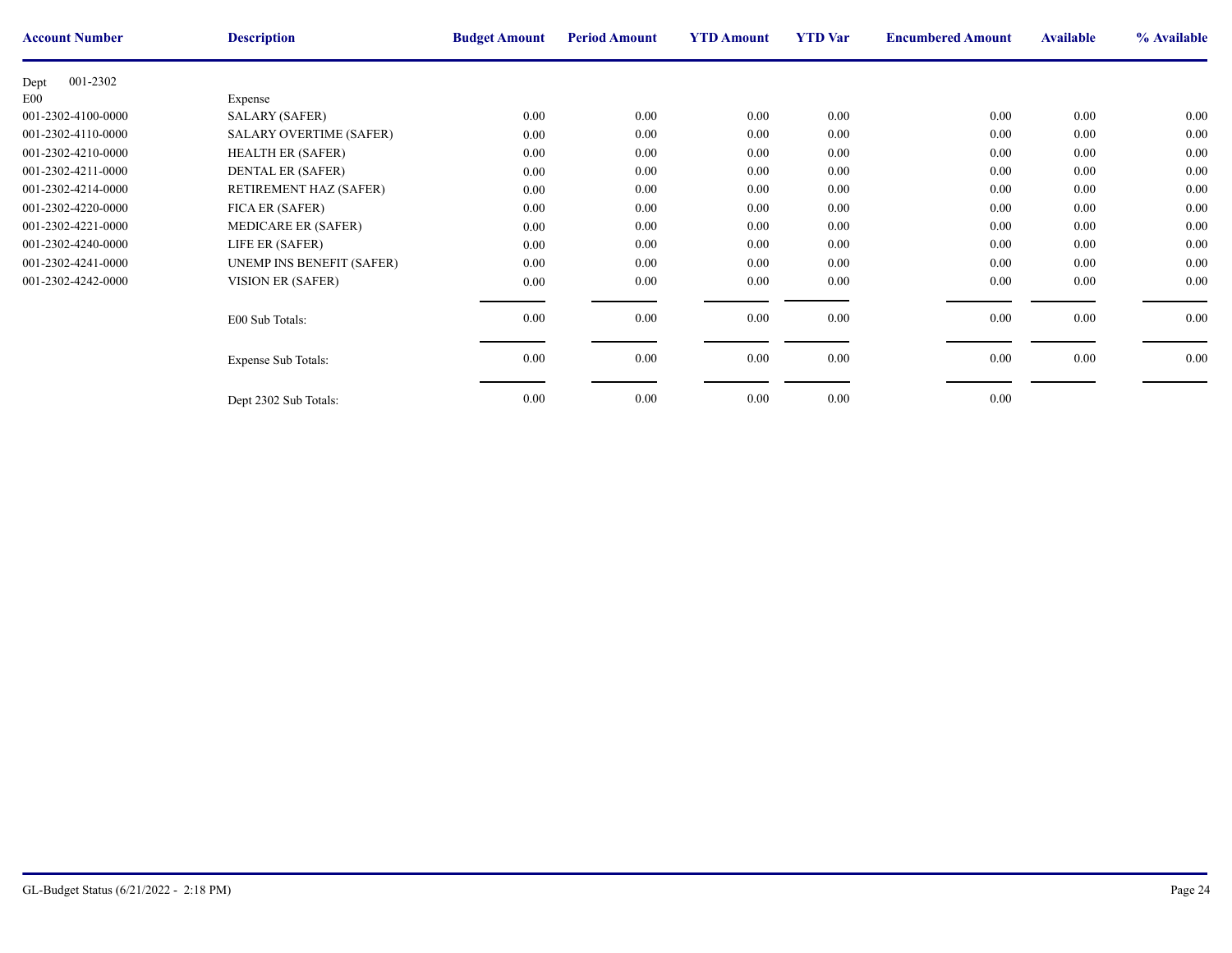| Account Number | Description | Budget Amount | Period Amount | YTD Amount | YTD Var | Encumbered Amount | Available | % Available |
|---|---|---|---|---|---|---|---|---|
| Dept 001-2302 | | | | | | | | |
| E00 | Expense | | | | | | | |
| 001-2302-4100-0000 | SALARY (SAFER) | 0.00 | 0.00 | 0.00 | 0.00 | 0.00 | 0.00 | 0.00 |
| 001-2302-4110-0000 | SALARY OVERTIME (SAFER) | 0.00 | 0.00 | 0.00 | 0.00 | 0.00 | 0.00 | 0.00 |
| 001-2302-4210-0000 | HEALTH ER (SAFER) | 0.00 | 0.00 | 0.00 | 0.00 | 0.00 | 0.00 | 0.00 |
| 001-2302-4211-0000 | DENTAL ER (SAFER) | 0.00 | 0.00 | 0.00 | 0.00 | 0.00 | 0.00 | 0.00 |
| 001-2302-4214-0000 | RETIREMENT HAZ (SAFER) | 0.00 | 0.00 | 0.00 | 0.00 | 0.00 | 0.00 | 0.00 |
| 001-2302-4220-0000 | FICA ER (SAFER) | 0.00 | 0.00 | 0.00 | 0.00 | 0.00 | 0.00 | 0.00 |
| 001-2302-4221-0000 | MEDICARE ER (SAFER) | 0.00 | 0.00 | 0.00 | 0.00 | 0.00 | 0.00 | 0.00 |
| 001-2302-4240-0000 | LIFE ER (SAFER) | 0.00 | 0.00 | 0.00 | 0.00 | 0.00 | 0.00 | 0.00 |
| 001-2302-4241-0000 | UNEMP INS BENEFIT (SAFER) | 0.00 | 0.00 | 0.00 | 0.00 | 0.00 | 0.00 | 0.00 |
| 001-2302-4242-0000 | VISION ER (SAFER) | 0.00 | 0.00 | 0.00 | 0.00 | 0.00 | 0.00 | 0.00 |
| | E00 Sub Totals: | 0.00 | 0.00 | 0.00 | 0.00 | 0.00 | 0.00 | 0.00 |
| | Expense Sub Totals: | 0.00 | 0.00 | 0.00 | 0.00 | 0.00 | 0.00 | 0.00 |
| | Dept 2302 Sub Totals: | 0.00 | 0.00 | 0.00 | 0.00 | 0.00 | | |

GL-Budget Status (6/21/2022 - 2:18 PM)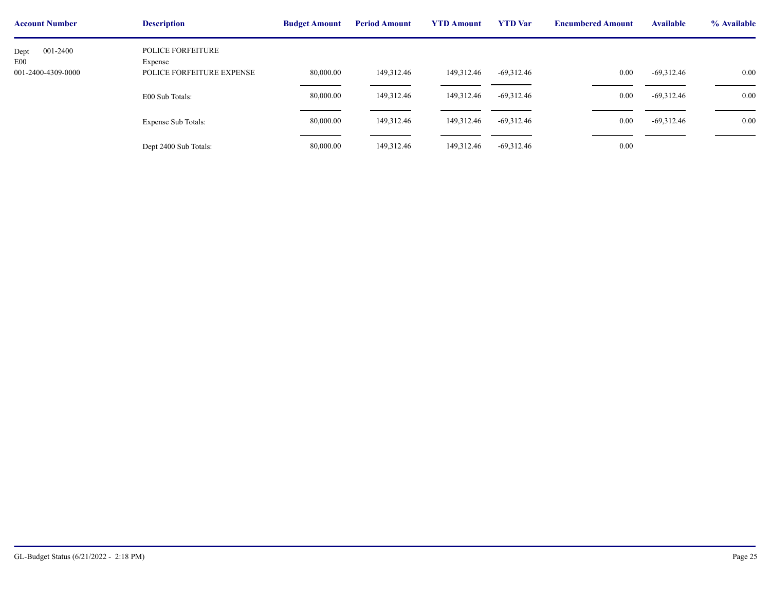| Account Number | Description | Budget Amount | Period Amount | YTD Amount | YTD Var | Encumbered Amount | Available | % Available |
|---|---|---|---|---|---|---|---|---|
| Dept 001-2400 | POLICE FORFEITURE | | | | | | | |
| E00 | Expense | | | | | | | |
| 001-2400-4309-0000 | POLICE FORFEITURE EXPENSE | 80,000.00 | 149,312.46 | 149,312.46 | -69,312.46 | 0.00 | -69,312.46 | 0.00 |
| | E00 Sub Totals: | 80,000.00 | 149,312.46 | 149,312.46 | -69,312.46 | 0.00 | -69,312.46 | 0.00 |
| | Expense Sub Totals: | 80,000.00 | 149,312.46 | 149,312.46 | -69,312.46 | 0.00 | -69,312.46 | 0.00 |
| | Dept 2400 Sub Totals: | 80,000.00 | 149,312.46 | 149,312.46 | -69,312.46 | 0.00 | | |

GL-Budget Status (6/21/2022 - 2:18 PM)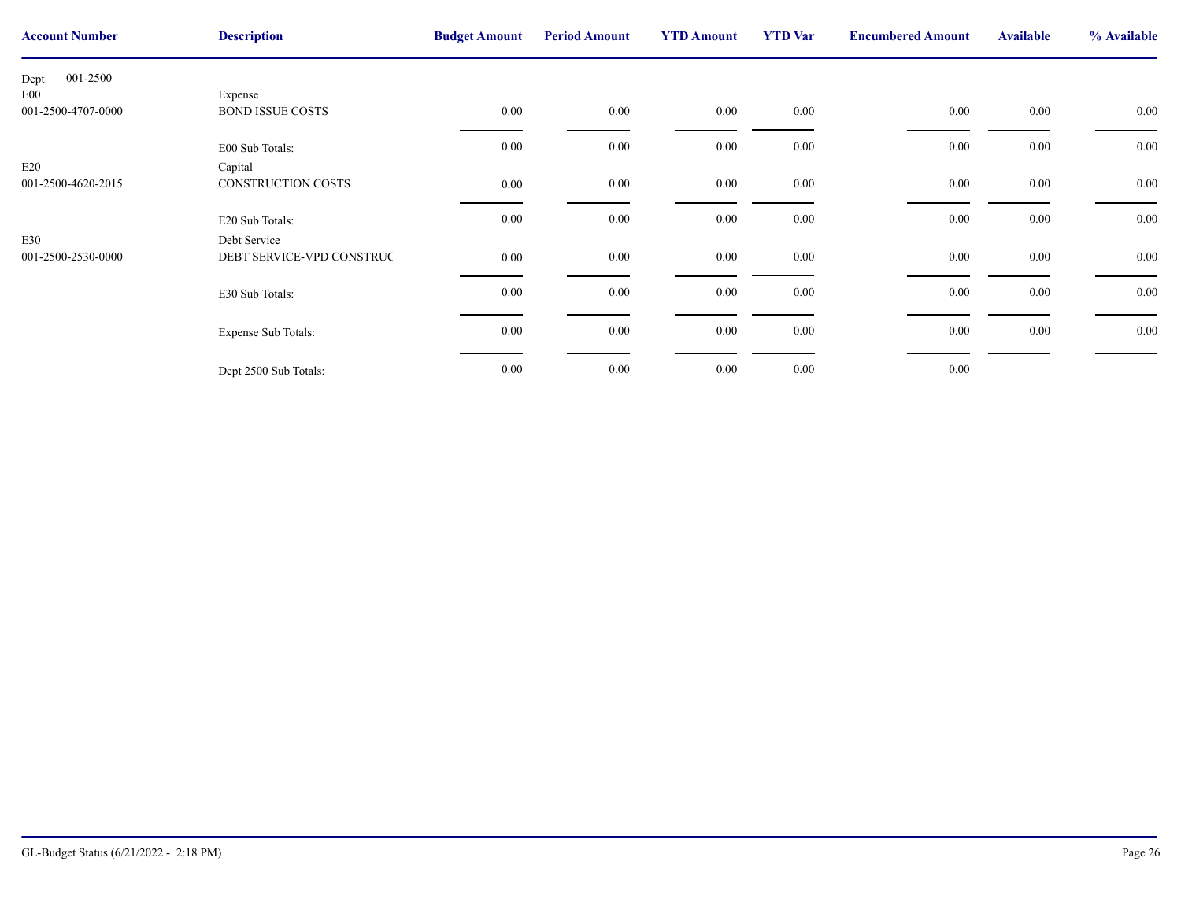| Account Number | Description | Budget Amount | Period Amount | YTD Amount | YTD Var | Encumbered Amount | Available | % Available |
|---|---|---|---|---|---|---|---|---|
| Dept 001-2500 | | | | | | | | |
| E00 | Expense | | | | | | | |
| 001-2500-4707-0000 | BOND ISSUE COSTS | 0.00 | 0.00 | 0.00 | 0.00 | 0.00 | 0.00 | 0.00 |
| | E00 Sub Totals: | 0.00 | 0.00 | 0.00 | 0.00 | 0.00 | 0.00 | 0.00 |
| E20 | Capital | | | | | | | |
| 001-2500-4620-2015 | CONSTRUCTION COSTS | 0.00 | 0.00 | 0.00 | 0.00 | 0.00 | 0.00 | 0.00 |
| | E20 Sub Totals: | 0.00 | 0.00 | 0.00 | 0.00 | 0.00 | 0.00 | 0.00 |
| E30 | Debt Service | | | | | | | |
| 001-2500-2530-0000 | DEBT SERVICE-VPD CONSTRUC | 0.00 | 0.00 | 0.00 | 0.00 | 0.00 | 0.00 | 0.00 |
| | E30 Sub Totals: | 0.00 | 0.00 | 0.00 | 0.00 | 0.00 | 0.00 | 0.00 |
| | Expense Sub Totals: | 0.00 | 0.00 | 0.00 | 0.00 | 0.00 | 0.00 | 0.00 |
| | Dept 2500 Sub Totals: | 0.00 | 0.00 | 0.00 | 0.00 | 0.00 | | |

GL-Budget Status (6/21/2022 - 2:18 PM)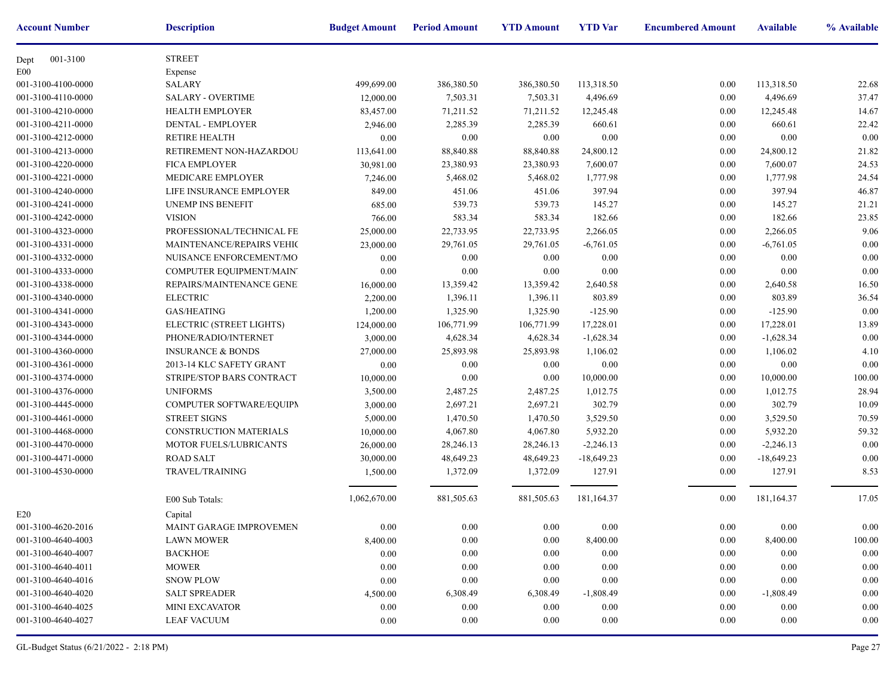| Account Number | Description | Budget Amount | Period Amount | YTD Amount | YTD Var | Encumbered Amount | Available | % Available |
|---|---|---|---|---|---|---|---|---|
| Dept 001-3100 | STREET | | | | | | | |
| E00 | Expense | | | | | | | |
| 001-3100-4100-0000 | SALARY | 499,699.00 | 386,380.50 | 386,380.50 | 113,318.50 | 0.00 | 113,318.50 | 22.68 |
| 001-3100-4110-0000 | SALARY - OVERTIME | 12,000.00 | 7,503.31 | 7,503.31 | 4,496.69 | 0.00 | 4,496.69 | 37.47 |
| 001-3100-4210-0000 | HEALTH EMPLOYER | 83,457.00 | 71,211.52 | 71,211.52 | 12,245.48 | 0.00 | 12,245.48 | 14.67 |
| 001-3100-4211-0000 | DENTAL - EMPLOYER | 2,946.00 | 2,285.39 | 2,285.39 | 660.61 | 0.00 | 660.61 | 22.42 |
| 001-3100-4212-0000 | RETIRE HEALTH | 0.00 | 0.00 | 0.00 | 0.00 | 0.00 | 0.00 | 0.00 |
| 001-3100-4213-0000 | RETIREMENT NON-HAZARDOU | 113,641.00 | 88,840.88 | 88,840.88 | 24,800.12 | 0.00 | 24,800.12 | 21.82 |
| 001-3100-4220-0000 | FICA EMPLOYER | 30,981.00 | 23,380.93 | 23,380.93 | 7,600.07 | 0.00 | 7,600.07 | 24.53 |
| 001-3100-4221-0000 | MEDICARE EMPLOYER | 7,246.00 | 5,468.02 | 5,468.02 | 1,777.98 | 0.00 | 1,777.98 | 24.54 |
| 001-3100-4240-0000 | LIFE INSURANCE EMPLOYER | 849.00 | 451.06 | 451.06 | 397.94 | 0.00 | 397.94 | 46.87 |
| 001-3100-4241-0000 | UNEMP INS BENEFIT | 685.00 | 539.73 | 539.73 | 145.27 | 0.00 | 145.27 | 21.21 |
| 001-3100-4242-0000 | VISION | 766.00 | 583.34 | 583.34 | 182.66 | 0.00 | 182.66 | 23.85 |
| 001-3100-4323-0000 | PROFESSIONAL/TECHNICAL FE | 25,000.00 | 22,733.95 | 22,733.95 | 2,266.05 | 0.00 | 2,266.05 | 9.06 |
| 001-3100-4331-0000 | MAINTENANCE/REPAIRS VEHIC | 23,000.00 | 29,761.05 | 29,761.05 | -6,761.05 | 0.00 | -6,761.05 | 0.00 |
| 001-3100-4332-0000 | NUISANCE ENFORCEMENT/MO | 0.00 | 0.00 | 0.00 | 0.00 | 0.00 | 0.00 | 0.00 |
| 001-3100-4333-0000 | COMPUTER EQUIPMENT/MAIN | 0.00 | 0.00 | 0.00 | 0.00 | 0.00 | 0.00 | 0.00 |
| 001-3100-4338-0000 | REPAIRS/MAINTENANCE GENE | 16,000.00 | 13,359.42 | 13,359.42 | 2,640.58 | 0.00 | 2,640.58 | 16.50 |
| 001-3100-4340-0000 | ELECTRIC | 2,200.00 | 1,396.11 | 1,396.11 | 803.89 | 0.00 | 803.89 | 36.54 |
| 001-3100-4341-0000 | GAS/HEATING | 1,200.00 | 1,325.90 | 1,325.90 | -125.90 | 0.00 | -125.90 | 0.00 |
| 001-3100-4343-0000 | ELECTRIC (STREET LIGHTS) | 124,000.00 | 106,771.99 | 106,771.99 | 17,228.01 | 0.00 | 17,228.01 | 13.89 |
| 001-3100-4344-0000 | PHONE/RADIO/INTERNET | 3,000.00 | 4,628.34 | 4,628.34 | -1,628.34 | 0.00 | -1,628.34 | 0.00 |
| 001-3100-4360-0000 | INSURANCE & BONDS | 27,000.00 | 25,893.98 | 25,893.98 | 1,106.02 | 0.00 | 1,106.02 | 4.10 |
| 001-3100-4361-0000 | 2013-14 KLC SAFETY GRANT | 0.00 | 0.00 | 0.00 | 0.00 | 0.00 | 0.00 | 0.00 |
| 001-3100-4374-0000 | STRIPE/STOP BARS CONTRACT | 10,000.00 | 0.00 | 0.00 | 10,000.00 | 0.00 | 10,000.00 | 100.00 |
| 001-3100-4376-0000 | UNIFORMS | 3,500.00 | 2,487.25 | 2,487.25 | 1,012.75 | 0.00 | 1,012.75 | 28.94 |
| 001-3100-4445-0000 | COMPUTER SOFTWARE/EQUIPM | 3,000.00 | 2,697.21 | 2,697.21 | 302.79 | 0.00 | 302.79 | 10.09 |
| 001-3100-4461-0000 | STREET SIGNS | 5,000.00 | 1,470.50 | 1,470.50 | 3,529.50 | 0.00 | 3,529.50 | 70.59 |
| 001-3100-4468-0000 | CONSTRUCTION MATERIALS | 10,000.00 | 4,067.80 | 4,067.80 | 5,932.20 | 0.00 | 5,932.20 | 59.32 |
| 001-3100-4470-0000 | MOTOR FUELS/LUBRICANTS | 26,000.00 | 28,246.13 | 28,246.13 | -2,246.13 | 0.00 | -2,246.13 | 0.00 |
| 001-3100-4471-0000 | ROAD SALT | 30,000.00 | 48,649.23 | 48,649.23 | -18,649.23 | 0.00 | -18,649.23 | 0.00 |
| 001-3100-4530-0000 | TRAVEL/TRAINING | 1,500.00 | 1,372.09 | 1,372.09 | 127.91 | 0.00 | 127.91 | 8.53 |
| | E00 Sub Totals: | 1,062,670.00 | 881,505.63 | 881,505.63 | 181,164.37 | 0.00 | 181,164.37 | 17.05 |
| E20 | Capital | | | | | | | |
| 001-3100-4620-2016 | MAINT GARAGE IMPROVEMEN | 0.00 | 0.00 | 0.00 | 0.00 | 0.00 | 0.00 | 0.00 |
| 001-3100-4640-4003 | LAWN MOWER | 8,400.00 | 0.00 | 0.00 | 8,400.00 | 0.00 | 8,400.00 | 100.00 |
| 001-3100-4640-4007 | BACKHOE | 0.00 | 0.00 | 0.00 | 0.00 | 0.00 | 0.00 | 0.00 |
| 001-3100-4640-4011 | MOWER | 0.00 | 0.00 | 0.00 | 0.00 | 0.00 | 0.00 | 0.00 |
| 001-3100-4640-4016 | SNOW PLOW | 0.00 | 0.00 | 0.00 | 0.00 | 0.00 | 0.00 | 0.00 |
| 001-3100-4640-4020 | SALT SPREADER | 4,500.00 | 6,308.49 | 6,308.49 | -1,808.49 | 0.00 | -1,808.49 | 0.00 |
| 001-3100-4640-4025 | MINI EXCAVATOR | 0.00 | 0.00 | 0.00 | 0.00 | 0.00 | 0.00 | 0.00 |
| 001-3100-4640-4027 | LEAF VACUUM | 0.00 | 0.00 | 0.00 | 0.00 | 0.00 | 0.00 | 0.00 |

GL-Budget Status (6/21/2022 - 2:18 PM)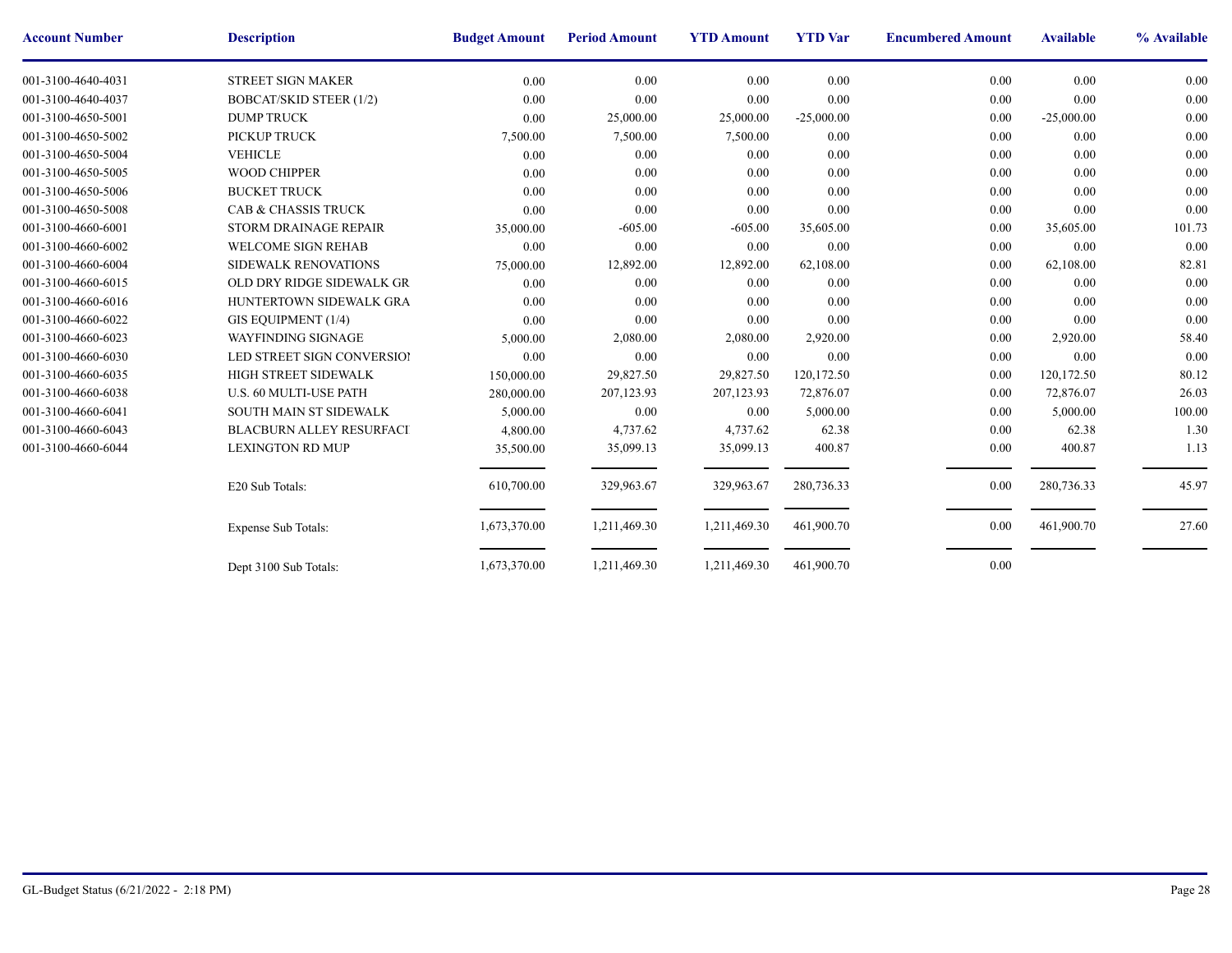| Account Number | Description | Budget Amount | Period Amount | YTD Amount | YTD Var | Encumbered Amount | Available | % Available |
|---|---|---|---|---|---|---|---|---|
| 001-3100-4640-4031 | STREET SIGN MAKER | 0.00 | 0.00 | 0.00 | 0.00 | 0.00 | 0.00 | 0.00 |
| 001-3100-4640-4037 | BOBCAT/SKID STEER (1/2) | 0.00 | 0.00 | 0.00 | 0.00 | 0.00 | 0.00 | 0.00 |
| 001-3100-4650-5001 | DUMP TRUCK | 0.00 | 25,000.00 | 25,000.00 | -25,000.00 | 0.00 | -25,000.00 | 0.00 |
| 001-3100-4650-5002 | PICKUP TRUCK | 7,500.00 | 7,500.00 | 7,500.00 | 0.00 | 0.00 | 0.00 | 0.00 |
| 001-3100-4650-5004 | VEHICLE | 0.00 | 0.00 | 0.00 | 0.00 | 0.00 | 0.00 | 0.00 |
| 001-3100-4650-5005 | WOOD CHIPPER | 0.00 | 0.00 | 0.00 | 0.00 | 0.00 | 0.00 | 0.00 |
| 001-3100-4650-5006 | BUCKET TRUCK | 0.00 | 0.00 | 0.00 | 0.00 | 0.00 | 0.00 | 0.00 |
| 001-3100-4650-5008 | CAB & CHASSIS TRUCK | 0.00 | 0.00 | 0.00 | 0.00 | 0.00 | 0.00 | 0.00 |
| 001-3100-4660-6001 | STORM DRAINAGE REPAIR | 35,000.00 | -605.00 | -605.00 | 35,605.00 | 0.00 | 35,605.00 | 101.73 |
| 001-3100-4660-6002 | WELCOME SIGN REHAB | 0.00 | 0.00 | 0.00 | 0.00 | 0.00 | 0.00 | 0.00 |
| 001-3100-4660-6004 | SIDEWALK RENOVATIONS | 75,000.00 | 12,892.00 | 12,892.00 | 62,108.00 | 0.00 | 62,108.00 | 82.81 |
| 001-3100-4660-6015 | OLD DRY RIDGE SIDEWALK GR | 0.00 | 0.00 | 0.00 | 0.00 | 0.00 | 0.00 | 0.00 |
| 001-3100-4660-6016 | HUNTERTOWN SIDEWALK GRA | 0.00 | 0.00 | 0.00 | 0.00 | 0.00 | 0.00 | 0.00 |
| 001-3100-4660-6022 | GIS EQUIPMENT (1/4) | 0.00 | 0.00 | 0.00 | 0.00 | 0.00 | 0.00 | 0.00 |
| 001-3100-4660-6023 | WAYFINDING SIGNAGE | 5,000.00 | 2,080.00 | 2,080.00 | 2,920.00 | 0.00 | 2,920.00 | 58.40 |
| 001-3100-4660-6030 | LED STREET SIGN CONVERSIO | 0.00 | 0.00 | 0.00 | 0.00 | 0.00 | 0.00 | 0.00 |
| 001-3100-4660-6035 | HIGH STREET SIDEWALK | 150,000.00 | 29,827.50 | 29,827.50 | 120,172.50 | 0.00 | 120,172.50 | 80.12 |
| 001-3100-4660-6038 | U.S. 60 MULTI-USE PATH | 280,000.00 | 207,123.93 | 207,123.93 | 72,876.07 | 0.00 | 72,876.07 | 26.03 |
| 001-3100-4660-6041 | SOUTH MAIN ST SIDEWALK | 5,000.00 | 0.00 | 0.00 | 5,000.00 | 0.00 | 5,000.00 | 100.00 |
| 001-3100-4660-6043 | BLACBURN ALLEY RESURFACI | 4,800.00 | 4,737.62 | 4,737.62 | 62.38 | 0.00 | 62.38 | 1.30 |
| 001-3100-4660-6044 | LEXINGTON RD MUP | 35,500.00 | 35,099.13 | 35,099.13 | 400.87 | 0.00 | 400.87 | 1.13 |
| | E20 Sub Totals: | 610,700.00 | 329,963.67 | 329,963.67 | 280,736.33 | 0.00 | 280,736.33 | 45.97 |
| | Expense Sub Totals: | 1,673,370.00 | 1,211,469.30 | 1,211,469.30 | 461,900.70 | 0.00 | 461,900.70 | 27.60 |
| | Dept 3100 Sub Totals: | 1,673,370.00 | 1,211,469.30 | 1,211,469.30 | 461,900.70 | 0.00 | | |

GL-Budget Status (6/21/2022 - 2:18 PM)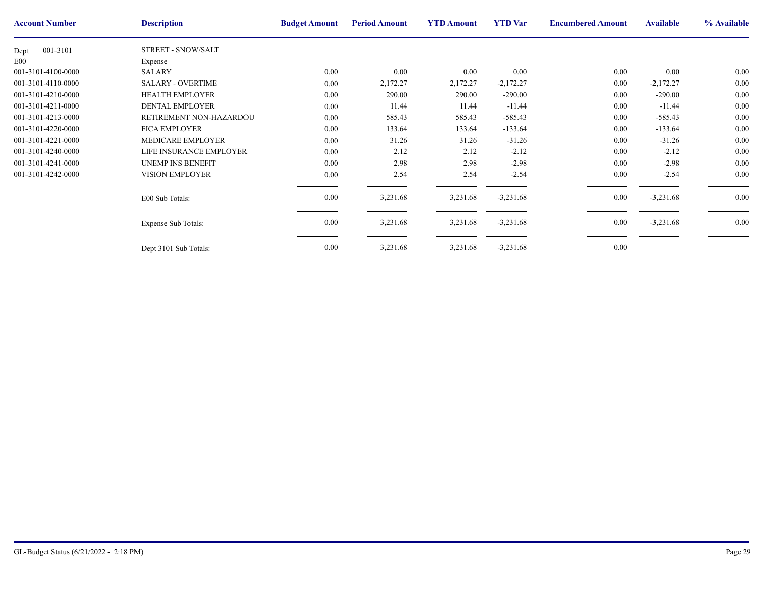| Account Number | Description | Budget Amount | Period Amount | YTD Amount | YTD Var | Encumbered Amount | Available | % Available |
|---|---|---|---|---|---|---|---|---|
| Dept 001-3101 | STREET - SNOW/SALT | | | | | | | |
| E00 | Expense | | | | | | | |
| 001-3101-4100-0000 | SALARY | 0.00 | 0.00 | 0.00 | 0.00 | 0.00 | 0.00 | 0.00 |
| 001-3101-4110-0000 | SALARY - OVERTIME | 0.00 | 2,172.27 | 2,172.27 | -2,172.27 | 0.00 | -2,172.27 | 0.00 |
| 001-3101-4210-0000 | HEALTH EMPLOYER | 0.00 | 290.00 | 290.00 | -290.00 | 0.00 | -290.00 | 0.00 |
| 001-3101-4211-0000 | DENTAL EMPLOYER | 0.00 | 11.44 | 11.44 | -11.44 | 0.00 | -11.44 | 0.00 |
| 001-3101-4213-0000 | RETIREMENT NON-HAZARDOU | 0.00 | 585.43 | 585.43 | -585.43 | 0.00 | -585.43 | 0.00 |
| 001-3101-4220-0000 | FICA EMPLOYER | 0.00 | 133.64 | 133.64 | -133.64 | 0.00 | -133.64 | 0.00 |
| 001-3101-4221-0000 | MEDICARE EMPLOYER | 0.00 | 31.26 | 31.26 | -31.26 | 0.00 | -31.26 | 0.00 |
| 001-3101-4240-0000 | LIFE INSURANCE EMPLOYER | 0.00 | 2.12 | 2.12 | -2.12 | 0.00 | -2.12 | 0.00 |
| 001-3101-4241-0000 | UNEMP INS BENEFIT | 0.00 | 2.98 | 2.98 | -2.98 | 0.00 | -2.98 | 0.00 |
| 001-3101-4242-0000 | VISION EMPLOYER | 0.00 | 2.54 | 2.54 | -2.54 | 0.00 | -2.54 | 0.00 |
| | E00 Sub Totals: | 0.00 | 3,231.68 | 3,231.68 | -3,231.68 | 0.00 | -3,231.68 | 0.00 |
| | Expense Sub Totals: | 0.00 | 3,231.68 | 3,231.68 | -3,231.68 | 0.00 | -3,231.68 | 0.00 |
| | Dept 3101 Sub Totals: | 0.00 | 3,231.68 | 3,231.68 | -3,231.68 | 0.00 | | |

GL-Budget Status (6/21/2022 - 2:18 PM)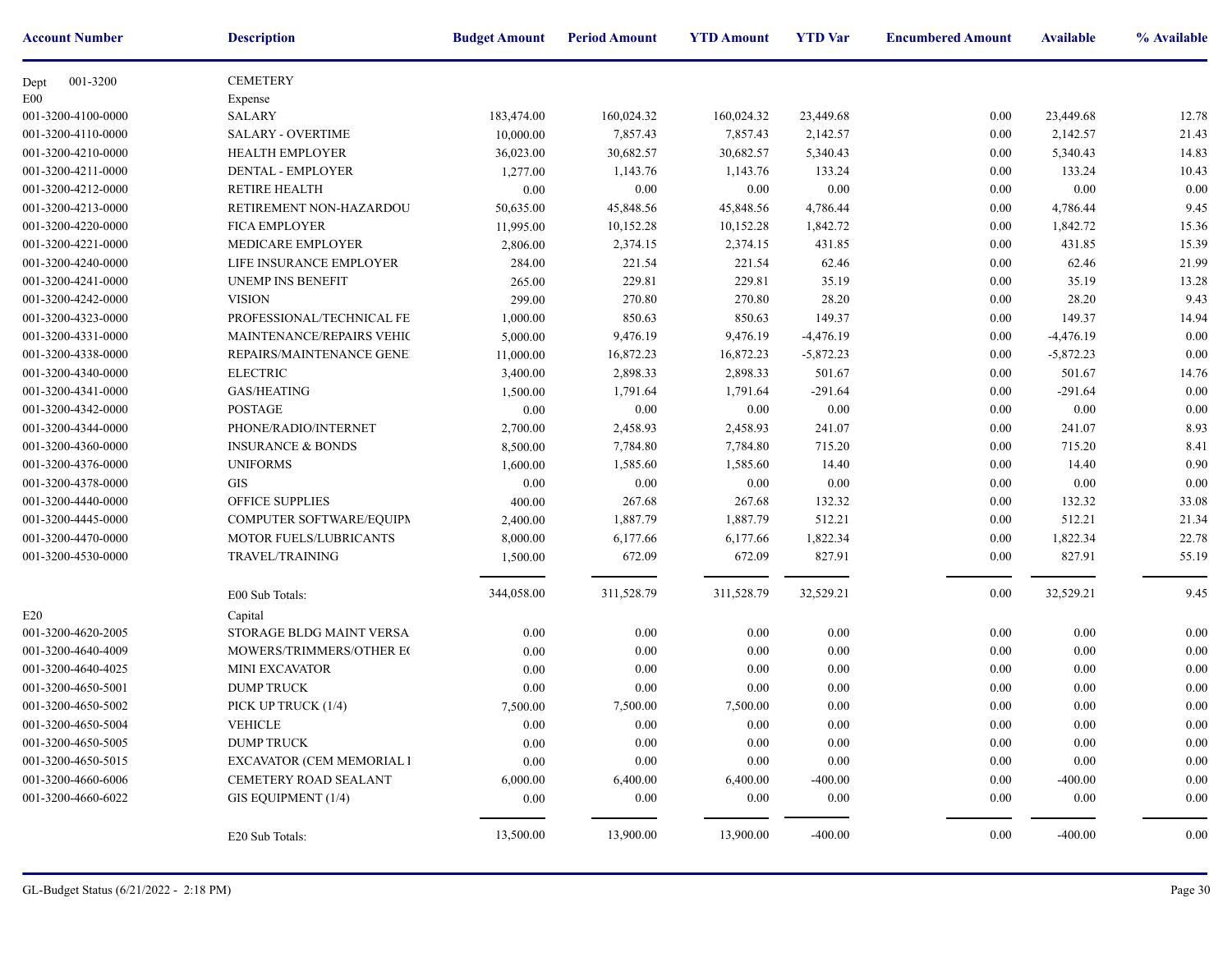| Account Number | Description | Budget Amount | Period Amount | YTD Amount | YTD Var | Encumbered Amount | Available | % Available |
|---|---|---|---|---|---|---|---|---|
| Dept 001-3200 | CEMETERY | | | | | | | |
| E00 | Expense | | | | | | | |
| 001-3200-4100-0000 | SALARY | 183,474.00 | 160,024.32 | 160,024.32 | 23,449.68 | 0.00 | 23,449.68 | 12.78 |
| 001-3200-4110-0000 | SALARY - OVERTIME | 10,000.00 | 7,857.43 | 7,857.43 | 2,142.57 | 0.00 | 2,142.57 | 21.43 |
| 001-3200-4210-0000 | HEALTH EMPLOYER | 36,023.00 | 30,682.57 | 30,682.57 | 5,340.43 | 0.00 | 5,340.43 | 14.83 |
| 001-3200-4211-0000 | DENTAL - EMPLOYER | 1,277.00 | 1,143.76 | 1,143.76 | 133.24 | 0.00 | 133.24 | 10.43 |
| 001-3200-4212-0000 | RETIRE HEALTH | 0.00 | 0.00 | 0.00 | 0.00 | 0.00 | 0.00 | 0.00 |
| 001-3200-4213-0000 | RETIREMENT NON-HAZARDOU | 50,635.00 | 45,848.56 | 45,848.56 | 4,786.44 | 0.00 | 4,786.44 | 9.45 |
| 001-3200-4220-0000 | FICA EMPLOYER | 11,995.00 | 10,152.28 | 10,152.28 | 1,842.72 | 0.00 | 1,842.72 | 15.36 |
| 001-3200-4221-0000 | MEDICARE EMPLOYER | 2,806.00 | 2,374.15 | 2,374.15 | 431.85 | 0.00 | 431.85 | 15.39 |
| 001-3200-4240-0000 | LIFE INSURANCE EMPLOYER | 284.00 | 221.54 | 221.54 | 62.46 | 0.00 | 62.46 | 21.99 |
| 001-3200-4241-0000 | UNEMP INS BENEFIT | 265.00 | 229.81 | 229.81 | 35.19 | 0.00 | 35.19 | 13.28 |
| 001-3200-4242-0000 | VISION | 299.00 | 270.80 | 270.80 | 28.20 | 0.00 | 28.20 | 9.43 |
| 001-3200-4323-0000 | PROFESSIONAL/TECHNICAL FE | 1,000.00 | 850.63 | 850.63 | 149.37 | 0.00 | 149.37 | 14.94 |
| 001-3200-4331-0000 | MAINTENANCE/REPAIRS VEHIC | 5,000.00 | 9,476.19 | 9,476.19 | -4,476.19 | 0.00 | -4,476.19 | 0.00 |
| 001-3200-4338-0000 | REPAIRS/MAINTENANCE GENE | 11,000.00 | 16,872.23 | 16,872.23 | -5,872.23 | 0.00 | -5,872.23 | 0.00 |
| 001-3200-4340-0000 | ELECTRIC | 3,400.00 | 2,898.33 | 2,898.33 | 501.67 | 0.00 | 501.67 | 14.76 |
| 001-3200-4341-0000 | GAS/HEATING | 1,500.00 | 1,791.64 | 1,791.64 | -291.64 | 0.00 | -291.64 | 0.00 |
| 001-3200-4342-0000 | POSTAGE | 0.00 | 0.00 | 0.00 | 0.00 | 0.00 | 0.00 | 0.00 |
| 001-3200-4344-0000 | PHONE/RADIO/INTERNET | 2,700.00 | 2,458.93 | 2,458.93 | 241.07 | 0.00 | 241.07 | 8.93 |
| 001-3200-4360-0000 | INSURANCE & BONDS | 8,500.00 | 7,784.80 | 7,784.80 | 715.20 | 0.00 | 715.20 | 8.41 |
| 001-3200-4376-0000 | UNIFORMS | 1,600.00 | 1,585.60 | 1,585.60 | 14.40 | 0.00 | 14.40 | 0.90 |
| 001-3200-4378-0000 | GIS | 0.00 | 0.00 | 0.00 | 0.00 | 0.00 | 0.00 | 0.00 |
| 001-3200-4440-0000 | OFFICE SUPPLIES | 400.00 | 267.68 | 267.68 | 132.32 | 0.00 | 132.32 | 33.08 |
| 001-3200-4445-0000 | COMPUTER SOFTWARE/EQUIPM | 2,400.00 | 1,887.79 | 1,887.79 | 512.21 | 0.00 | 512.21 | 21.34 |
| 001-3200-4470-0000 | MOTOR FUELS/LUBRICANTS | 8,000.00 | 6,177.66 | 6,177.66 | 1,822.34 | 0.00 | 1,822.34 | 22.78 |
| 001-3200-4530-0000 | TRAVEL/TRAINING | 1,500.00 | 672.09 | 672.09 | 827.91 | 0.00 | 827.91 | 55.19 |
| | E00 Sub Totals: | 344,058.00 | 311,528.79 | 311,528.79 | 32,529.21 | 0.00 | 32,529.21 | 9.45 |
| E20 | Capital | | | | | | | |
| 001-3200-4620-2005 | STORAGE BLDG MAINT VERSA | 0.00 | 0.00 | 0.00 | 0.00 | 0.00 | 0.00 | 0.00 |
| 001-3200-4640-4009 | MOWERS/TRIMMERS/OTHER E( | 0.00 | 0.00 | 0.00 | 0.00 | 0.00 | 0.00 | 0.00 |
| 001-3200-4640-4025 | MINI EXCAVATOR | 0.00 | 0.00 | 0.00 | 0.00 | 0.00 | 0.00 | 0.00 |
| 001-3200-4650-5001 | DUMP TRUCK | 0.00 | 0.00 | 0.00 | 0.00 | 0.00 | 0.00 | 0.00 |
| 001-3200-4650-5002 | PICK UP TRUCK (1/4) | 7,500.00 | 7,500.00 | 7,500.00 | 0.00 | 0.00 | 0.00 | 0.00 |
| 001-3200-4650-5004 | VEHICLE | 0.00 | 0.00 | 0.00 | 0.00 | 0.00 | 0.00 | 0.00 |
| 001-3200-4650-5005 | DUMP TRUCK | 0.00 | 0.00 | 0.00 | 0.00 | 0.00 | 0.00 | 0.00 |
| 001-3200-4650-5015 | EXCAVATOR (CEM MEMORIAL I | 0.00 | 0.00 | 0.00 | 0.00 | 0.00 | 0.00 | 0.00 |
| 001-3200-4660-6006 | CEMETERY ROAD SEALANT | 6,000.00 | 6,400.00 | 6,400.00 | -400.00 | 0.00 | -400.00 | 0.00 |
| 001-3200-4660-6022 | GIS EQUIPMENT (1/4) | 0.00 | 0.00 | 0.00 | 0.00 | 0.00 | 0.00 | 0.00 |
| | E20 Sub Totals: | 13,500.00 | 13,900.00 | 13,900.00 | -400.00 | 0.00 | -400.00 | 0.00 |

GL-Budget Status (6/21/2022 - 2:18 PM)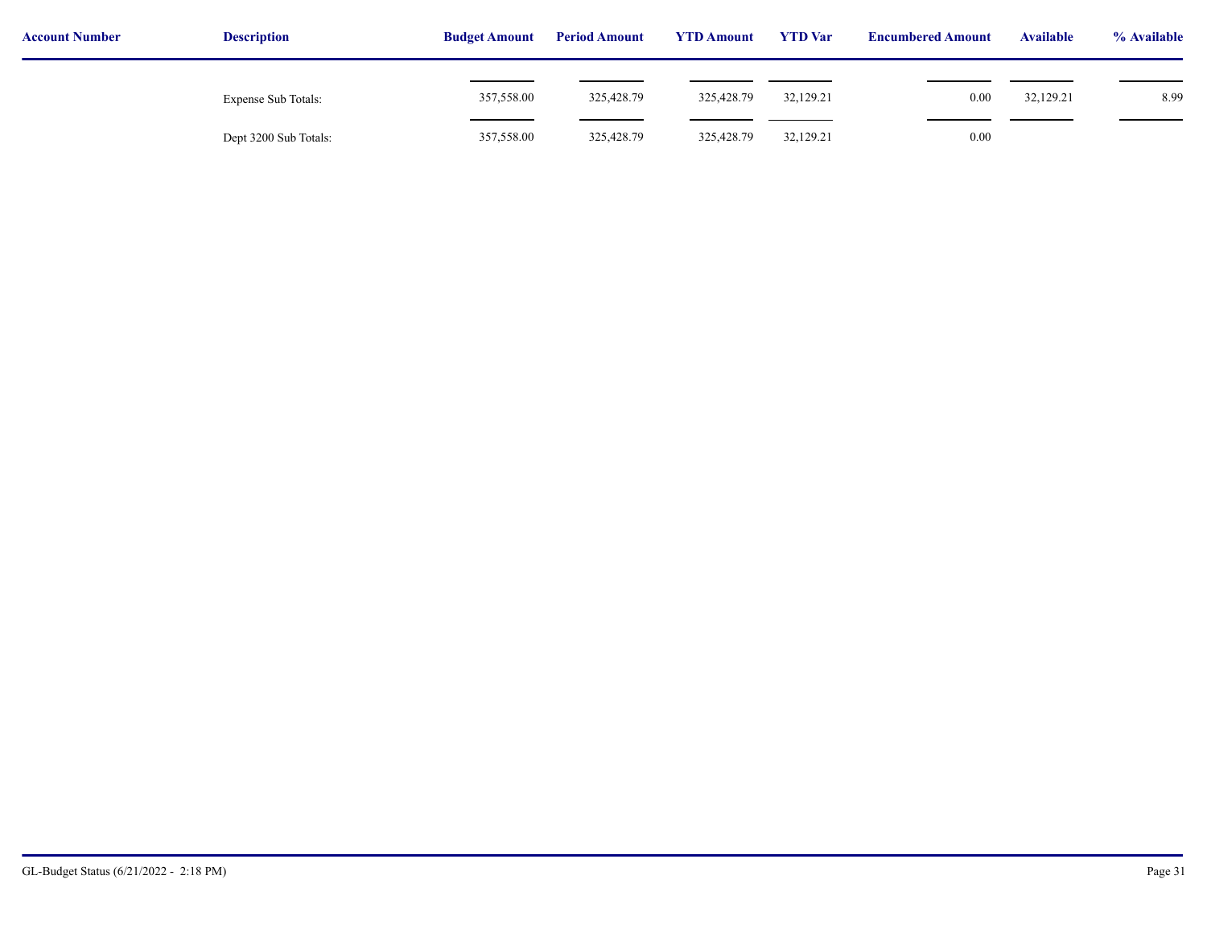| Account Number | Description | Budget Amount | Period Amount | YTD Amount | YTD Var | Encumbered Amount | Available | % Available |
|---|---|---|---|---|---|---|---|---|
| | Expense Sub Totals: | 357,558.00 | 325,428.79 | 325,428.79 | 32,129.21 | 0.00 | 32,129.21 | 8.99 |
| | Dept 3200 Sub Totals: | 357,558.00 | 325,428.79 | 325,428.79 | 32,129.21 | 0.00 | | |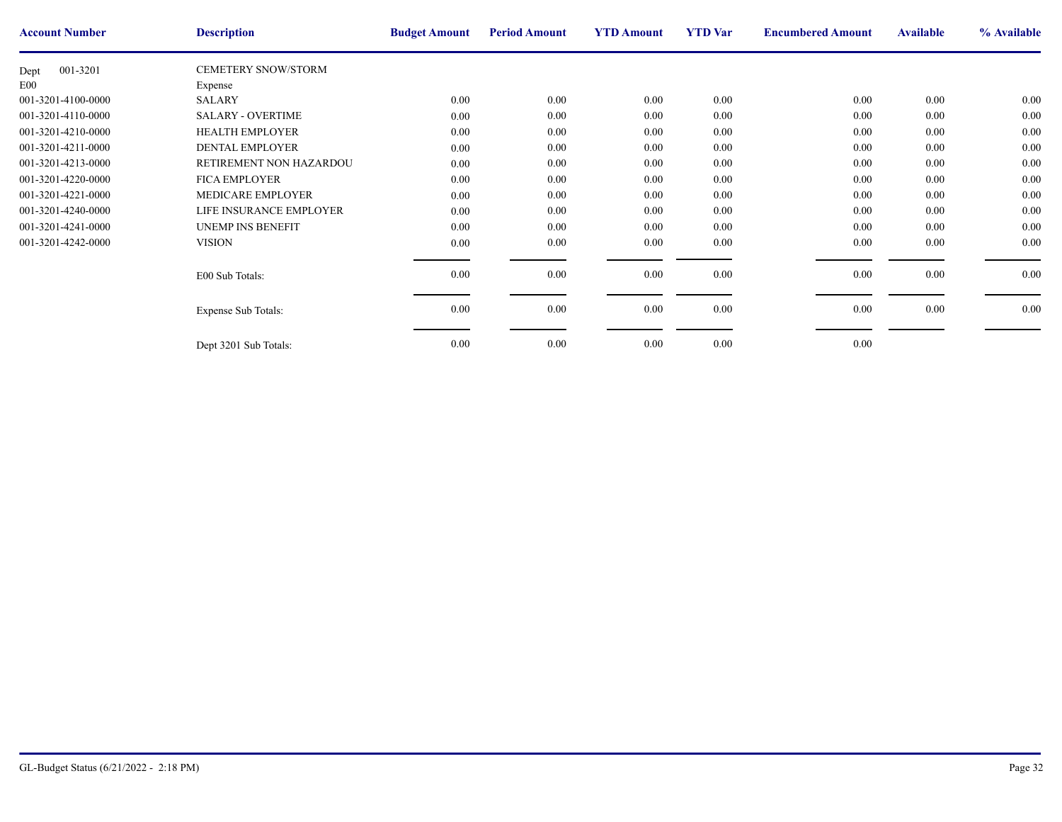| Account Number | Description | Budget Amount | Period Amount | YTD Amount | YTD Var | Encumbered Amount | Available | % Available |
|---|---|---|---|---|---|---|---|---|
| Dept 001-3201 | CEMETERY SNOW/STORM | | | | | | | |
| E00 | Expense | | | | | | | |
| 001-3201-4100-0000 | SALARY | 0.00 | 0.00 | 0.00 | 0.00 | 0.00 | 0.00 | 0.00 |
| 001-3201-4110-0000 | SALARY - OVERTIME | 0.00 | 0.00 | 0.00 | 0.00 | 0.00 | 0.00 | 0.00 |
| 001-3201-4210-0000 | HEALTH EMPLOYER | 0.00 | 0.00 | 0.00 | 0.00 | 0.00 | 0.00 | 0.00 |
| 001-3201-4211-0000 | DENTAL EMPLOYER | 0.00 | 0.00 | 0.00 | 0.00 | 0.00 | 0.00 | 0.00 |
| 001-3201-4213-0000 | RETIREMENT NON HAZARDOU | 0.00 | 0.00 | 0.00 | 0.00 | 0.00 | 0.00 | 0.00 |
| 001-3201-4220-0000 | FICA EMPLOYER | 0.00 | 0.00 | 0.00 | 0.00 | 0.00 | 0.00 | 0.00 |
| 001-3201-4221-0000 | MEDICARE EMPLOYER | 0.00 | 0.00 | 0.00 | 0.00 | 0.00 | 0.00 | 0.00 |
| 001-3201-4240-0000 | LIFE INSURANCE EMPLOYER | 0.00 | 0.00 | 0.00 | 0.00 | 0.00 | 0.00 | 0.00 |
| 001-3201-4241-0000 | UNEMP INS BENEFIT | 0.00 | 0.00 | 0.00 | 0.00 | 0.00 | 0.00 | 0.00 |
| 001-3201-4242-0000 | VISION | 0.00 | 0.00 | 0.00 | 0.00 | 0.00 | 0.00 | 0.00 |
| | E00 Sub Totals: | 0.00 | 0.00 | 0.00 | 0.00 | 0.00 | 0.00 | 0.00 |
| | Expense Sub Totals: | 0.00 | 0.00 | 0.00 | 0.00 | 0.00 | 0.00 | 0.00 |
| | Dept 3201 Sub Totals: | 0.00 | 0.00 | 0.00 | 0.00 | 0.00 | | |

GL-Budget Status (6/21/2022 - 2:18 PM)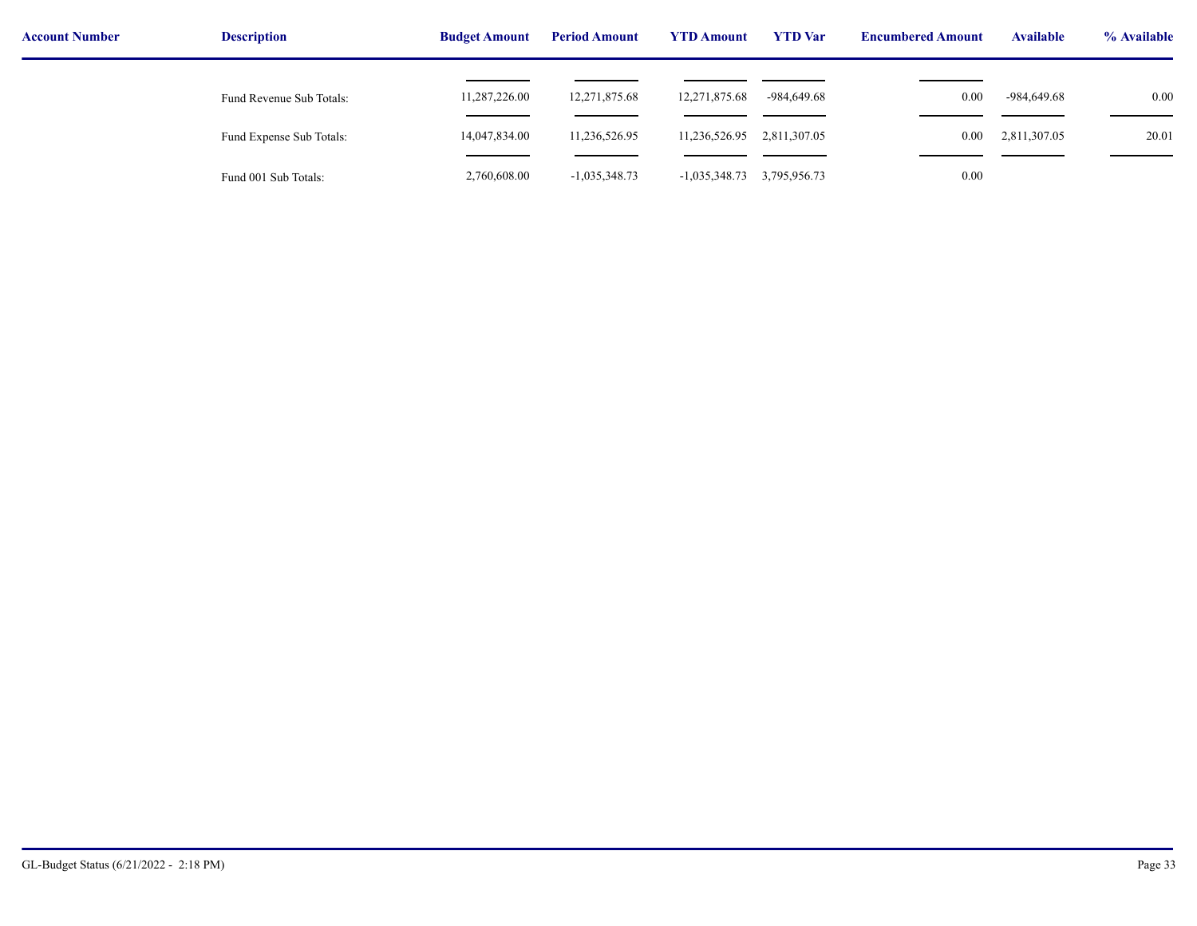| Account Number | Description | Budget Amount | Period Amount | YTD Amount | YTD Var | Encumbered Amount | Available | % Available |
|---|---|---|---|---|---|---|---|---|
| | Fund Revenue Sub Totals: | 11,287,226.00 | 12,271,875.68 | 12,271,875.68 | -984,649.68 | 0.00 | -984,649.68 | 0.00 |
| | Fund Expense Sub Totals: | 14,047,834.00 | 11,236,526.95 | 11,236,526.95 | 2,811,307.05 | 0.00 | 2,811,307.05 | 20.01 |
| | Fund 001 Sub Totals: | 2,760,608.00 | -1,035,348.73 | -1,035,348.73 | 3,795,956.73 | 0.00 | | |

GL-Budget Status (6/21/2022 - 2:18 PM)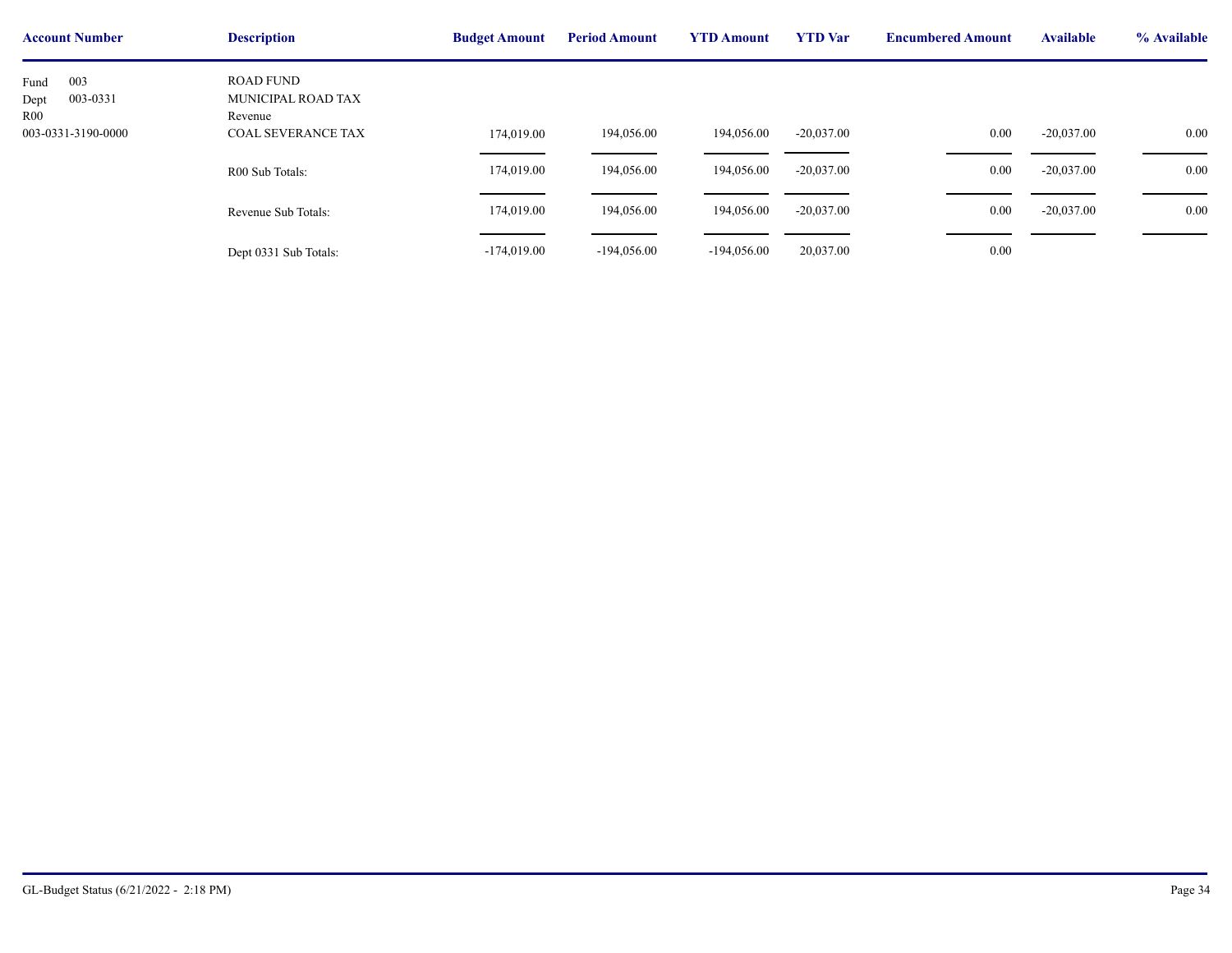| Account Number | Description | Budget Amount | Period Amount | YTD Amount | YTD Var | Encumbered Amount | Available | % Available |
|---|---|---|---|---|---|---|---|---|
| Fund 003 | ROAD FUND | | | | | | | |
| Dept 003-0331 | MUNICIPAL ROAD TAX | | | | | | | |
| R00 | Revenue | | | | | | | |
| 003-0331-3190-0000 | COAL SEVERANCE TAX | 174,019.00 | 194,056.00 | 194,056.00 | -20,037.00 | 0.00 | -20,037.00 | 0.00 |
| | R00 Sub Totals: | 174,019.00 | 194,056.00 | 194,056.00 | -20,037.00 | 0.00 | -20,037.00 | 0.00 |
| | Revenue Sub Totals: | 174,019.00 | 194,056.00 | 194,056.00 | -20,037.00 | 0.00 | -20,037.00 | 0.00 |
| | Dept 0331 Sub Totals: | -174,019.00 | -194,056.00 | -194,056.00 | 20,037.00 | 0.00 | | |

GL-Budget Status (6/21/2022 - 2:18 PM)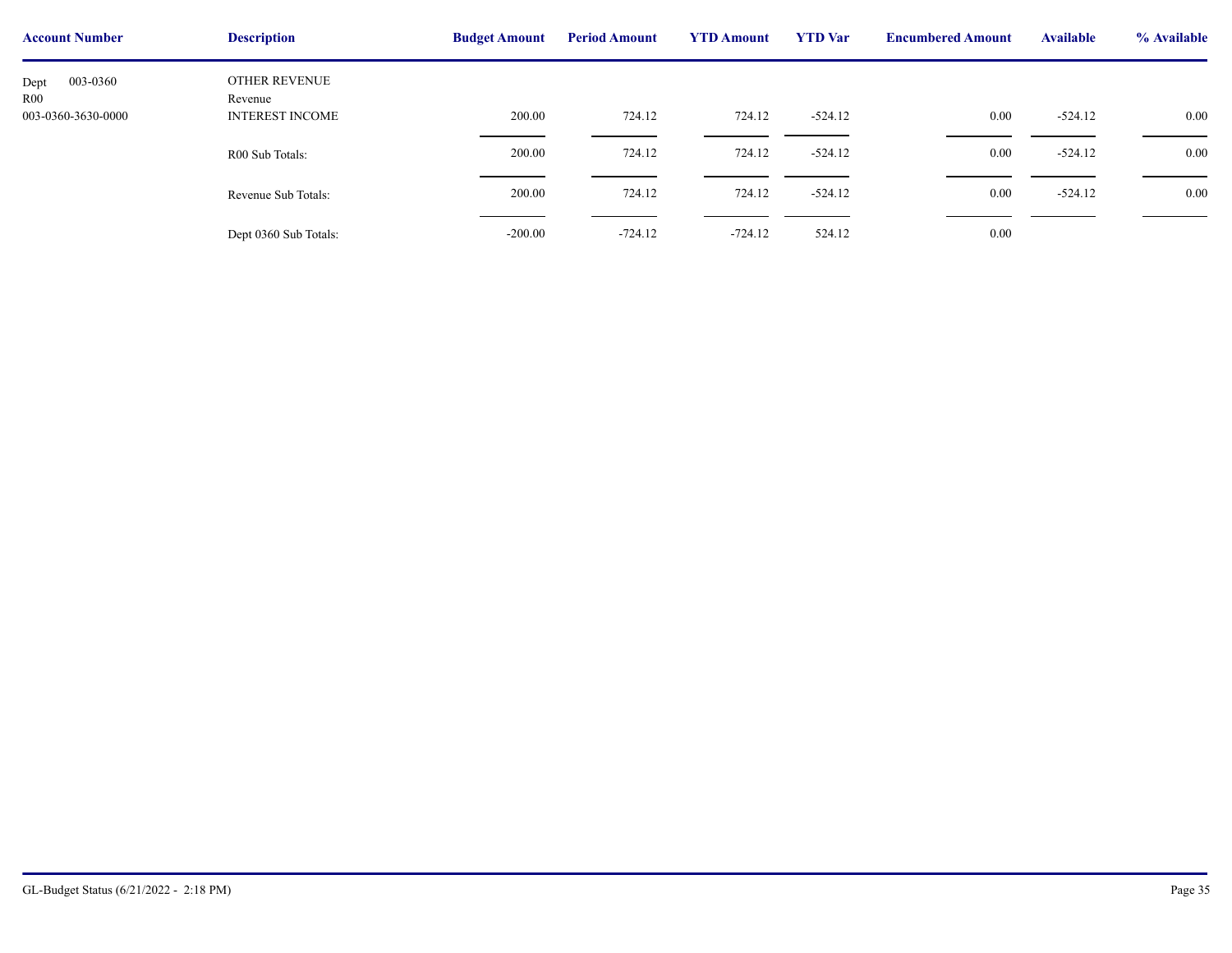| Account Number | Description | Budget Amount | Period Amount | YTD Amount | YTD Var | Encumbered Amount | Available | % Available |
|---|---|---|---|---|---|---|---|---|
| Dept 003-0360 | OTHER REVENUE | | | | | | | |
| R00 | Revenue | | | | | | | |
| 003-0360-3630-0000 | INTEREST INCOME | 200.00 | 724.12 | 724.12 | -524.12 | 0.00 | -524.12 | 0.00 |
| | R00 Sub Totals: | 200.00 | 724.12 | 724.12 | -524.12 | 0.00 | -524.12 | 0.00 |
| | Revenue Sub Totals: | 200.00 | 724.12 | 724.12 | -524.12 | 0.00 | -524.12 | 0.00 |
| | Dept 0360 Sub Totals: | -200.00 | -724.12 | -724.12 | 524.12 | 0.00 | | |

GL-Budget Status (6/21/2022 - 2:18 PM)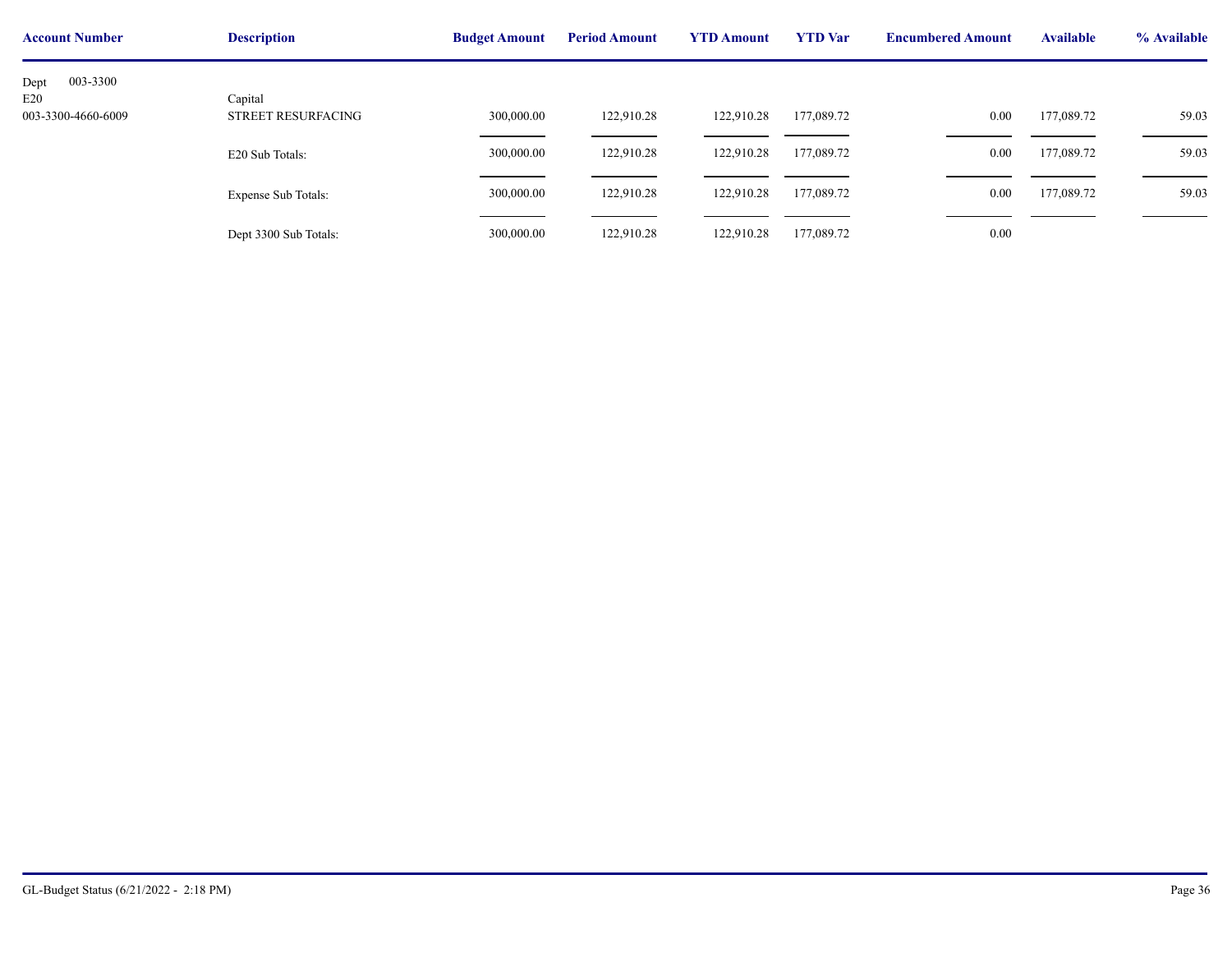| Account Number | Description | Budget Amount | Period Amount | YTD Amount | YTD Var | Encumbered Amount | Available | % Available |
|---|---|---|---|---|---|---|---|---|
| Dept 003-3300 | | | | | | | | |
| E20 | Capital | | | | | | | |
| 003-3300-4660-6009 | STREET RESURFACING | 300,000.00 | 122,910.28 | 122,910.28 | 177,089.72 | 0.00 | 177,089.72 | 59.03 |
| | E20 Sub Totals: | 300,000.00 | 122,910.28 | 122,910.28 | 177,089.72 | 0.00 | 177,089.72 | 59.03 |
| | Expense Sub Totals: | 300,000.00 | 122,910.28 | 122,910.28 | 177,089.72 | 0.00 | 177,089.72 | 59.03 |
| | Dept 3300 Sub Totals: | 300,000.00 | 122,910.28 | 122,910.28 | 177,089.72 | 0.00 | | |

GL-Budget Status (6/21/2022 - 2:18 PM)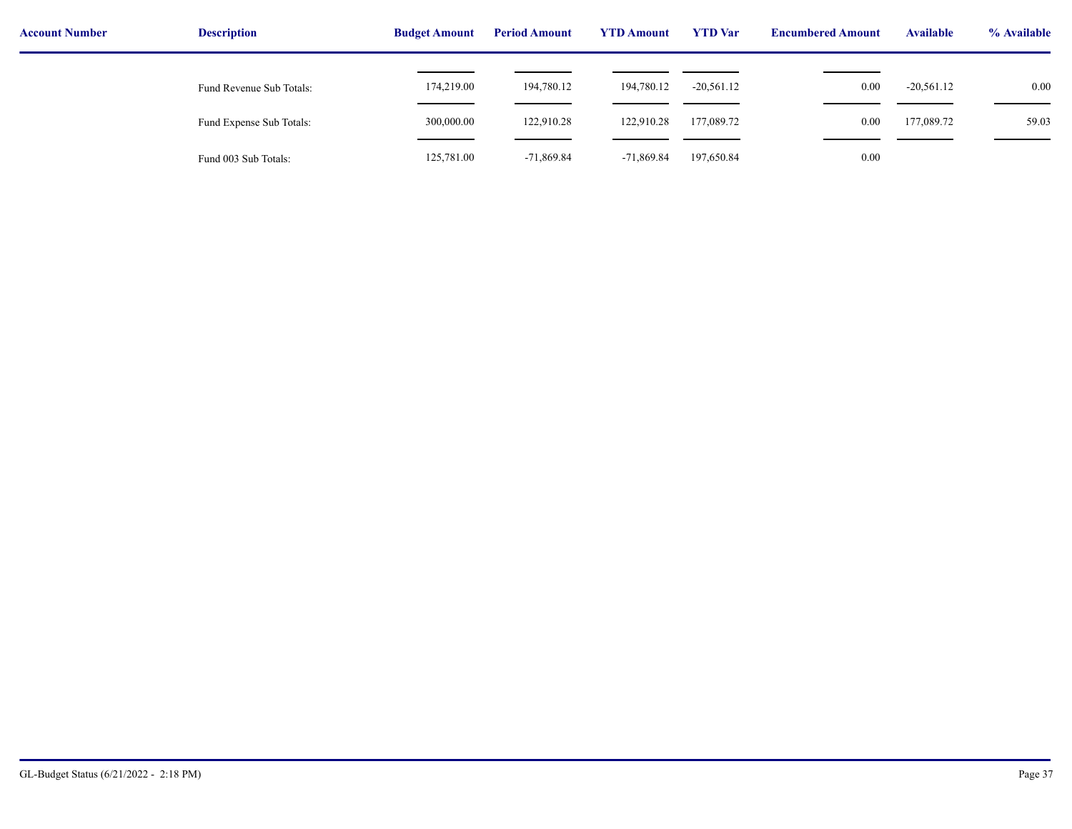| Account Number | Description | Budget Amount | Period Amount | YTD Amount | YTD Var | Encumbered Amount | Available | % Available |
|---|---|---|---|---|---|---|---|---|
| | Fund Revenue Sub Totals: | 174,219.00 | 194,780.12 | 194,780.12 | -20,561.12 | 0.00 | -20,561.12 | 0.00 |
| | Fund Expense Sub Totals: | 300,000.00 | 122,910.28 | 122,910.28 | 177,089.72 | 0.00 | 177,089.72 | 59.03 |
| | Fund 003 Sub Totals: | 125,781.00 | -71,869.84 | -71,869.84 | 197,650.84 | 0.00 | | |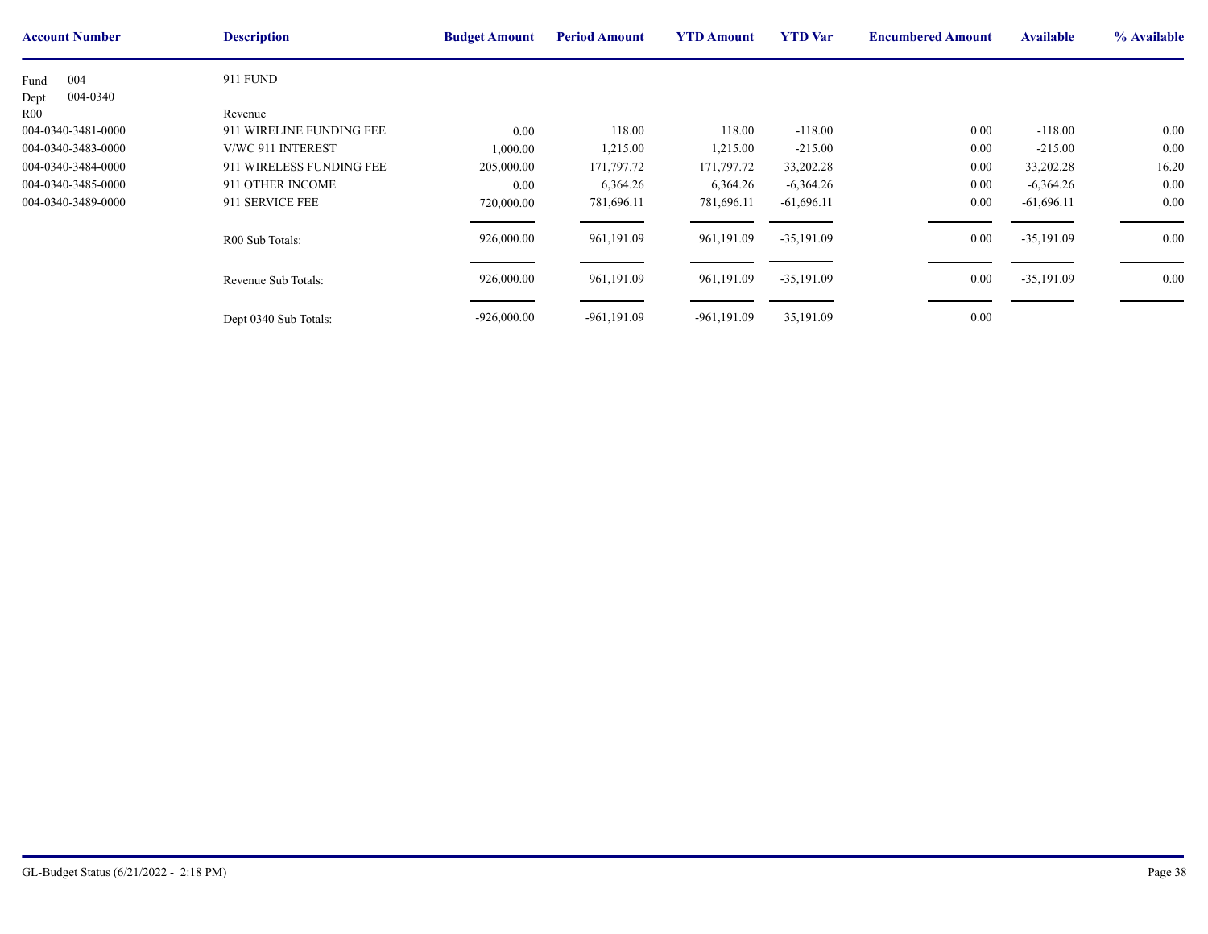| Account Number | Description | Budget Amount | Period Amount | YTD Amount | YTD Var | Encumbered Amount | Available | % Available |
|---|---|---|---|---|---|---|---|---|
| Fund 004 | 911 FUND | | | | | | | |
| Dept 004-0340 | | | | | | | | |
| R00 | Revenue | | | | | | | |
| 004-0340-3481-0000 | 911 WIRELINE FUNDING FEE | 0.00 | 118.00 | 118.00 | -118.00 | 0.00 | -118.00 | 0.00 |
| 004-0340-3483-0000 | V/WC 911 INTEREST | 1,000.00 | 1,215.00 | 1,215.00 | -215.00 | 0.00 | -215.00 | 0.00 |
| 004-0340-3484-0000 | 911 WIRELESS FUNDING FEE | 205,000.00 | 171,797.72 | 171,797.72 | 33,202.28 | 0.00 | 33,202.28 | 16.20 |
| 004-0340-3485-0000 | 911 OTHER INCOME | 0.00 | 6,364.26 | 6,364.26 | -6,364.26 | 0.00 | -6,364.26 | 0.00 |
| 004-0340-3489-0000 | 911 SERVICE FEE | 720,000.00 | 781,696.11 | 781,696.11 | -61,696.11 | 0.00 | -61,696.11 | 0.00 |
| | R00 Sub Totals: | 926,000.00 | 961,191.09 | 961,191.09 | -35,191.09 | 0.00 | -35,191.09 | 0.00 |
| | Revenue Sub Totals: | 926,000.00 | 961,191.09 | 961,191.09 | -35,191.09 | 0.00 | -35,191.09 | 0.00 |
| | Dept 0340 Sub Totals: | -926,000.00 | -961,191.09 | -961,191.09 | 35,191.09 | 0.00 | | |

GL-Budget Status (6/21/2022 - 2:18 PM)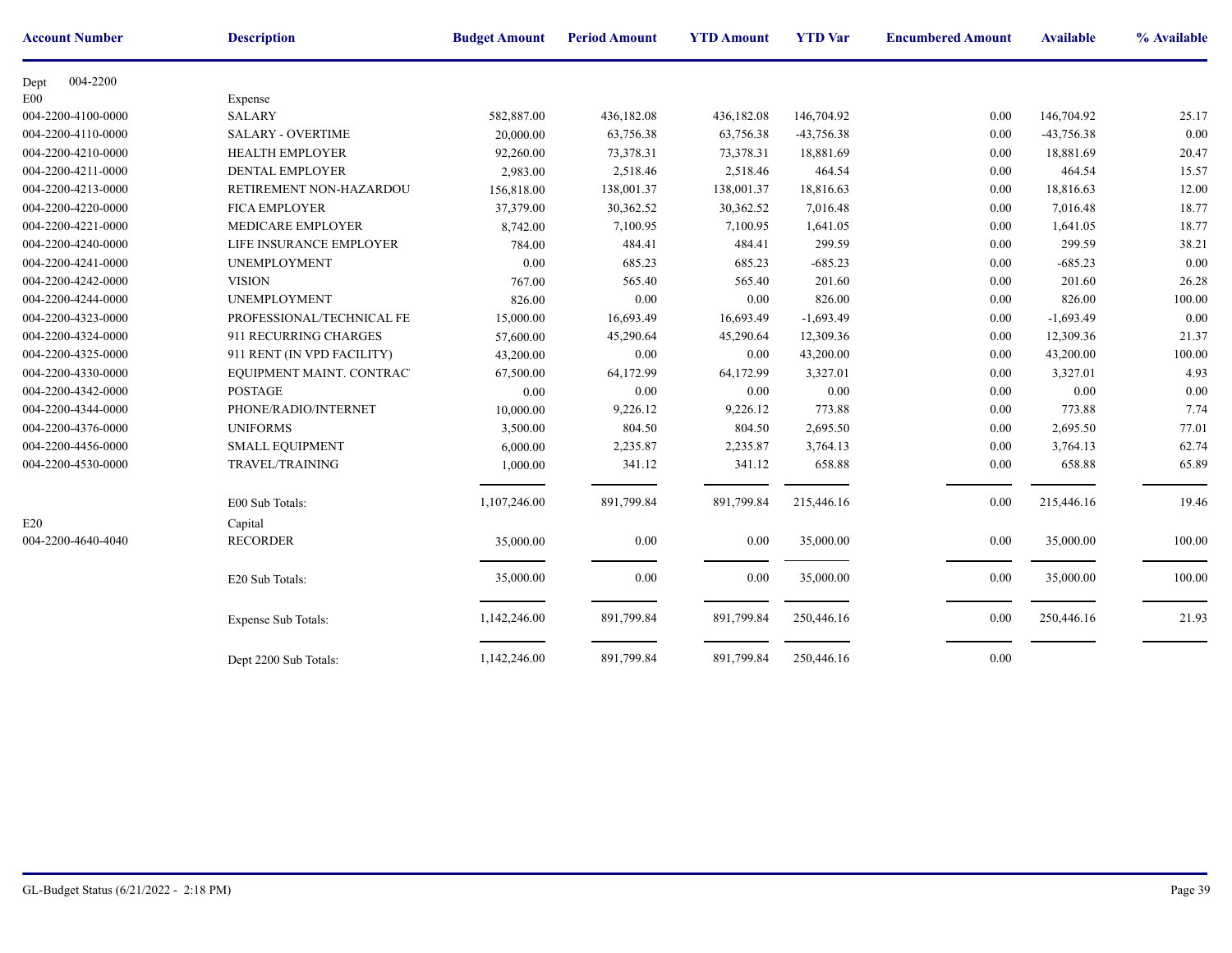| Account Number | Description | Budget Amount | Period Amount | YTD Amount | YTD Var | Encumbered Amount | Available | % Available |
|---|---|---|---|---|---|---|---|---|
| Dept 004-2200 | | | | | | | | |
| E00 | Expense | | | | | | | |
| 004-2200-4100-0000 | SALARY | 582,887.00 | 436,182.08 | 436,182.08 | 146,704.92 | 0.00 | 146,704.92 | 25.17 |
| 004-2200-4110-0000 | SALARY - OVERTIME | 20,000.00 | 63,756.38 | 63,756.38 | -43,756.38 | 0.00 | -43,756.38 | 0.00 |
| 004-2200-4210-0000 | HEALTH EMPLOYER | 92,260.00 | 73,378.31 | 73,378.31 | 18,881.69 | 0.00 | 18,881.69 | 20.47 |
| 004-2200-4211-0000 | DENTAL EMPLOYER | 2,983.00 | 2,518.46 | 2,518.46 | 464.54 | 0.00 | 464.54 | 15.57 |
| 004-2200-4213-0000 | RETIREMENT NON-HAZARDOU | 156,818.00 | 138,001.37 | 138,001.37 | 18,816.63 | 0.00 | 18,816.63 | 12.00 |
| 004-2200-4220-0000 | FICA EMPLOYER | 37,379.00 | 30,362.52 | 30,362.52 | 7,016.48 | 0.00 | 7,016.48 | 18.77 |
| 004-2200-4221-0000 | MEDICARE EMPLOYER | 8,742.00 | 7,100.95 | 7,100.95 | 1,641.05 | 0.00 | 1,641.05 | 18.77 |
| 004-2200-4240-0000 | LIFE INSURANCE EMPLOYER | 784.00 | 484.41 | 484.41 | 299.59 | 0.00 | 299.59 | 38.21 |
| 004-2200-4241-0000 | UNEMPLOYMENT | 0.00 | 685.23 | 685.23 | -685.23 | 0.00 | -685.23 | 0.00 |
| 004-2200-4242-0000 | VISION | 767.00 | 565.40 | 565.40 | 201.60 | 0.00 | 201.60 | 26.28 |
| 004-2200-4244-0000 | UNEMPLOYMENT | 826.00 | 0.00 | 0.00 | 826.00 | 0.00 | 826.00 | 100.00 |
| 004-2200-4323-0000 | PROFESSIONAL/TECHNICAL FE | 15,000.00 | 16,693.49 | 16,693.49 | -1,693.49 | 0.00 | -1,693.49 | 0.00 |
| 004-2200-4324-0000 | 911 RECURRING CHARGES | 57,600.00 | 45,290.64 | 45,290.64 | 12,309.36 | 0.00 | 12,309.36 | 21.37 |
| 004-2200-4325-0000 | 911 RENT (IN VPD FACILITY) | 43,200.00 | 0.00 | 0.00 | 43,200.00 | 0.00 | 43,200.00 | 100.00 |
| 004-2200-4330-0000 | EQUIPMENT MAINT. CONTRAC | 67,500.00 | 64,172.99 | 64,172.99 | 3,327.01 | 0.00 | 3,327.01 | 4.93 |
| 004-2200-4342-0000 | POSTAGE | 0.00 | 0.00 | 0.00 | 0.00 | 0.00 | 0.00 | 0.00 |
| 004-2200-4344-0000 | PHONE/RADIO/INTERNET | 10,000.00 | 9,226.12 | 9,226.12 | 773.88 | 0.00 | 773.88 | 7.74 |
| 004-2200-4376-0000 | UNIFORMS | 3,500.00 | 804.50 | 804.50 | 2,695.50 | 0.00 | 2,695.50 | 77.01 |
| 004-2200-4456-0000 | SMALL EQUIPMENT | 6,000.00 | 2,235.87 | 2,235.87 | 3,764.13 | 0.00 | 3,764.13 | 62.74 |
| 004-2200-4530-0000 | TRAVEL/TRAINING | 1,000.00 | 341.12 | 341.12 | 658.88 | 0.00 | 658.88 | 65.89 |
| | E00 Sub Totals: | 1,107,246.00 | 891,799.84 | 891,799.84 | 215,446.16 | 0.00 | 215,446.16 | 19.46 |
| E20 | Capital | | | | | | | |
| 004-2200-4640-4040 | RECORDER | 35,000.00 | 0.00 | 0.00 | 35,000.00 | 0.00 | 35,000.00 | 100.00 |
| | E20 Sub Totals: | 35,000.00 | 0.00 | 0.00 | 35,000.00 | 0.00 | 35,000.00 | 100.00 |
| | Expense Sub Totals: | 1,142,246.00 | 891,799.84 | 891,799.84 | 250,446.16 | 0.00 | 250,446.16 | 21.93 |
| | Dept 2200 Sub Totals: | 1,142,246.00 | 891,799.84 | 891,799.84 | 250,446.16 | 0.00 | | |

GL-Budget Status (6/21/2022 - 2:18 PM)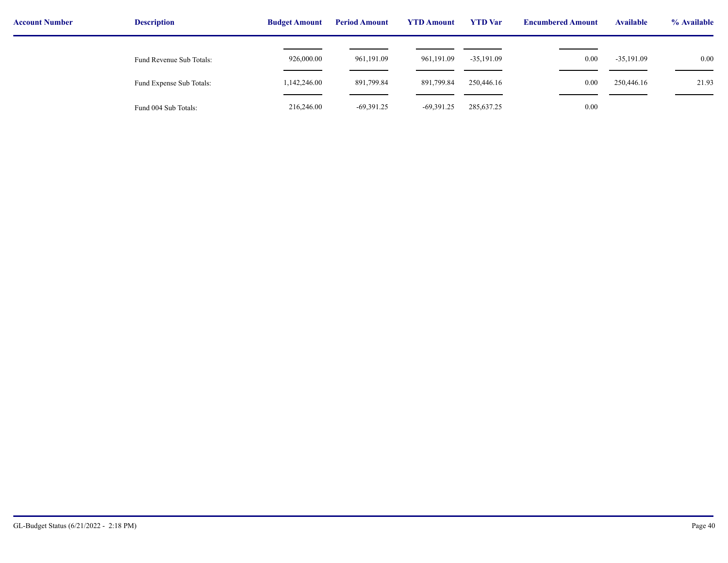| Account Number | Description | Budget Amount | Period Amount | YTD Amount | YTD Var | Encumbered Amount | Available | % Available |
|---|---|---|---|---|---|---|---|---|
| | Fund Revenue Sub Totals: | 926,000.00 | 961,191.09 | 961,191.09 | -35,191.09 | 0.00 | -35,191.09 | 0.00 |
| | Fund Expense Sub Totals: | 1,142,246.00 | 891,799.84 | 891,799.84 | 250,446.16 | 0.00 | 250,446.16 | 21.93 |
| | Fund 004 Sub Totals: | 216,246.00 | -69,391.25 | -69,391.25 | 285,637.25 | 0.00 | | |

GL-Budget Status (6/21/2022 - 2:18 PM)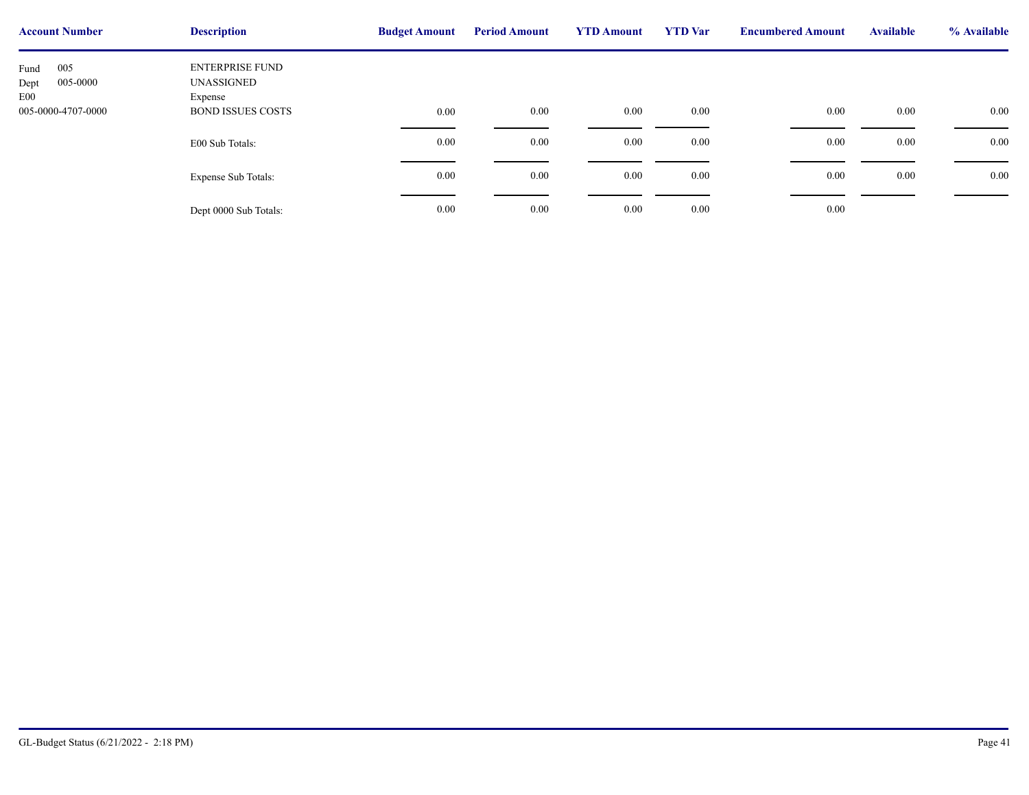| Account Number | Description | Budget Amount | Period Amount | YTD Amount | YTD Var | Encumbered Amount | Available | % Available |
|---|---|---|---|---|---|---|---|---|
| Fund 005 | ENTERPRISE FUND | | | | | | | |
| Dept 005-0000 | UNASSIGNED | | | | | | | |
| E00 | Expense | | | | | | | |
| 005-0000-4707-0000 | BOND ISSUES COSTS | 0.00 | 0.00 | 0.00 | 0.00 | 0.00 | 0.00 | 0.00 |
| | E00 Sub Totals: | 0.00 | 0.00 | 0.00 | 0.00 | 0.00 | 0.00 | 0.00 |
| | Expense Sub Totals: | 0.00 | 0.00 | 0.00 | 0.00 | 0.00 | 0.00 | 0.00 |
| | Dept 0000 Sub Totals: | 0.00 | 0.00 | 0.00 | 0.00 | 0.00 | | |

GL-Budget Status (6/21/2022 - 2:18 PM)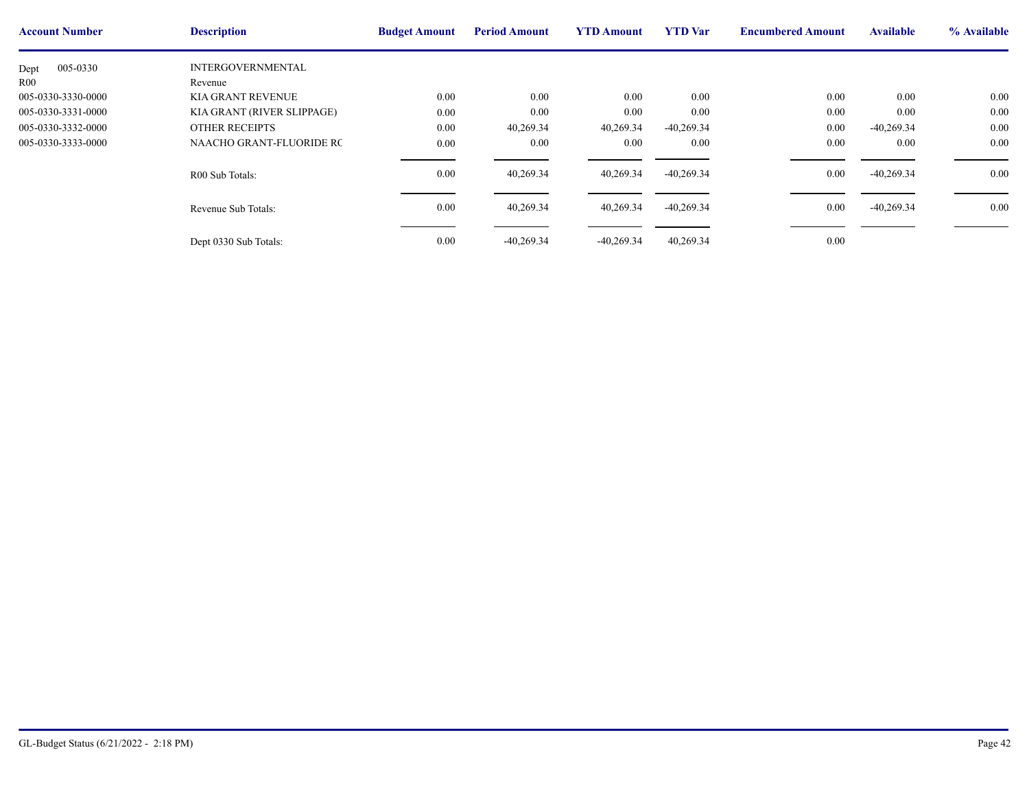| Account Number | Description | Budget Amount | Period Amount | YTD Amount | YTD Var | Encumbered Amount | Available | % Available |
|---|---|---|---|---|---|---|---|---|
| Dept 005-0330 | INTERGOVERNMENTAL | | | | | | | |
| R00 | Revenue | | | | | | | |
| 005-0330-3330-0000 | KIA GRANT REVENUE | 0.00 | 0.00 | 0.00 | 0.00 | 0.00 | 0.00 | 0.00 |
| 005-0330-3331-0000 | KIA GRANT (RIVER SLIPPAGE) | 0.00 | 0.00 | 0.00 | 0.00 | 0.00 | 0.00 | 0.00 |
| 005-0330-3332-0000 | OTHER RECEIPTS | 0.00 | 40,269.34 | 40,269.34 | -40,269.34 | 0.00 | -40,269.34 | 0.00 |
| 005-0330-3333-0000 | NAACHO GRANT-FLUORIDE RC | 0.00 | 0.00 | 0.00 | 0.00 | 0.00 | 0.00 | 0.00 |
| | R00 Sub Totals: | 0.00 | 40,269.34 | 40,269.34 | -40,269.34 | 0.00 | -40,269.34 | 0.00 |
| | Revenue Sub Totals: | 0.00 | 40,269.34 | 40,269.34 | -40,269.34 | 0.00 | -40,269.34 | 0.00 |
| | Dept 0330 Sub Totals: | 0.00 | -40,269.34 | -40,269.34 | 40,269.34 | 0.00 | | |

GL-Budget Status (6/21/2022 - 2:18 PM)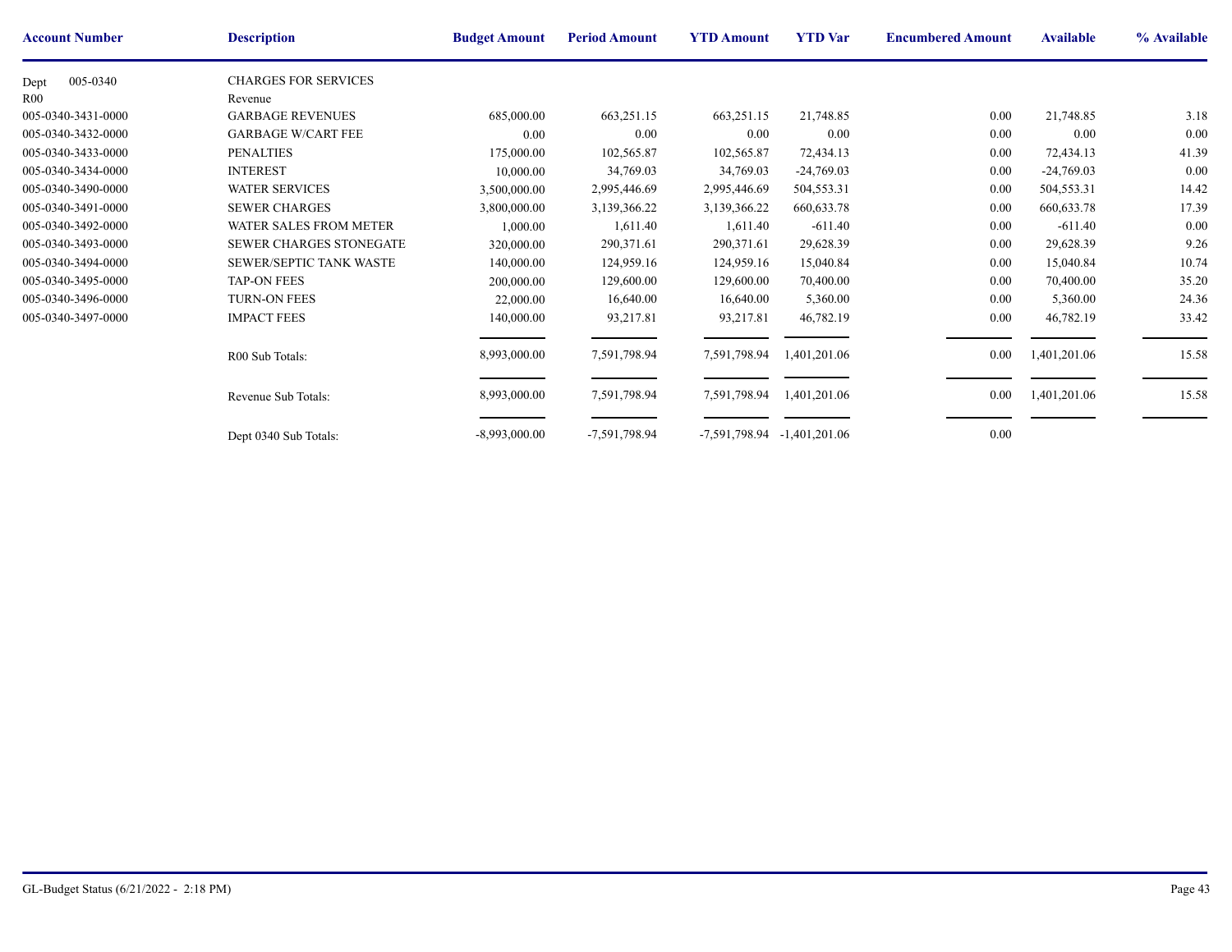| Account Number | Description | Budget Amount | Period Amount | YTD Amount | YTD Var | Encumbered Amount | Available | % Available |
|---|---|---|---|---|---|---|---|---|
| Dept 005-0340 | CHARGES FOR SERVICES | | | | | | | |
| R00 | Revenue | | | | | | | |
| 005-0340-3431-0000 | GARBAGE REVENUES | 685,000.00 | 663,251.15 | 663,251.15 | 21,748.85 | 0.00 | 21,748.85 | 3.18 |
| 005-0340-3432-0000 | GARBAGE W/CART FEE | 0.00 | 0.00 | 0.00 | 0.00 | 0.00 | 0.00 | 0.00 |
| 005-0340-3433-0000 | PENALTIES | 175,000.00 | 102,565.87 | 102,565.87 | 72,434.13 | 0.00 | 72,434.13 | 41.39 |
| 005-0340-3434-0000 | INTEREST | 10,000.00 | 34,769.03 | 34,769.03 | -24,769.03 | 0.00 | -24,769.03 | 0.00 |
| 005-0340-3490-0000 | WATER SERVICES | 3,500,000.00 | 2,995,446.69 | 2,995,446.69 | 504,553.31 | 0.00 | 504,553.31 | 14.42 |
| 005-0340-3491-0000 | SEWER CHARGES | 3,800,000.00 | 3,139,366.22 | 3,139,366.22 | 660,633.78 | 0.00 | 660,633.78 | 17.39 |
| 005-0340-3492-0000 | WATER SALES FROM METER | 1,000.00 | 1,611.40 | 1,611.40 | -611.40 | 0.00 | -611.40 | 0.00 |
| 005-0340-3493-0000 | SEWER CHARGES STONEGATE | 320,000.00 | 290,371.61 | 290,371.61 | 29,628.39 | 0.00 | 29,628.39 | 9.26 |
| 005-0340-3494-0000 | SEWER/SEPTIC TANK WASTE | 140,000.00 | 124,959.16 | 124,959.16 | 15,040.84 | 0.00 | 15,040.84 | 10.74 |
| 005-0340-3495-0000 | TAP-ON FEES | 200,000.00 | 129,600.00 | 129,600.00 | 70,400.00 | 0.00 | 70,400.00 | 35.20 |
| 005-0340-3496-0000 | TURN-ON FEES | 22,000.00 | 16,640.00 | 16,640.00 | 5,360.00 | 0.00 | 5,360.00 | 24.36 |
| 005-0340-3497-0000 | IMPACT FEES | 140,000.00 | 93,217.81 | 93,217.81 | 46,782.19 | 0.00 | 46,782.19 | 33.42 |
| | R00 Sub Totals: | 8,993,000.00 | 7,591,798.94 | 7,591,798.94 | 1,401,201.06 | 0.00 | 1,401,201.06 | 15.58 |
| | Revenue Sub Totals: | 8,993,000.00 | 7,591,798.94 | 7,591,798.94 | 1,401,201.06 | 0.00 | 1,401,201.06 | 15.58 |
| | Dept 0340 Sub Totals: | -8,993,000.00 | -7,591,798.94 | -7,591,798.94 | -1,401,201.06 | 0.00 | | |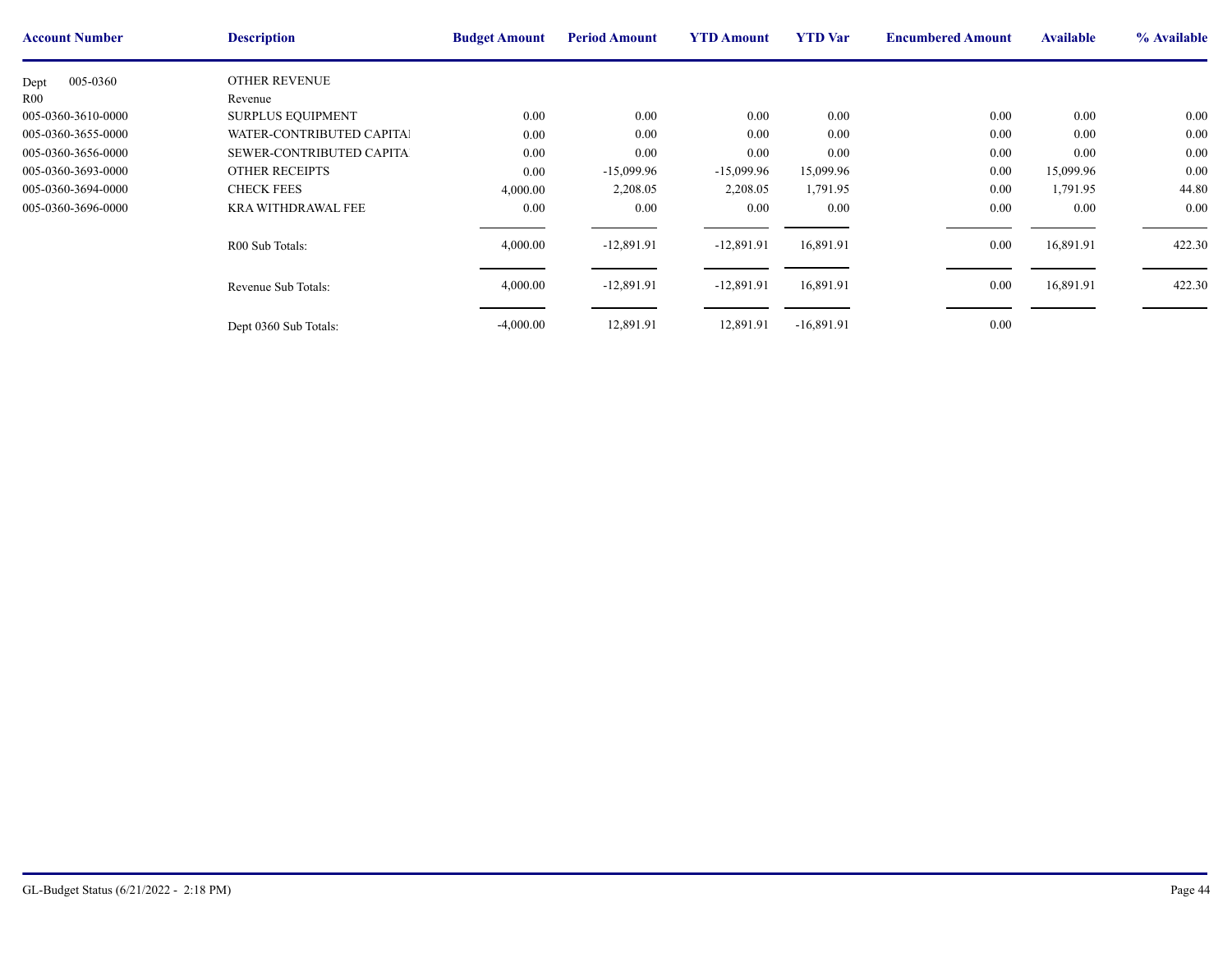| Account Number | Description | Budget Amount | Period Amount | YTD Amount | YTD Var | Encumbered Amount | Available | % Available |
|---|---|---|---|---|---|---|---|---|
| Dept 005-0360 | OTHER REVENUE | | | | | | | |
| R00 | Revenue | | | | | | | |
| 005-0360-3610-0000 | SURPLUS EQUIPMENT | 0.00 | 0.00 | 0.00 | 0.00 | 0.00 | 0.00 | 0.00 |
| 005-0360-3655-0000 | WATER-CONTRIBUTED CAPITAL | 0.00 | 0.00 | 0.00 | 0.00 | 0.00 | 0.00 | 0.00 |
| 005-0360-3656-0000 | SEWER-CONTRIBUTED CAPITA | 0.00 | 0.00 | 0.00 | 0.00 | 0.00 | 0.00 | 0.00 |
| 005-0360-3693-0000 | OTHER RECEIPTS | 0.00 | -15,099.96 | -15,099.96 | 15,099.96 | 0.00 | 15,099.96 | 0.00 |
| 005-0360-3694-0000 | CHECK FEES | 4,000.00 | 2,208.05 | 2,208.05 | 1,791.95 | 0.00 | 1,791.95 | 44.80 |
| 005-0360-3696-0000 | KRA WITHDRAWAL FEE | 0.00 | 0.00 | 0.00 | 0.00 | 0.00 | 0.00 | 0.00 |
| | R00 Sub Totals: | 4,000.00 | -12,891.91 | -12,891.91 | 16,891.91 | 0.00 | 16,891.91 | 422.30 |
| | Revenue Sub Totals: | 4,000.00 | -12,891.91 | -12,891.91 | 16,891.91 | 0.00 | 16,891.91 | 422.30 |
| | Dept 0360 Sub Totals: | -4,000.00 | 12,891.91 | 12,891.91 | -16,891.91 | 0.00 | | |

GL-Budget Status (6/21/2022 - 2:18 PM)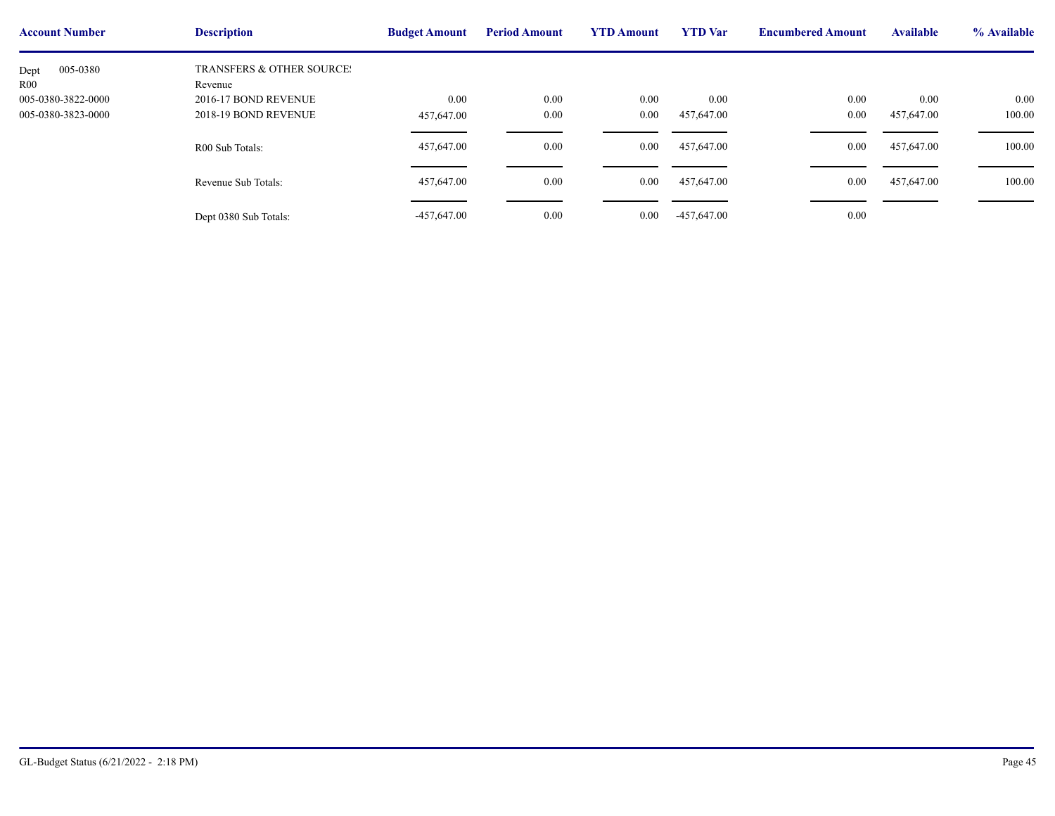| Account Number | Description | Budget Amount | Period Amount | YTD Amount | YTD Var | Encumbered Amount | Available | % Available |
|---|---|---|---|---|---|---|---|---|
| Dept 005-0380 | TRANSFERS & OTHER SOURCES | | | | | | | |
| R00 | Revenue | | | | | | | |
| 005-0380-3822-0000 | 2016-17 BOND REVENUE | 0.00 | 0.00 | 0.00 | 0.00 | 0.00 | 0.00 | 0.00 |
| 005-0380-3823-0000 | 2018-19 BOND REVENUE | 457,647.00 | 0.00 | 0.00 | 457,647.00 | 0.00 | 457,647.00 | 100.00 |
| | R00 Sub Totals: | 457,647.00 | 0.00 | 0.00 | 457,647.00 | 0.00 | 457,647.00 | 100.00 |
| | Revenue Sub Totals: | 457,647.00 | 0.00 | 0.00 | 457,647.00 | 0.00 | 457,647.00 | 100.00 |
| | Dept 0380 Sub Totals: | -457,647.00 | 0.00 | 0.00 | -457,647.00 | 0.00 | | |

GL-Budget Status (6/21/2022 - 2:18 PM)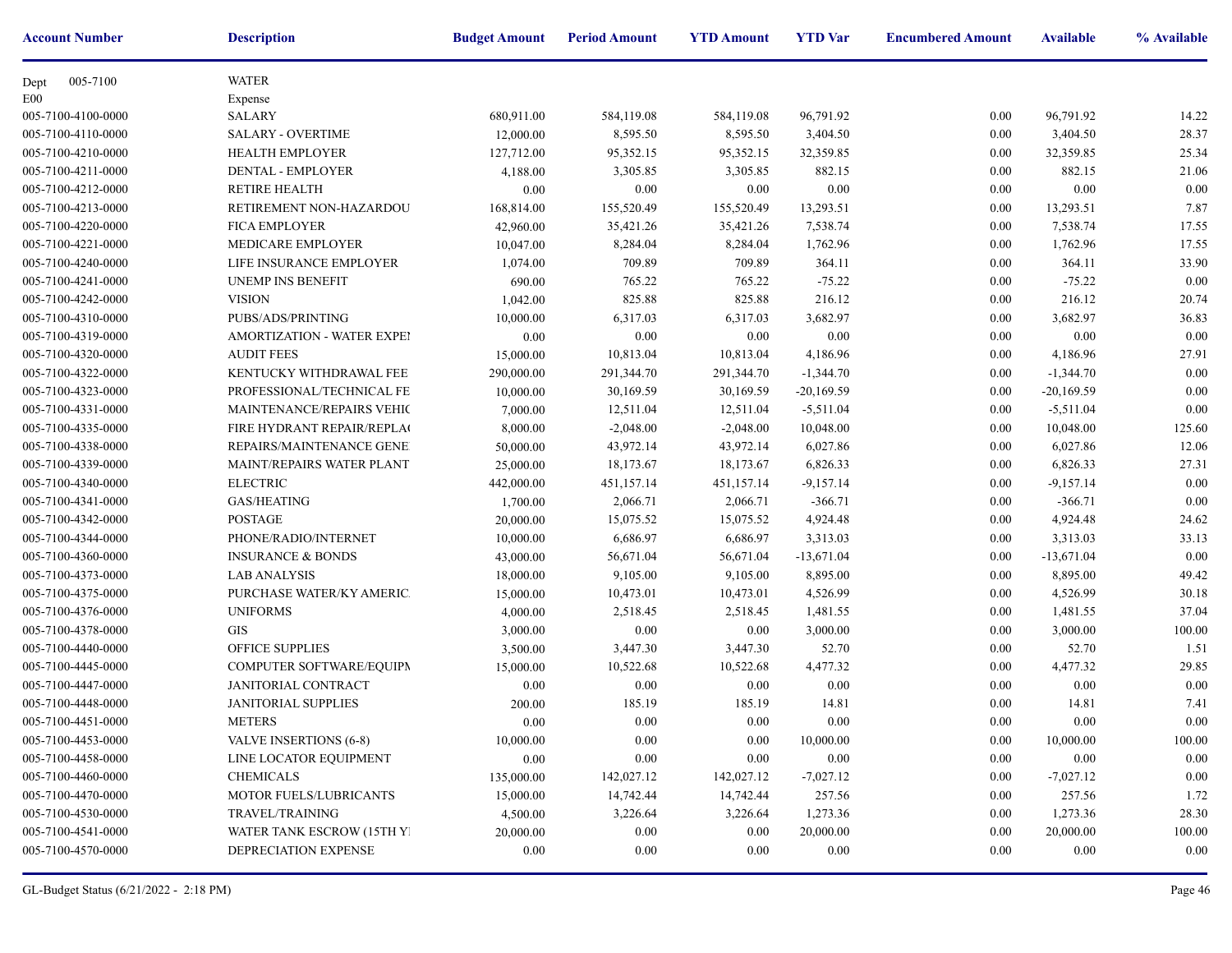| Account Number | Description | Budget Amount | Period Amount | YTD Amount | YTD Var | Encumbered Amount | Available | % Available |
|---|---|---|---|---|---|---|---|---|
| Dept 005-7100 | WATER | | | | | | | |
| E00 | Expense | | | | | | | |
| 005-7100-4100-0000 | SALARY | 680,911.00 | 584,119.08 | 584,119.08 | 96,791.92 | 0.00 | 96,791.92 | 14.22 |
| 005-7100-4110-0000 | SALARY - OVERTIME | 12,000.00 | 8,595.50 | 8,595.50 | 3,404.50 | 0.00 | 3,404.50 | 28.37 |
| 005-7100-4210-0000 | HEALTH EMPLOYER | 127,712.00 | 95,352.15 | 95,352.15 | 32,359.85 | 0.00 | 32,359.85 | 25.34 |
| 005-7100-4211-0000 | DENTAL - EMPLOYER | 4,188.00 | 3,305.85 | 3,305.85 | 882.15 | 0.00 | 882.15 | 21.06 |
| 005-7100-4212-0000 | RETIRE HEALTH | 0.00 | 0.00 | 0.00 | 0.00 | 0.00 | 0.00 | 0.00 |
| 005-7100-4213-0000 | RETIREMENT NON-HAZARDOU | 168,814.00 | 155,520.49 | 155,520.49 | 13,293.51 | 0.00 | 13,293.51 | 7.87 |
| 005-7100-4220-0000 | FICA EMPLOYER | 42,960.00 | 35,421.26 | 35,421.26 | 7,538.74 | 0.00 | 7,538.74 | 17.55 |
| 005-7100-4221-0000 | MEDICARE EMPLOYER | 10,047.00 | 8,284.04 | 8,284.04 | 1,762.96 | 0.00 | 1,762.96 | 17.55 |
| 005-7100-4240-0000 | LIFE INSURANCE EMPLOYER | 1,074.00 | 709.89 | 709.89 | 364.11 | 0.00 | 364.11 | 33.90 |
| 005-7100-4241-0000 | UNEMP INS BENEFIT | 690.00 | 765.22 | 765.22 | -75.22 | 0.00 | -75.22 | 0.00 |
| 005-7100-4242-0000 | VISION | 1,042.00 | 825.88 | 825.88 | 216.12 | 0.00 | 216.12 | 20.74 |
| 005-7100-4310-0000 | PUBS/ADS/PRINTING | 10,000.00 | 6,317.03 | 6,317.03 | 3,682.97 | 0.00 | 3,682.97 | 36.83 |
| 005-7100-4319-0000 | AMORTIZATION - WATER EXPEI | 0.00 | 0.00 | 0.00 | 0.00 | 0.00 | 0.00 | 0.00 |
| 005-7100-4320-0000 | AUDIT FEES | 15,000.00 | 10,813.04 | 10,813.04 | 4,186.96 | 0.00 | 4,186.96 | 27.91 |
| 005-7100-4322-0000 | KENTUCKY WITHDRAWAL FEE | 290,000.00 | 291,344.70 | 291,344.70 | -1,344.70 | 0.00 | -1,344.70 | 0.00 |
| 005-7100-4323-0000 | PROFESSIONAL/TECHNICAL FE | 10,000.00 | 30,169.59 | 30,169.59 | -20,169.59 | 0.00 | -20,169.59 | 0.00 |
| 005-7100-4331-0000 | MAINTENANCE/REPAIRS VEHIC | 7,000.00 | 12,511.04 | 12,511.04 | -5,511.04 | 0.00 | -5,511.04 | 0.00 |
| 005-7100-4335-0000 | FIRE HYDRANT REPAIR/REPLA( | 8,000.00 | -2,048.00 | -2,048.00 | 10,048.00 | 0.00 | 10,048.00 | 125.60 |
| 005-7100-4338-0000 | REPAIRS/MAINTENANCE GENE | 50,000.00 | 43,972.14 | 43,972.14 | 6,027.86 | 0.00 | 6,027.86 | 12.06 |
| 005-7100-4339-0000 | MAINT/REPAIRS WATER PLANT | 25,000.00 | 18,173.67 | 18,173.67 | 6,826.33 | 0.00 | 6,826.33 | 27.31 |
| 005-7100-4340-0000 | ELECTRIC | 442,000.00 | 451,157.14 | 451,157.14 | -9,157.14 | 0.00 | -9,157.14 | 0.00 |
| 005-7100-4341-0000 | GAS/HEATING | 1,700.00 | 2,066.71 | 2,066.71 | -366.71 | 0.00 | -366.71 | 0.00 |
| 005-7100-4342-0000 | POSTAGE | 20,000.00 | 15,075.52 | 15,075.52 | 4,924.48 | 0.00 | 4,924.48 | 24.62 |
| 005-7100-4344-0000 | PHONE/RADIO/INTERNET | 10,000.00 | 6,686.97 | 6,686.97 | 3,313.03 | 0.00 | 3,313.03 | 33.13 |
| 005-7100-4360-0000 | INSURANCE & BONDS | 43,000.00 | 56,671.04 | 56,671.04 | -13,671.04 | 0.00 | -13,671.04 | 0.00 |
| 005-7100-4373-0000 | LAB ANALYSIS | 18,000.00 | 9,105.00 | 9,105.00 | 8,895.00 | 0.00 | 8,895.00 | 49.42 |
| 005-7100-4375-0000 | PURCHASE WATER/KY AMERIC. | 15,000.00 | 10,473.01 | 10,473.01 | 4,526.99 | 0.00 | 4,526.99 | 30.18 |
| 005-7100-4376-0000 | UNIFORMS | 4,000.00 | 2,518.45 | 2,518.45 | 1,481.55 | 0.00 | 1,481.55 | 37.04 |
| 005-7100-4378-0000 | GIS | 3,000.00 | 0.00 | 0.00 | 3,000.00 | 0.00 | 3,000.00 | 100.00 |
| 005-7100-4440-0000 | OFFICE SUPPLIES | 3,500.00 | 3,447.30 | 3,447.30 | 52.70 | 0.00 | 52.70 | 1.51 |
| 005-7100-4445-0000 | COMPUTER SOFTWARE/EQUIPN | 15,000.00 | 10,522.68 | 10,522.68 | 4,477.32 | 0.00 | 4,477.32 | 29.85 |
| 005-7100-4447-0000 | JANITORIAL CONTRACT | 0.00 | 0.00 | 0.00 | 0.00 | 0.00 | 0.00 | 0.00 |
| 005-7100-4448-0000 | JANITORIAL SUPPLIES | 200.00 | 185.19 | 185.19 | 14.81 | 0.00 | 14.81 | 7.41 |
| 005-7100-4451-0000 | METERS | 0.00 | 0.00 | 0.00 | 0.00 | 0.00 | 0.00 | 0.00 |
| 005-7100-4453-0000 | VALVE INSERTIONS (6-8) | 10,000.00 | 0.00 | 0.00 | 10,000.00 | 0.00 | 10,000.00 | 100.00 |
| 005-7100-4458-0000 | LINE LOCATOR EQUIPMENT | 0.00 | 0.00 | 0.00 | 0.00 | 0.00 | 0.00 | 0.00 |
| 005-7100-4460-0000 | CHEMICALS | 135,000.00 | 142,027.12 | 142,027.12 | -7,027.12 | 0.00 | -7,027.12 | 0.00 |
| 005-7100-4470-0000 | MOTOR FUELS/LUBRICANTS | 15,000.00 | 14,742.44 | 14,742.44 | 257.56 | 0.00 | 257.56 | 1.72 |
| 005-7100-4530-0000 | TRAVEL/TRAINING | 4,500.00 | 3,226.64 | 3,226.64 | 1,273.36 | 0.00 | 1,273.36 | 28.30 |
| 005-7100-4541-0000 | WATER TANK ESCROW (15TH YI | 20,000.00 | 0.00 | 0.00 | 20,000.00 | 0.00 | 20,000.00 | 100.00 |
| 005-7100-4570-0000 | DEPRECIATION EXPENSE | 0.00 | 0.00 | 0.00 | 0.00 | 0.00 | 0.00 | 0.00 |

GL-Budget Status (6/21/2022 - 2:18 PM)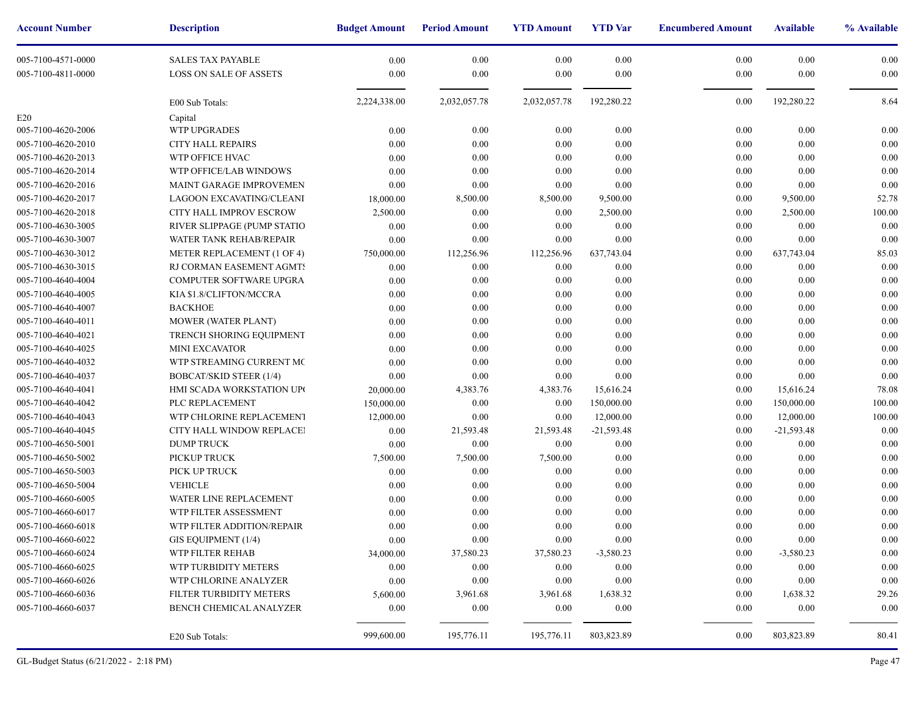| Account Number | Description | Budget Amount | Period Amount | YTD Amount | YTD Var | Encumbered Amount | Available | % Available |
|---|---|---|---|---|---|---|---|---|
| 005-7100-4571-0000 | SALES TAX PAYABLE | 0.00 | 0.00 | 0.00 | 0.00 | 0.00 | 0.00 | 0.00 |
| 005-7100-4811-0000 | LOSS ON SALE OF ASSETS | 0.00 | 0.00 | 0.00 | 0.00 | 0.00 | 0.00 | 0.00 |
| | E00 Sub Totals: | 2,224,338.00 | 2,032,057.78 | 2,032,057.78 | 192,280.22 | 0.00 | 192,280.22 | 8.64 |
| E20 | Capital | | | | | | | |
| 005-7100-4620-2006 | WTP UPGRADES | 0.00 | 0.00 | 0.00 | 0.00 | 0.00 | 0.00 | 0.00 |
| 005-7100-4620-2010 | CITY HALL REPAIRS | 0.00 | 0.00 | 0.00 | 0.00 | 0.00 | 0.00 | 0.00 |
| 005-7100-4620-2013 | WTP OFFICE HVAC | 0.00 | 0.00 | 0.00 | 0.00 | 0.00 | 0.00 | 0.00 |
| 005-7100-4620-2014 | WTP OFFICE/LAB WINDOWS | 0.00 | 0.00 | 0.00 | 0.00 | 0.00 | 0.00 | 0.00 |
| 005-7100-4620-2016 | MAINT GARAGE IMPROVEMEN | 0.00 | 0.00 | 0.00 | 0.00 | 0.00 | 0.00 | 0.00 |
| 005-7100-4620-2017 | LAGOON EXCAVATING/CLEANI | 18,000.00 | 8,500.00 | 8,500.00 | 9,500.00 | 0.00 | 9,500.00 | 52.78 |
| 005-7100-4620-2018 | CITY HALL IMPROV ESCROW | 2,500.00 | 0.00 | 0.00 | 2,500.00 | 0.00 | 2,500.00 | 100.00 |
| 005-7100-4630-3005 | RIVER SLIPPAGE (PUMP STATIO | 0.00 | 0.00 | 0.00 | 0.00 | 0.00 | 0.00 | 0.00 |
| 005-7100-4630-3007 | WATER TANK REHAB/REPAIR | 0.00 | 0.00 | 0.00 | 0.00 | 0.00 | 0.00 | 0.00 |
| 005-7100-4630-3012 | METER REPLACEMENT (1 OF 4) | 750,000.00 | 112,256.96 | 112,256.96 | 637,743.04 | 0.00 | 637,743.04 | 85.03 |
| 005-7100-4630-3015 | RJ CORMAN EASEMENT AGMTS | 0.00 | 0.00 | 0.00 | 0.00 | 0.00 | 0.00 | 0.00 |
| 005-7100-4640-4004 | COMPUTER SOFTWARE UPGRA | 0.00 | 0.00 | 0.00 | 0.00 | 0.00 | 0.00 | 0.00 |
| 005-7100-4640-4005 | KIA $1.8/CLIFTON/MCCRA | 0.00 | 0.00 | 0.00 | 0.00 | 0.00 | 0.00 | 0.00 |
| 005-7100-4640-4007 | BACKHOE | 0.00 | 0.00 | 0.00 | 0.00 | 0.00 | 0.00 | 0.00 |
| 005-7100-4640-4011 | MOWER (WATER PLANT) | 0.00 | 0.00 | 0.00 | 0.00 | 0.00 | 0.00 | 0.00 |
| 005-7100-4640-4021 | TRENCH SHORING EQUIPMENT | 0.00 | 0.00 | 0.00 | 0.00 | 0.00 | 0.00 | 0.00 |
| 005-7100-4640-4025 | MINI EXCAVATOR | 0.00 | 0.00 | 0.00 | 0.00 | 0.00 | 0.00 | 0.00 |
| 005-7100-4640-4032 | WTP STREAMING CURRENT MC | 0.00 | 0.00 | 0.00 | 0.00 | 0.00 | 0.00 | 0.00 |
| 005-7100-4640-4037 | BOBCAT/SKID STEER (1/4) | 0.00 | 0.00 | 0.00 | 0.00 | 0.00 | 0.00 | 0.00 |
| 005-7100-4640-4041 | HMI SCADA WORKSTATION UP( | 20,000.00 | 4,383.76 | 4,383.76 | 15,616.24 | 0.00 | 15,616.24 | 78.08 |
| 005-7100-4640-4042 | PLC REPLACEMENT | 150,000.00 | 0.00 | 0.00 | 150,000.00 | 0.00 | 150,000.00 | 100.00 |
| 005-7100-4640-4043 | WTP CHLORINE REPLACEMENT | 12,000.00 | 0.00 | 0.00 | 12,000.00 | 0.00 | 12,000.00 | 100.00 |
| 005-7100-4640-4045 | CITY HALL WINDOW REPLACEI | 0.00 | 21,593.48 | 21,593.48 | -21,593.48 | 0.00 | -21,593.48 | 0.00 |
| 005-7100-4650-5001 | DUMP TRUCK | 0.00 | 0.00 | 0.00 | 0.00 | 0.00 | 0.00 | 0.00 |
| 005-7100-4650-5002 | PICKUP TRUCK | 7,500.00 | 7,500.00 | 7,500.00 | 0.00 | 0.00 | 0.00 | 0.00 |
| 005-7100-4650-5003 | PICK UP TRUCK | 0.00 | 0.00 | 0.00 | 0.00 | 0.00 | 0.00 | 0.00 |
| 005-7100-4650-5004 | VEHICLE | 0.00 | 0.00 | 0.00 | 0.00 | 0.00 | 0.00 | 0.00 |
| 005-7100-4660-6005 | WATER LINE REPLACEMENT | 0.00 | 0.00 | 0.00 | 0.00 | 0.00 | 0.00 | 0.00 |
| 005-7100-4660-6017 | WTP FILTER ASSESSMENT | 0.00 | 0.00 | 0.00 | 0.00 | 0.00 | 0.00 | 0.00 |
| 005-7100-4660-6018 | WTP FILTER ADDITION/REPAIR | 0.00 | 0.00 | 0.00 | 0.00 | 0.00 | 0.00 | 0.00 |
| 005-7100-4660-6022 | GIS EQUIPMENT (1/4) | 0.00 | 0.00 | 0.00 | 0.00 | 0.00 | 0.00 | 0.00 |
| 005-7100-4660-6024 | WTP FILTER REHAB | 34,000.00 | 37,580.23 | 37,580.23 | -3,580.23 | 0.00 | -3,580.23 | 0.00 |
| 005-7100-4660-6025 | WTP TURBIDITY METERS | 0.00 | 0.00 | 0.00 | 0.00 | 0.00 | 0.00 | 0.00 |
| 005-7100-4660-6026 | WTP CHLORINE ANALYZER | 0.00 | 0.00 | 0.00 | 0.00 | 0.00 | 0.00 | 0.00 |
| 005-7100-4660-6036 | FILTER TURBIDITY METERS | 5,600.00 | 3,961.68 | 3,961.68 | 1,638.32 | 0.00 | 1,638.32 | 29.26 |
| 005-7100-4660-6037 | BENCH CHEMICAL ANALYZER | 0.00 | 0.00 | 0.00 | 0.00 | 0.00 | 0.00 | 0.00 |
| | E20 Sub Totals: | 999,600.00 | 195,776.11 | 195,776.11 | 803,823.89 | 0.00 | 803,823.89 | 80.41 |

GL-Budget Status (6/21/2022 - 2:18 PM)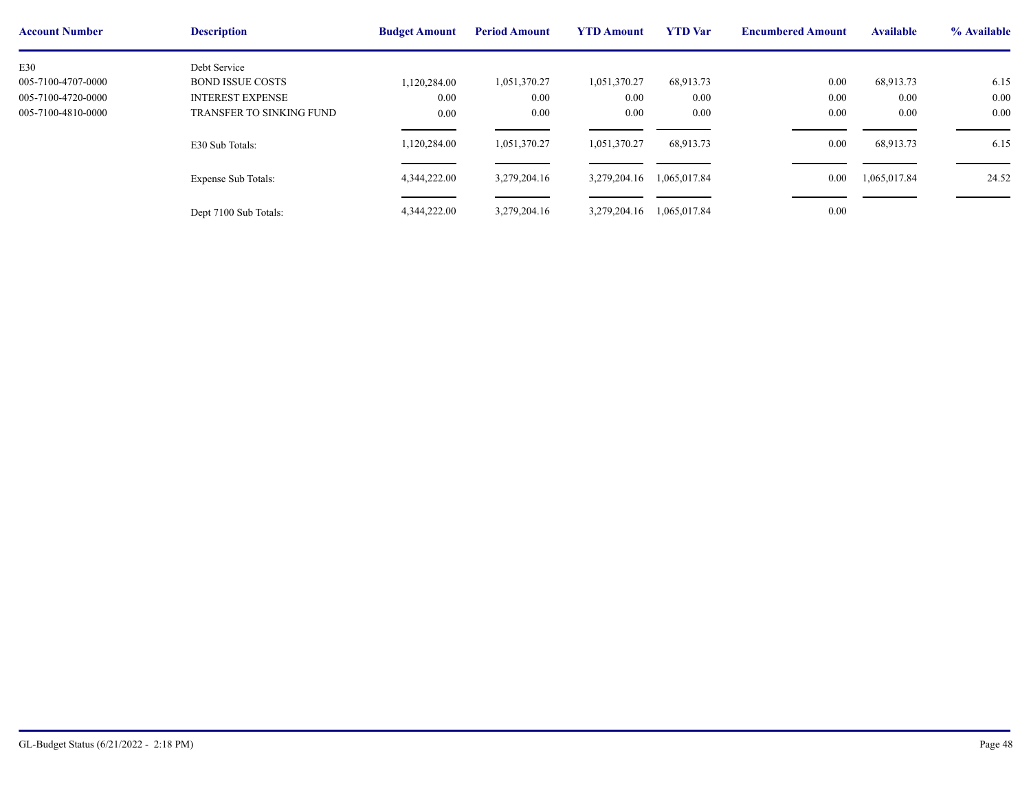| Account Number | Description | Budget Amount | Period Amount | YTD Amount | YTD Var | Encumbered Amount | Available | % Available |
|---|---|---|---|---|---|---|---|---|
| E30 | Debt Service | | | | | | | |
| 005-7100-4707-0000 | BOND ISSUE COSTS | 1,120,284.00 | 1,051,370.27 | 1,051,370.27 | 68,913.73 | 0.00 | 68,913.73 | 6.15 |
| 005-7100-4720-0000 | INTEREST EXPENSE | 0.00 | 0.00 | 0.00 | 0.00 | 0.00 | 0.00 | 0.00 |
| 005-7100-4810-0000 | TRANSFER TO SINKING FUND | 0.00 | 0.00 | 0.00 | 0.00 | 0.00 | 0.00 | 0.00 |
| | E30 Sub Totals: | 1,120,284.00 | 1,051,370.27 | 1,051,370.27 | 68,913.73 | 0.00 | 68,913.73 | 6.15 |
| | Expense Sub Totals: | 4,344,222.00 | 3,279,204.16 | 3,279,204.16 | 1,065,017.84 | 0.00 | 1,065,017.84 | 24.52 |
| | Dept 7100 Sub Totals: | 4,344,222.00 | 3,279,204.16 | 3,279,204.16 | 1,065,017.84 | 0.00 | | |

GL-Budget Status (6/21/2022 - 2:18 PM)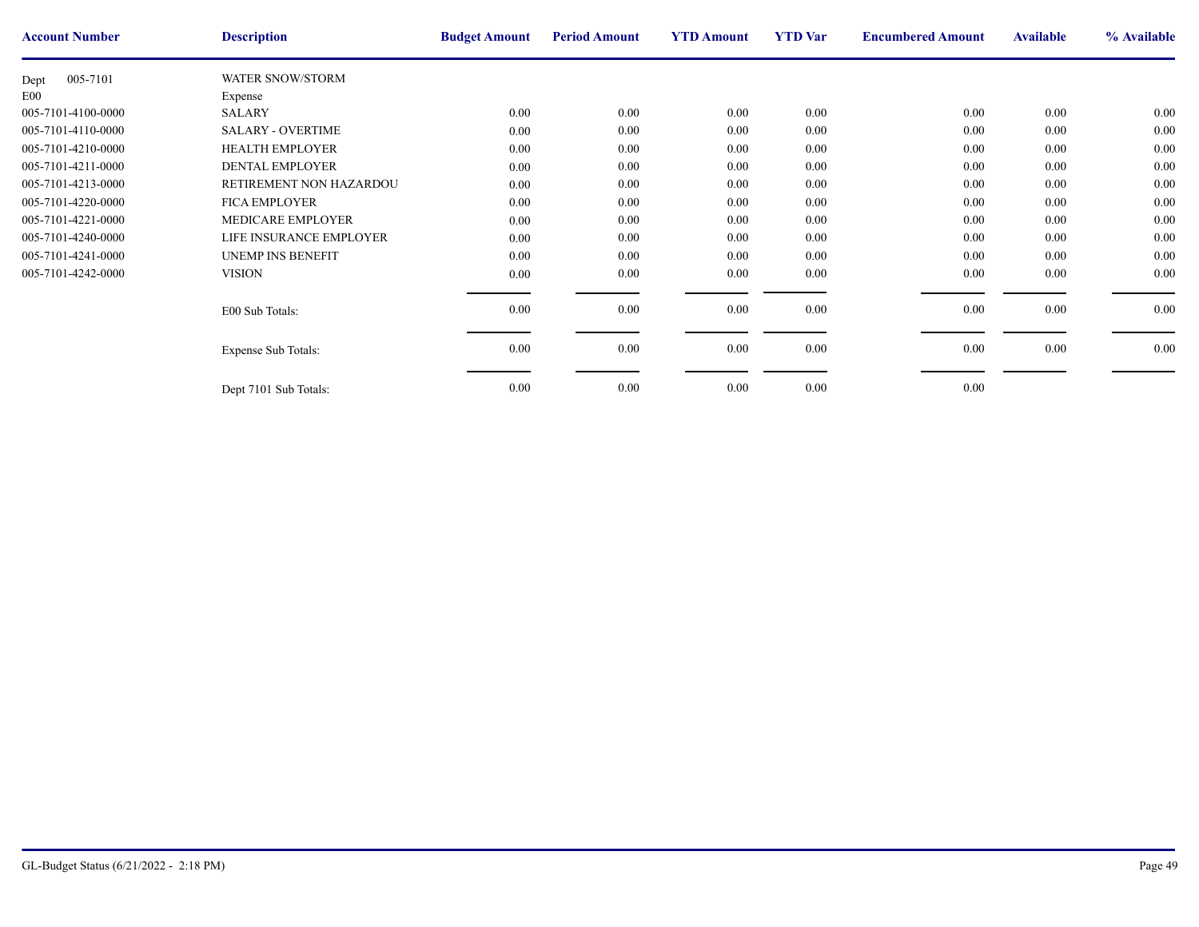| Account Number | Description | Budget Amount | Period Amount | YTD Amount | YTD Var | Encumbered Amount | Available | % Available |
|---|---|---|---|---|---|---|---|---|
| Dept 005-7101 | WATER SNOW/STORM | | | | | | | |
| E00 | Expense | | | | | | | |
| 005-7101-4100-0000 | SALARY | 0.00 | 0.00 | 0.00 | 0.00 | 0.00 | 0.00 | 0.00 |
| 005-7101-4110-0000 | SALARY - OVERTIME | 0.00 | 0.00 | 0.00 | 0.00 | 0.00 | 0.00 | 0.00 |
| 005-7101-4210-0000 | HEALTH EMPLOYER | 0.00 | 0.00 | 0.00 | 0.00 | 0.00 | 0.00 | 0.00 |
| 005-7101-4211-0000 | DENTAL EMPLOYER | 0.00 | 0.00 | 0.00 | 0.00 | 0.00 | 0.00 | 0.00 |
| 005-7101-4213-0000 | RETIREMENT NON HAZARDOU | 0.00 | 0.00 | 0.00 | 0.00 | 0.00 | 0.00 | 0.00 |
| 005-7101-4220-0000 | FICA EMPLOYER | 0.00 | 0.00 | 0.00 | 0.00 | 0.00 | 0.00 | 0.00 |
| 005-7101-4221-0000 | MEDICARE EMPLOYER | 0.00 | 0.00 | 0.00 | 0.00 | 0.00 | 0.00 | 0.00 |
| 005-7101-4240-0000 | LIFE INSURANCE EMPLOYER | 0.00 | 0.00 | 0.00 | 0.00 | 0.00 | 0.00 | 0.00 |
| 005-7101-4241-0000 | UNEMP INS BENEFIT | 0.00 | 0.00 | 0.00 | 0.00 | 0.00 | 0.00 | 0.00 |
| 005-7101-4242-0000 | VISION | 0.00 | 0.00 | 0.00 | 0.00 | 0.00 | 0.00 | 0.00 |
| | E00 Sub Totals: | 0.00 | 0.00 | 0.00 | 0.00 | 0.00 | 0.00 | 0.00 |
| | Expense Sub Totals: | 0.00 | 0.00 | 0.00 | 0.00 | 0.00 | 0.00 | 0.00 |
| | Dept 7101 Sub Totals: | 0.00 | 0.00 | 0.00 | 0.00 | 0.00 | | |

GL-Budget Status (6/21/2022 - 2:18 PM)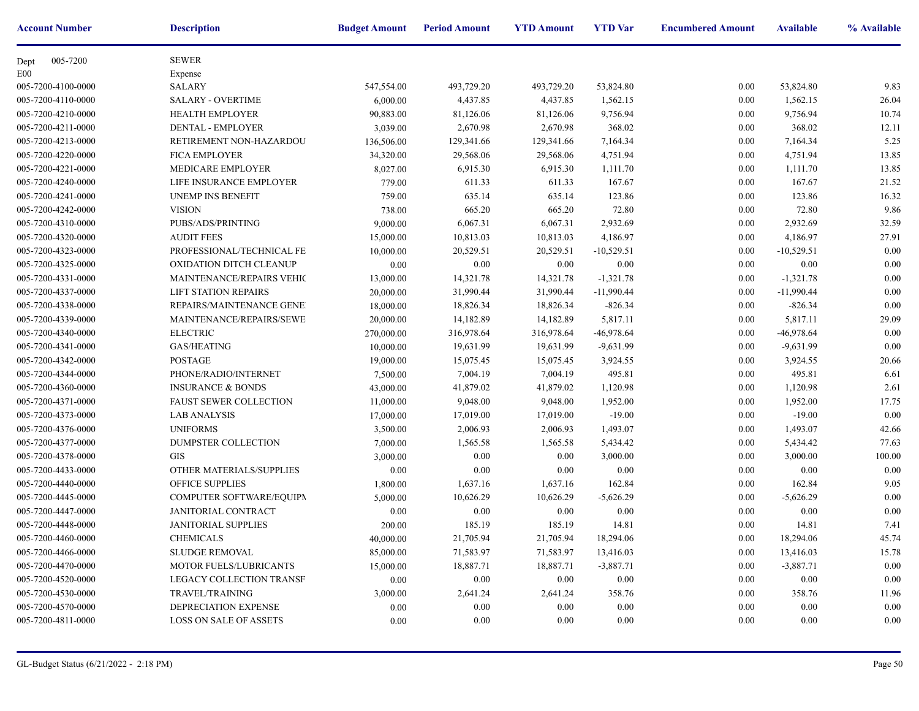| Account Number | Description | Budget Amount | Period Amount | YTD Amount | YTD Var | Encumbered Amount | Available | % Available |
|---|---|---|---|---|---|---|---|---|
| Dept 005-7200 | SEWER | | | | | | | |
| E00 | Expense | | | | | | | |
| 005-7200-4100-0000 | SALARY | 547,554.00 | 493,729.20 | 493,729.20 | 53,824.80 | 0.00 | 53,824.80 | 9.83 |
| 005-7200-4110-0000 | SALARY - OVERTIME | 6,000.00 | 4,437.85 | 4,437.85 | 1,562.15 | 0.00 | 1,562.15 | 26.04 |
| 005-7200-4210-0000 | HEALTH EMPLOYER | 90,883.00 | 81,126.06 | 81,126.06 | 9,756.94 | 0.00 | 9,756.94 | 10.74 |
| 005-7200-4211-0000 | DENTAL - EMPLOYER | 3,039.00 | 2,670.98 | 2,670.98 | 368.02 | 0.00 | 368.02 | 12.11 |
| 005-7200-4213-0000 | RETIREMENT NON-HAZARDOU | 136,506.00 | 129,341.66 | 129,341.66 | 7,164.34 | 0.00 | 7,164.34 | 5.25 |
| 005-7200-4220-0000 | FICA EMPLOYER | 34,320.00 | 29,568.06 | 29,568.06 | 4,751.94 | 0.00 | 4,751.94 | 13.85 |
| 005-7200-4221-0000 | MEDICARE EMPLOYER | 8,027.00 | 6,915.30 | 6,915.30 | 1,111.70 | 0.00 | 1,111.70 | 13.85 |
| 005-7200-4240-0000 | LIFE INSURANCE EMPLOYER | 779.00 | 611.33 | 611.33 | 167.67 | 0.00 | 167.67 | 21.52 |
| 005-7200-4241-0000 | UNEMP INS BENEFIT | 759.00 | 635.14 | 635.14 | 123.86 | 0.00 | 123.86 | 16.32 |
| 005-7200-4242-0000 | VISION | 738.00 | 665.20 | 665.20 | 72.80 | 0.00 | 72.80 | 9.86 |
| 005-7200-4310-0000 | PUBS/ADS/PRINTING | 9,000.00 | 6,067.31 | 6,067.31 | 2,932.69 | 0.00 | 2,932.69 | 32.59 |
| 005-7200-4320-0000 | AUDIT FEES | 15,000.00 | 10,813.03 | 10,813.03 | 4,186.97 | 0.00 | 4,186.97 | 27.91 |
| 005-7200-4323-0000 | PROFESSIONAL/TECHNICAL FE | 10,000.00 | 20,529.51 | 20,529.51 | -10,529.51 | 0.00 | -10,529.51 | 0.00 |
| 005-7200-4325-0000 | OXIDATION DITCH CLEANUP | 0.00 | 0.00 | 0.00 | 0.00 | 0.00 | 0.00 | 0.00 |
| 005-7200-4331-0000 | MAINTENANCE/REPAIRS VEHIC | 13,000.00 | 14,321.78 | 14,321.78 | -1,321.78 | 0.00 | -1,321.78 | 0.00 |
| 005-7200-4337-0000 | LIFT STATION REPAIRS | 20,000.00 | 31,990.44 | 31,990.44 | -11,990.44 | 0.00 | -11,990.44 | 0.00 |
| 005-7200-4338-0000 | REPAIRS/MAINTENANCE GENE | 18,000.00 | 18,826.34 | 18,826.34 | -826.34 | 0.00 | -826.34 | 0.00 |
| 005-7200-4339-0000 | MAINTENANCE/REPAIRS/SEWE | 20,000.00 | 14,182.89 | 14,182.89 | 5,817.11 | 0.00 | 5,817.11 | 29.09 |
| 005-7200-4340-0000 | ELECTRIC | 270,000.00 | 316,978.64 | 316,978.64 | -46,978.64 | 0.00 | -46,978.64 | 0.00 |
| 005-7200-4341-0000 | GAS/HEATING | 10,000.00 | 19,631.99 | 19,631.99 | -9,631.99 | 0.00 | -9,631.99 | 0.00 |
| 005-7200-4342-0000 | POSTAGE | 19,000.00 | 15,075.45 | 15,075.45 | 3,924.55 | 0.00 | 3,924.55 | 20.66 |
| 005-7200-4344-0000 | PHONE/RADIO/INTERNET | 7,500.00 | 7,004.19 | 7,004.19 | 495.81 | 0.00 | 495.81 | 6.61 |
| 005-7200-4360-0000 | INSURANCE & BONDS | 43,000.00 | 41,879.02 | 41,879.02 | 1,120.98 | 0.00 | 1,120.98 | 2.61 |
| 005-7200-4371-0000 | FAUST SEWER COLLECTION | 11,000.00 | 9,048.00 | 9,048.00 | 1,952.00 | 0.00 | 1,952.00 | 17.75 |
| 005-7200-4373-0000 | LAB ANALYSIS | 17,000.00 | 17,019.00 | 17,019.00 | -19.00 | 0.00 | -19.00 | 0.00 |
| 005-7200-4376-0000 | UNIFORMS | 3,500.00 | 2,006.93 | 2,006.93 | 1,493.07 | 0.00 | 1,493.07 | 42.66 |
| 005-7200-4377-0000 | DUMPSTER COLLECTION | 7,000.00 | 1,565.58 | 1,565.58 | 5,434.42 | 0.00 | 5,434.42 | 77.63 |
| 005-7200-4378-0000 | GIS | 3,000.00 | 0.00 | 0.00 | 3,000.00 | 0.00 | 3,000.00 | 100.00 |
| 005-7200-4433-0000 | OTHER MATERIALS/SUPPLIES | 0.00 | 0.00 | 0.00 | 0.00 | 0.00 | 0.00 | 0.00 |
| 005-7200-4440-0000 | OFFICE SUPPLIES | 1,800.00 | 1,637.16 | 1,637.16 | 162.84 | 0.00 | 162.84 | 9.05 |
| 005-7200-4445-0000 | COMPUTER SOFTWARE/EQUIPM | 5,000.00 | 10,626.29 | 10,626.29 | -5,626.29 | 0.00 | -5,626.29 | 0.00 |
| 005-7200-4447-0000 | JANITORIAL CONTRACT | 0.00 | 0.00 | 0.00 | 0.00 | 0.00 | 0.00 | 0.00 |
| 005-7200-4448-0000 | JANITORIAL SUPPLIES | 200.00 | 185.19 | 185.19 | 14.81 | 0.00 | 14.81 | 7.41 |
| 005-7200-4460-0000 | CHEMICALS | 40,000.00 | 21,705.94 | 21,705.94 | 18,294.06 | 0.00 | 18,294.06 | 45.74 |
| 005-7200-4466-0000 | SLUDGE REMOVAL | 85,000.00 | 71,583.97 | 71,583.97 | 13,416.03 | 0.00 | 13,416.03 | 15.78 |
| 005-7200-4470-0000 | MOTOR FUELS/LUBRICANTS | 15,000.00 | 18,887.71 | 18,887.71 | -3,887.71 | 0.00 | -3,887.71 | 0.00 |
| 005-7200-4520-0000 | LEGACY COLLECTION TRANSF | 0.00 | 0.00 | 0.00 | 0.00 | 0.00 | 0.00 | 0.00 |
| 005-7200-4530-0000 | TRAVEL/TRAINING | 3,000.00 | 2,641.24 | 2,641.24 | 358.76 | 0.00 | 358.76 | 11.96 |
| 005-7200-4570-0000 | DEPRECIATION EXPENSE | 0.00 | 0.00 | 0.00 | 0.00 | 0.00 | 0.00 | 0.00 |
| 005-7200-4811-0000 | LOSS ON SALE OF ASSETS | 0.00 | 0.00 | 0.00 | 0.00 | 0.00 | 0.00 | 0.00 |

GL-Budget Status (6/21/2022 - 2:18 PM)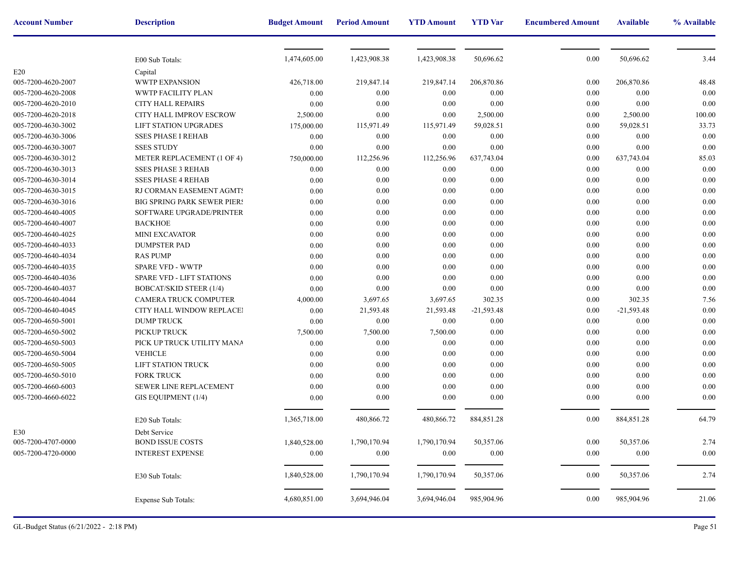| Account Number | Description | Budget Amount | Period Amount | YTD Amount | YTD Var | Encumbered Amount | Available | % Available |
|---|---|---|---|---|---|---|---|---|
| | E00 Sub Totals: | 1,474,605.00 | 1,423,908.38 | 1,423,908.38 | 50,696.62 | 0.00 | 50,696.62 | 3.44 |
| E20 | Capital | | | | | | | |
| 005-7200-4620-2007 | WWTP EXPANSION | 426,718.00 | 219,847.14 | 219,847.14 | 206,870.86 | 0.00 | 206,870.86 | 48.48 |
| 005-7200-4620-2008 | WWTP FACILITY PLAN | 0.00 | 0.00 | 0.00 | 0.00 | 0.00 | 0.00 | 0.00 |
| 005-7200-4620-2010 | CITY HALL REPAIRS | 0.00 | 0.00 | 0.00 | 0.00 | 0.00 | 0.00 | 0.00 |
| 005-7200-4620-2018 | CITY HALL IMPROV ESCROW | 2,500.00 | 0.00 | 0.00 | 2,500.00 | 0.00 | 2,500.00 | 100.00 |
| 005-7200-4630-3002 | LIFT STATION UPGRADES | 175,000.00 | 115,971.49 | 115,971.49 | 59,028.51 | 0.00 | 59,028.51 | 33.73 |
| 005-7200-4630-3006 | SSES PHASE I REHAB | 0.00 | 0.00 | 0.00 | 0.00 | 0.00 | 0.00 | 0.00 |
| 005-7200-4630-3007 | SSES STUDY | 0.00 | 0.00 | 0.00 | 0.00 | 0.00 | 0.00 | 0.00 |
| 005-7200-4630-3012 | METER REPLACEMENT (1 OF 4) | 750,000.00 | 112,256.96 | 112,256.96 | 637,743.04 | 0.00 | 637,743.04 | 85.03 |
| 005-7200-4630-3013 | SSES PHASE 3 REHAB | 0.00 | 0.00 | 0.00 | 0.00 | 0.00 | 0.00 | 0.00 |
| 005-7200-4630-3014 | SSES PHASE 4 REHAB | 0.00 | 0.00 | 0.00 | 0.00 | 0.00 | 0.00 | 0.00 |
| 005-7200-4630-3015 | RJ CORMAN EASEMENT AGMTS | 0.00 | 0.00 | 0.00 | 0.00 | 0.00 | 0.00 | 0.00 |
| 005-7200-4630-3016 | BIG SPRING PARK SEWER PIERS | 0.00 | 0.00 | 0.00 | 0.00 | 0.00 | 0.00 | 0.00 |
| 005-7200-4640-4005 | SOFTWARE UPGRADE/PRINTER | 0.00 | 0.00 | 0.00 | 0.00 | 0.00 | 0.00 | 0.00 |
| 005-7200-4640-4007 | BACKHOE | 0.00 | 0.00 | 0.00 | 0.00 | 0.00 | 0.00 | 0.00 |
| 005-7200-4640-4025 | MINI EXCAVATOR | 0.00 | 0.00 | 0.00 | 0.00 | 0.00 | 0.00 | 0.00 |
| 005-7200-4640-4033 | DUMPSTER PAD | 0.00 | 0.00 | 0.00 | 0.00 | 0.00 | 0.00 | 0.00 |
| 005-7200-4640-4034 | RAS PUMP | 0.00 | 0.00 | 0.00 | 0.00 | 0.00 | 0.00 | 0.00 |
| 005-7200-4640-4035 | SPARE VFD - WWTP | 0.00 | 0.00 | 0.00 | 0.00 | 0.00 | 0.00 | 0.00 |
| 005-7200-4640-4036 | SPARE VFD - LIFT STATIONS | 0.00 | 0.00 | 0.00 | 0.00 | 0.00 | 0.00 | 0.00 |
| 005-7200-4640-4037 | BOBCAT/SKID STEER (1/4) | 0.00 | 0.00 | 0.00 | 0.00 | 0.00 | 0.00 | 0.00 |
| 005-7200-4640-4044 | CAMERA TRUCK COMPUTER | 4,000.00 | 3,697.65 | 3,697.65 | 302.35 | 0.00 | 302.35 | 7.56 |
| 005-7200-4640-4045 | CITY HALL WINDOW REPLACEI | 0.00 | 21,593.48 | 21,593.48 | -21,593.48 | 0.00 | -21,593.48 | 0.00 |
| 005-7200-4650-5001 | DUMP TRUCK | 0.00 | 0.00 | 0.00 | 0.00 | 0.00 | 0.00 | 0.00 |
| 005-7200-4650-5002 | PICKUP TRUCK | 7,500.00 | 7,500.00 | 7,500.00 | 0.00 | 0.00 | 0.00 | 0.00 |
| 005-7200-4650-5003 | PICK UP TRUCK UTILITY MANA | 0.00 | 0.00 | 0.00 | 0.00 | 0.00 | 0.00 | 0.00 |
| 005-7200-4650-5004 | VEHICLE | 0.00 | 0.00 | 0.00 | 0.00 | 0.00 | 0.00 | 0.00 |
| 005-7200-4650-5005 | LIFT STATION TRUCK | 0.00 | 0.00 | 0.00 | 0.00 | 0.00 | 0.00 | 0.00 |
| 005-7200-4650-5010 | FORK TRUCK | 0.00 | 0.00 | 0.00 | 0.00 | 0.00 | 0.00 | 0.00 |
| 005-7200-4660-6003 | SEWER LINE REPLACEMENT | 0.00 | 0.00 | 0.00 | 0.00 | 0.00 | 0.00 | 0.00 |
| 005-7200-4660-6022 | GIS EQUIPMENT (1/4) | 0.00 | 0.00 | 0.00 | 0.00 | 0.00 | 0.00 | 0.00 |
| | E20 Sub Totals: | 1,365,718.00 | 480,866.72 | 480,866.72 | 884,851.28 | 0.00 | 884,851.28 | 64.79 |
| E30 | Debt Service | | | | | | | |
| 005-7200-4707-0000 | BOND ISSUE COSTS | 1,840,528.00 | 1,790,170.94 | 1,790,170.94 | 50,357.06 | 0.00 | 50,357.06 | 2.74 |
| 005-7200-4720-0000 | INTEREST EXPENSE | 0.00 | 0.00 | 0.00 | 0.00 | 0.00 | 0.00 | 0.00 |
| | E30 Sub Totals: | 1,840,528.00 | 1,790,170.94 | 1,790,170.94 | 50,357.06 | 0.00 | 50,357.06 | 2.74 |
| | Expense Sub Totals: | 4,680,851.00 | 3,694,946.04 | 3,694,946.04 | 985,904.96 | 0.00 | 985,904.96 | 21.06 |

GL-Budget Status (6/21/2022 - 2:18 PM)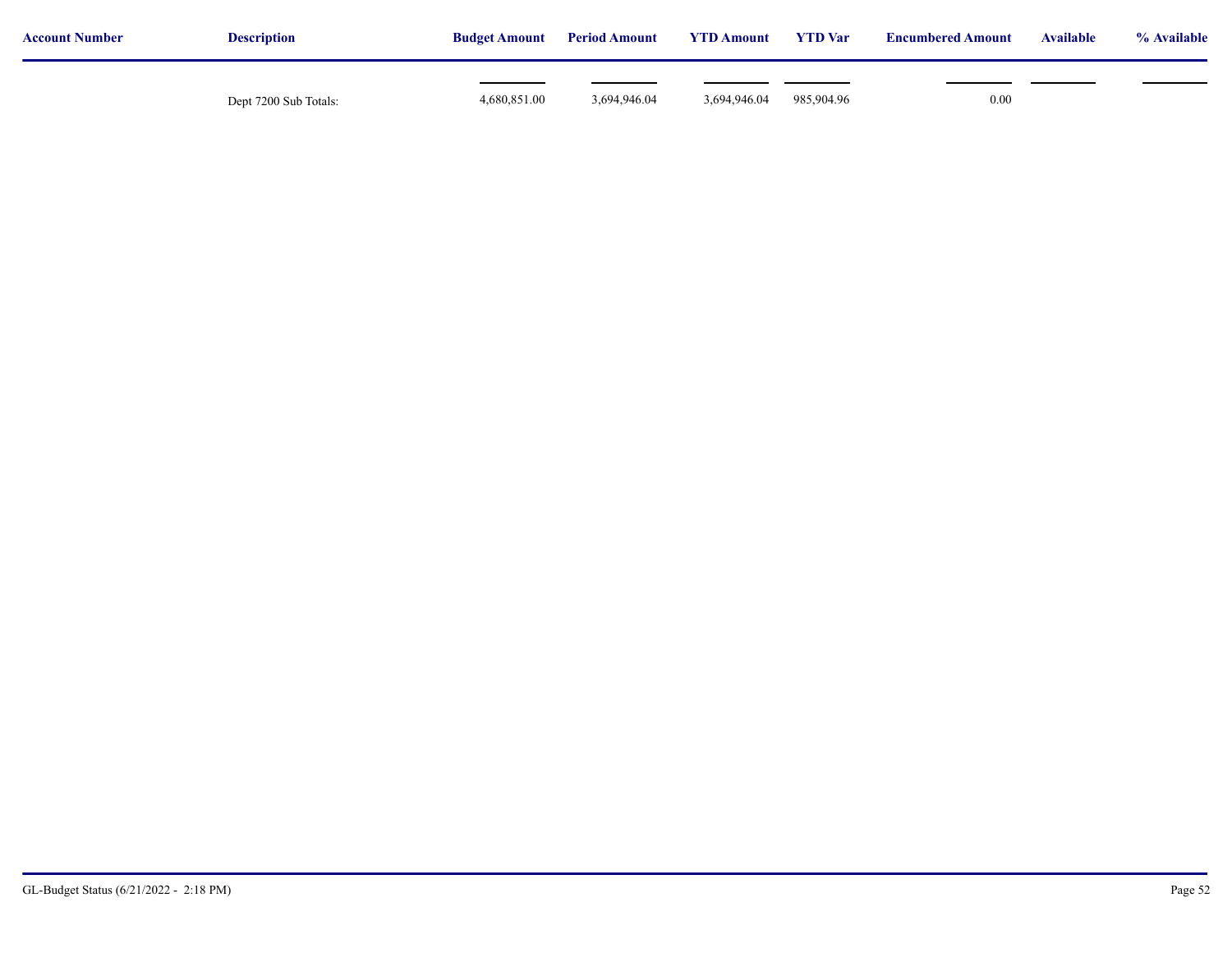| Account Number | Description | Budget Amount | Period Amount | YTD Amount | YTD Var | Encumbered Amount | Available | % Available |
|---|---|---|---|---|---|---|---|---|
| | Dept 7200 Sub Totals: | 4,680,851.00 | 3,694,946.04 | 3,694,946.04 | 985,904.96 | 0.00 | | |

GL-Budget Status (6/21/2022 - 2:18 PM)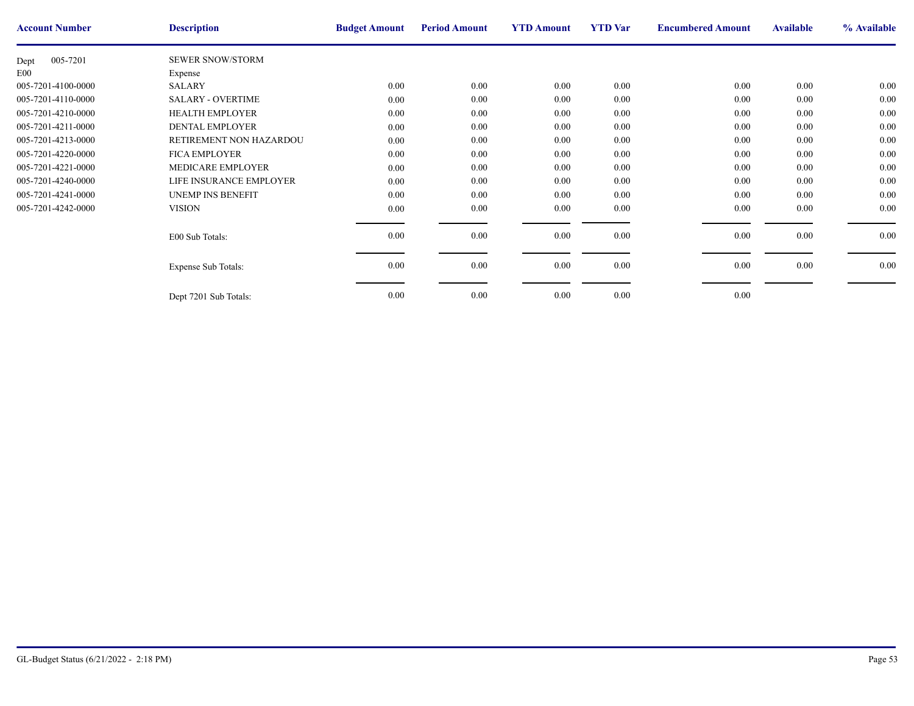| Account Number | Description | Budget Amount | Period Amount | YTD Amount | YTD Var | Encumbered Amount | Available | % Available |
|---|---|---|---|---|---|---|---|---|
| Dept 005-7201 | SEWER SNOW/STORM | | | | | | | |
| E00 | Expense | | | | | | | |
| 005-7201-4100-0000 | SALARY | 0.00 | 0.00 | 0.00 | 0.00 | 0.00 | 0.00 | 0.00 |
| 005-7201-4110-0000 | SALARY - OVERTIME | 0.00 | 0.00 | 0.00 | 0.00 | 0.00 | 0.00 | 0.00 |
| 005-7201-4210-0000 | HEALTH EMPLOYER | 0.00 | 0.00 | 0.00 | 0.00 | 0.00 | 0.00 | 0.00 |
| 005-7201-4211-0000 | DENTAL EMPLOYER | 0.00 | 0.00 | 0.00 | 0.00 | 0.00 | 0.00 | 0.00 |
| 005-7201-4213-0000 | RETIREMENT NON HAZARDOU | 0.00 | 0.00 | 0.00 | 0.00 | 0.00 | 0.00 | 0.00 |
| 005-7201-4220-0000 | FICA EMPLOYER | 0.00 | 0.00 | 0.00 | 0.00 | 0.00 | 0.00 | 0.00 |
| 005-7201-4221-0000 | MEDICARE EMPLOYER | 0.00 | 0.00 | 0.00 | 0.00 | 0.00 | 0.00 | 0.00 |
| 005-7201-4240-0000 | LIFE INSURANCE EMPLOYER | 0.00 | 0.00 | 0.00 | 0.00 | 0.00 | 0.00 | 0.00 |
| 005-7201-4241-0000 | UNEMP INS BENEFIT | 0.00 | 0.00 | 0.00 | 0.00 | 0.00 | 0.00 | 0.00 |
| 005-7201-4242-0000 | VISION | 0.00 | 0.00 | 0.00 | 0.00 | 0.00 | 0.00 | 0.00 |
| | E00 Sub Totals: | 0.00 | 0.00 | 0.00 | 0.00 | 0.00 | 0.00 | 0.00 |
| | Expense Sub Totals: | 0.00 | 0.00 | 0.00 | 0.00 | 0.00 | 0.00 | 0.00 |
| | Dept 7201 Sub Totals: | 0.00 | 0.00 | 0.00 | 0.00 | 0.00 | | |

GL-Budget Status (6/21/2022 - 2:18 PM)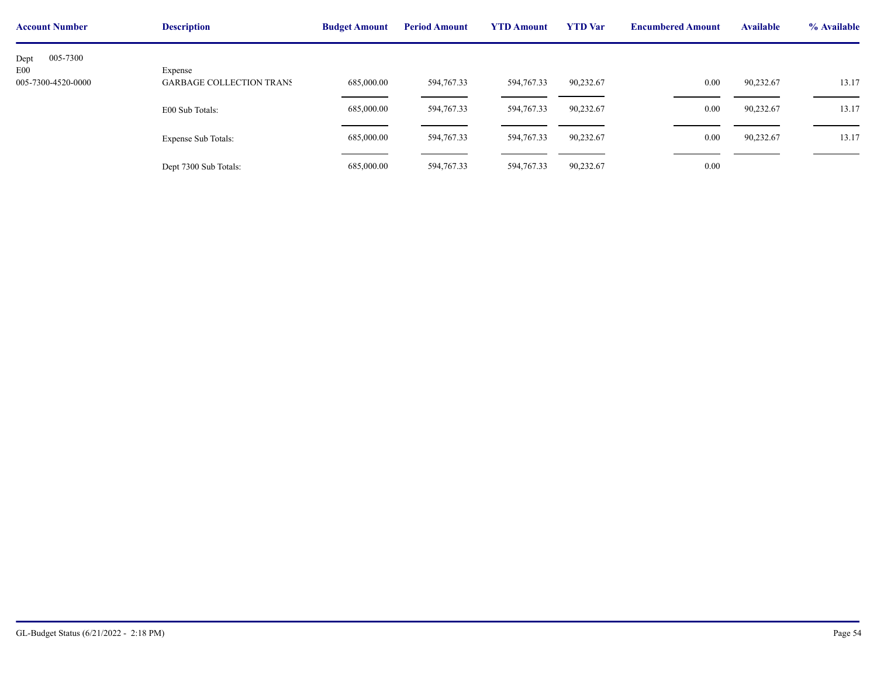| Account Number | Description | Budget Amount | Period Amount | YTD Amount | YTD Var | Encumbered Amount | Available | % Available |
|---|---|---|---|---|---|---|---|---|
| Dept 005-7300 | | | | | | | | |
| E00 | Expense | | | | | | | |
| 005-7300-4520-0000 | GARBAGE COLLECTION TRANS | 685,000.00 | 594,767.33 | 594,767.33 | 90,232.67 | 0.00 | 90,232.67 | 13.17 |
| | E00 Sub Totals: | 685,000.00 | 594,767.33 | 594,767.33 | 90,232.67 | 0.00 | 90,232.67 | 13.17 |
| | Expense Sub Totals: | 685,000.00 | 594,767.33 | 594,767.33 | 90,232.67 | 0.00 | 90,232.67 | 13.17 |
| | Dept 7300 Sub Totals: | 685,000.00 | 594,767.33 | 594,767.33 | 90,232.67 | 0.00 | | |

GL-Budget Status (6/21/2022 - 2:18 PM)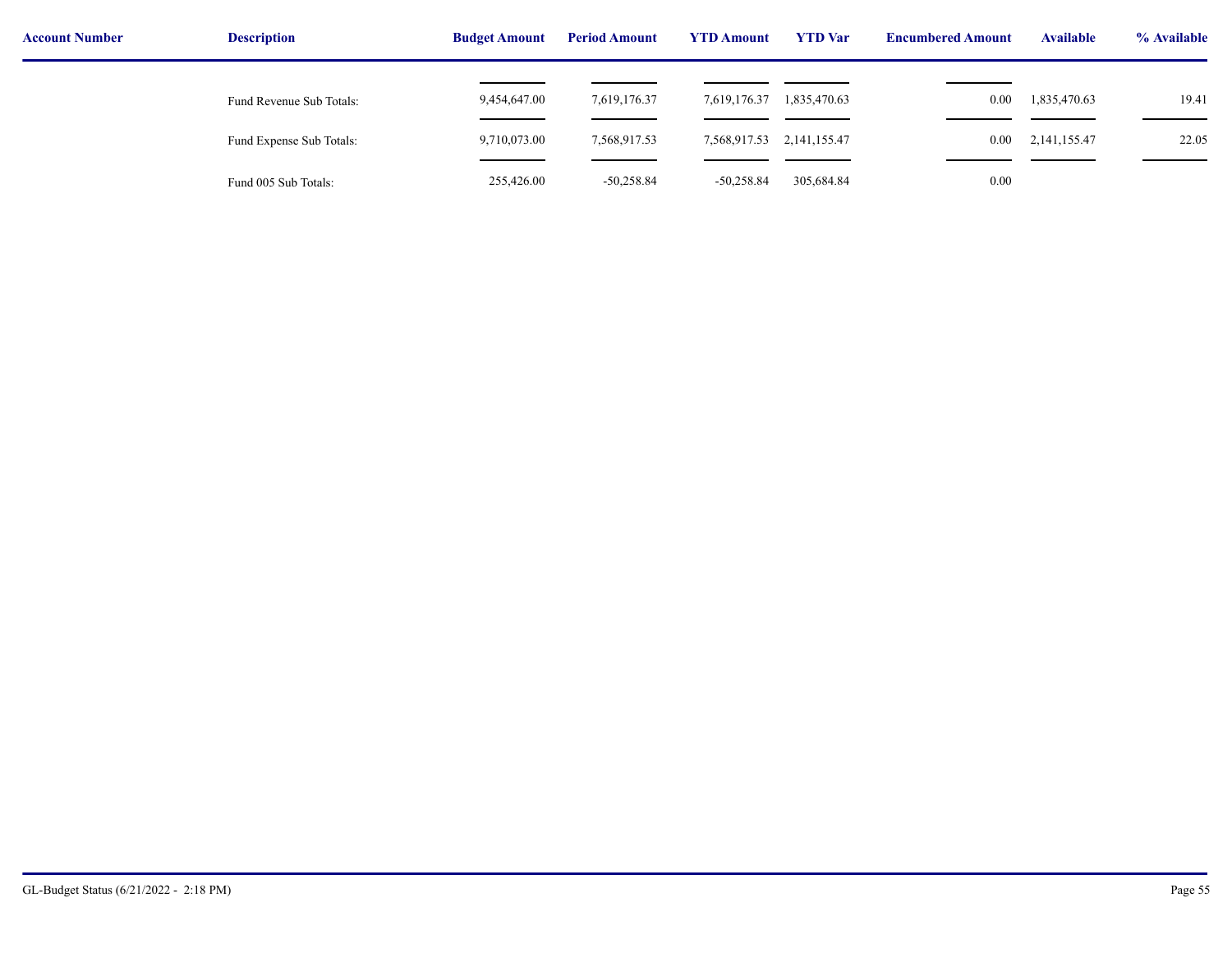| Account Number | Description | Budget Amount | Period Amount | YTD Amount | YTD Var | Encumbered Amount | Available | % Available |
|---|---|---|---|---|---|---|---|---|
| | Fund Revenue Sub Totals: | 9,454,647.00 | 7,619,176.37 | 7,619,176.37 | 1,835,470.63 | 0.00 | 1,835,470.63 | 19.41 |
| | Fund Expense Sub Totals: | 9,710,073.00 | 7,568,917.53 | 7,568,917.53 | 2,141,155.47 | 0.00 | 2,141,155.47 | 22.05 |
| | Fund 005 Sub Totals: | 255,426.00 | -50,258.84 | -50,258.84 | 305,684.84 | 0.00 | | |

GL-Budget Status (6/21/2022 - 2:18 PM)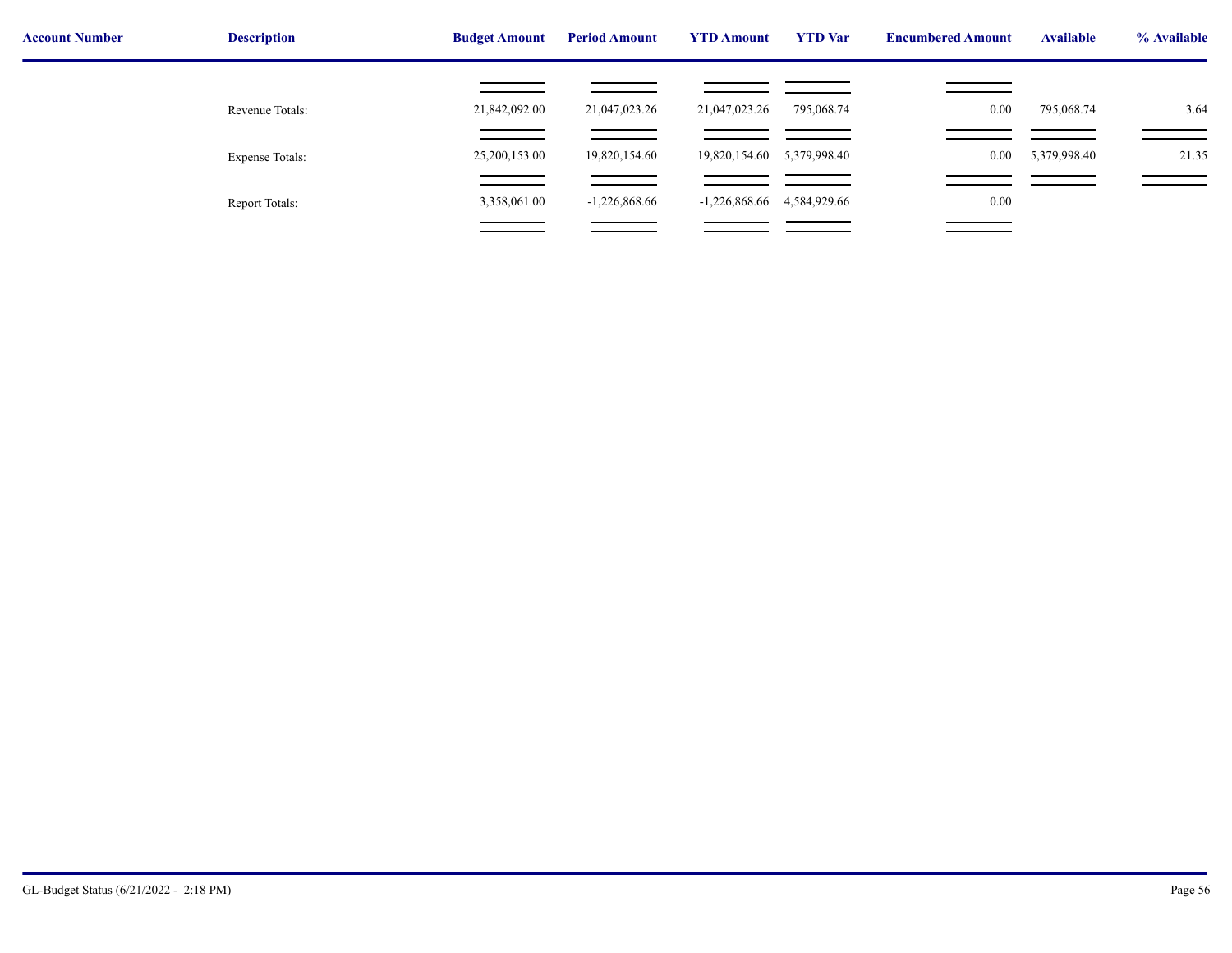| Account Number | Description | Budget Amount | Period Amount | YTD Amount | YTD Var | Encumbered Amount | Available | % Available |
|---|---|---|---|---|---|---|---|---|
| | Revenue Totals: | 21,842,092.00 | 21,047,023.26 | 21,047,023.26 | 795,068.74 | 0.00 | 795,068.74 | 3.64 |
| | Expense Totals: | 25,200,153.00 | 19,820,154.60 | 19,820,154.60 | 5,379,998.40 | 0.00 | 5,379,998.40 | 21.35 |
| | Report Totals: | 3,358,061.00 | -1,226,868.66 | -1,226,868.66 | 4,584,929.66 | 0.00 | | |

GL-Budget Status (6/21/2022 - 2:18 PM)